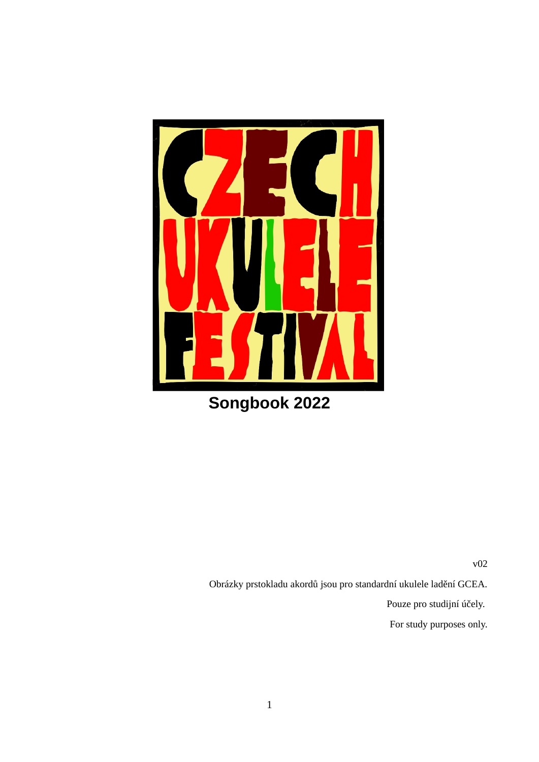# CZECH UKULELE FESTIVAL

## Songbook 2022

v02

Obrázky prstokladu akordů jsou pro standardní ukulele ladění GCEA.

Pouze pro studijní účely.

For study purposes only.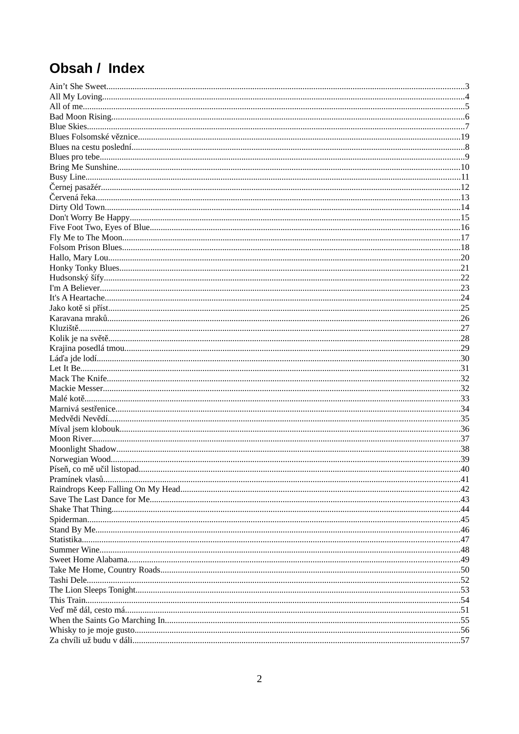# Obsah / Index

Ain't She Sweet....................................................3
All My Loving....................................................4
All of me....................................................5
Bad Moon Rising....................................................6
Blue Skies....................................................7
Blues Folsomské věznice....................................................19
Blues na cestu poslední....................................................8
Blues pro tebe....................................................9
Bring Me Sunshine....................................................10
Busy Line....................................................11
Černej pasažér....................................................12
Červená řeka....................................................13
Dirty Old Town....................................................14
Don't Worry Be Happy....................................................15
Five Foot Two, Eyes of Blue....................................................16
Fly Me to The Moon....................................................17
Folsom Prison Blues....................................................18
Hallo, Mary Lou....................................................20
Honky Tonky Blues....................................................21
Hudsonský šífy....................................................22
I'm A Believer....................................................23
It's A Heartache....................................................24
Jako kotě si příst....................................................25
Karavana mraků....................................................26
Kluziště....................................................27
Kolik je na světě....................................................28
Krajina posedlá tmou....................................................29
Láďa jde lodí....................................................30
Let It Be....................................................31
Mack The Knife....................................................32
Mackie Messer....................................................32
Malé kotě....................................................33
Marnivá sestřenice....................................................34
Medvědi Nevědí....................................................35
Míval jsem klobouk....................................................36
Moon River....................................................37
Moonlight Shadow....................................................38
Norwegian Wood....................................................39
Píseň, co mě učil listopad....................................................40
Pramínek vlasů....................................................41
Raindrops Keep Falling On My Head....................................................42
Save The Last Dance for Me....................................................43
Shake That Thing....................................................44
Spiderman....................................................45
Stand By Me....................................................46
Statistika....................................................47
Summer Wine....................................................48
Sweet Home Alabama....................................................49
Take Me Home, Country Roads....................................................50
Tashi Dele....................................................52
The Lion Sleeps Tonight....................................................53
This Train....................................................54
Veď mě dál, cesto má....................................................51
When the Saints Go Marching In....................................................55
Whisky to je moje gusto....................................................56
Za chvíli už budu v dáli....................................................57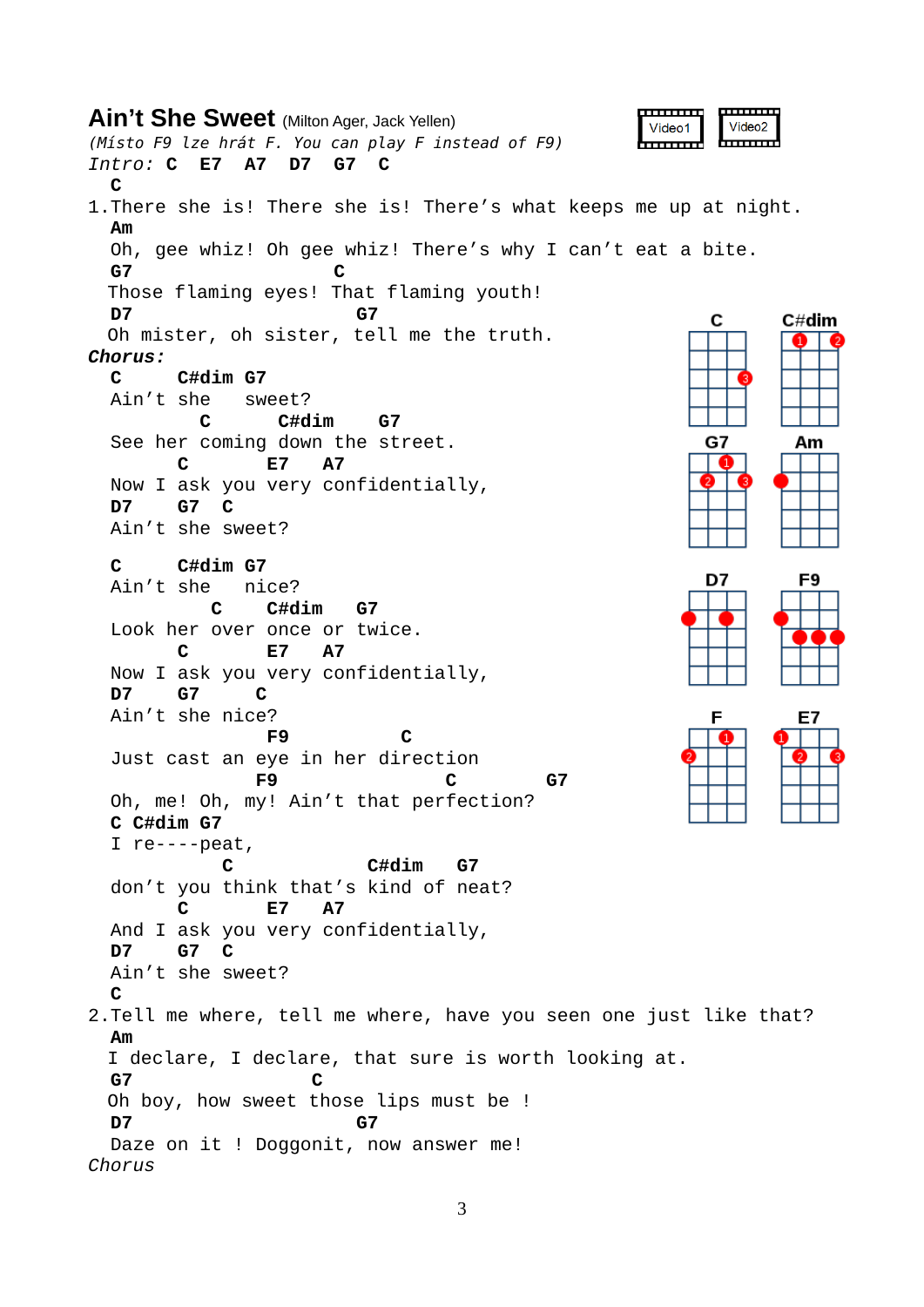# Ain't She Sweet (Milton Ager, Jack Yellen)

*(Místo F9 lze hrát F. You can play F instead of F9)*

```
Intro: C   E7   A7   D7   G7   C
  C
1.There she is! There she is! There's what keeps me up at night.
  Am
  Oh, gee whiz! Oh gee whiz! There's why I can't eat a bite.
  G7                  C
  Those flaming eyes! That flaming youth!
  D7                      G7
  Oh mister, oh sister, tell me the truth.
Chorus:
  C     C#dim G7
  Ain't she    sweet?
          C      C#dim    G7
  See her coming down the street.
        C       E7    A7
  Now I ask you very confidentially,
  D7    G7  C
  Ain't she sweet?

  C     C#dim G7
  Ain't she    nice?
           C     C#dim    G7
  Look her over once or twice.
        C       E7    A7
  Now I ask you very confidentially,
  D7    G7     C
  Ain't she nice?
              F9          C
  Just cast an eye in her direction
             F9              C        G7
  Oh, me! Oh, my! Ain't that perfection?
  C C#dim G7
  I re----peat,
           C            C#dim   G7
  don't you think that's kind of neat?
        C       E7    A7
  And I ask you very confidentially,
  D7    G7  C
  Ain't she sweet?
  C
2.Tell me where, tell me where, have you seen one just like that?
  Am
  I declare, I declare, that sure is worth looking at.
  G7                 C
  Oh boy, how sweet those lips must be !
  D7                      G7
  Daze on it ! Doggonit, now answer me!
Chorus
```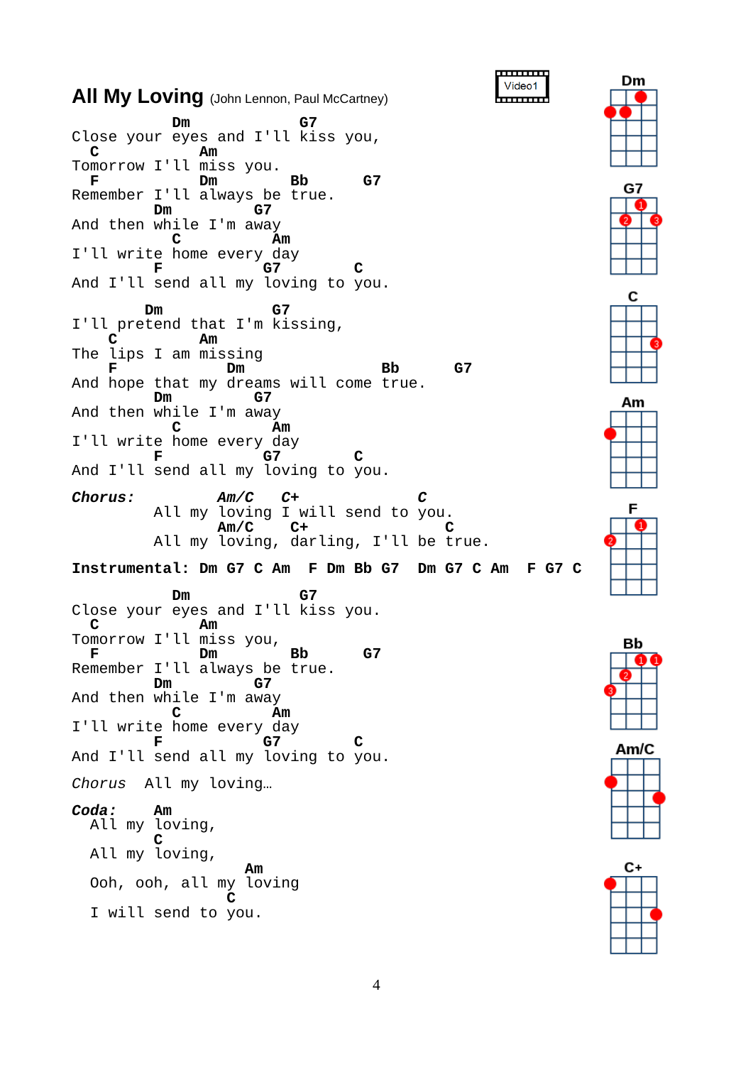# All My Loving (John Lennon, Paul McCartney)

Video1

```
           Dm             G7
Close your eyes and I'll kiss you,
 C           Am
Tomorrow I'll miss you.
 F           Dm       Bb      G7
Remember I'll always be true.
         Dm        G7
And then while I'm away
          C          Am
I'll write home every day
         F         G7       C
And I'll send all my loving to you.

        Dm           G7
I'll pretend that I'm kissing,
    C        Am
The lips I am missing
    F           Dm               Bb      G7
And hope that my dreams will come true.
         Dm        G7
And then while I'm away
          C          Am
I'll write home every day
         F         G7       C
And I'll send all my loving to you.
```

```
Chorus:          Am/C   C+               C
         All my loving I will send to you.
                 Am/C     C+              C
         All my loving, darling, I'll be true.
```

**Instrumental: Dm G7 C Am  F Dm Bb G7  Dm G7 C Am  F G7 C**

```
           Dm             G7
Close your eyes and I'll kiss you.
 C           Am
Tomorrow I'll miss you,
 F           Dm       Bb      G7
Remember I'll always be true.
         Dm        G7
And then while I'm away
          C          Am
I'll write home every day
         F         G7       C
And I'll send all my loving to you.
```

*Chorus* All my loving…

```
Coda:    Am
  All my loving,
         C
  All my loving,
                   Am
  Ooh, ooh, all my loving
                C
  I will send to you.
```

Dm G7 C Am F Bb Am/C C+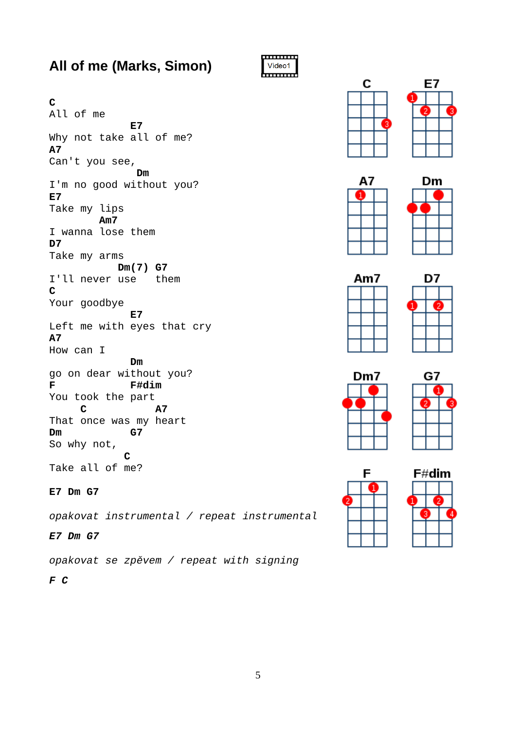# All of me (Marks, Simon)

Video1

```
C
All of me
                 E7
Why not take all of me?
A7
Can't you see,
                  Dm
I'm no good without you?
E7
Take my lips
        Am7
I wanna lose them
D7
Take my arms
           Dm(7) G7
I'll never use    them
C
Your goodbye
                 E7
Left me with eyes that cry
A7
How can I
                 Dm
go on dear without you?
F                F#dim
You took the part
     C              A7
That once was my heart
Dm               G7
So why not,
            C
Take all of me?
```

**E7 Dm G7**

*opakovat instrumental / repeat instrumental*

***E7 Dm G7***

*opakovat se zpěvem / repeat with signing*

***F C***

C, E7, A7, Dm, Am7, D7, Dm7, G7, F, F#dim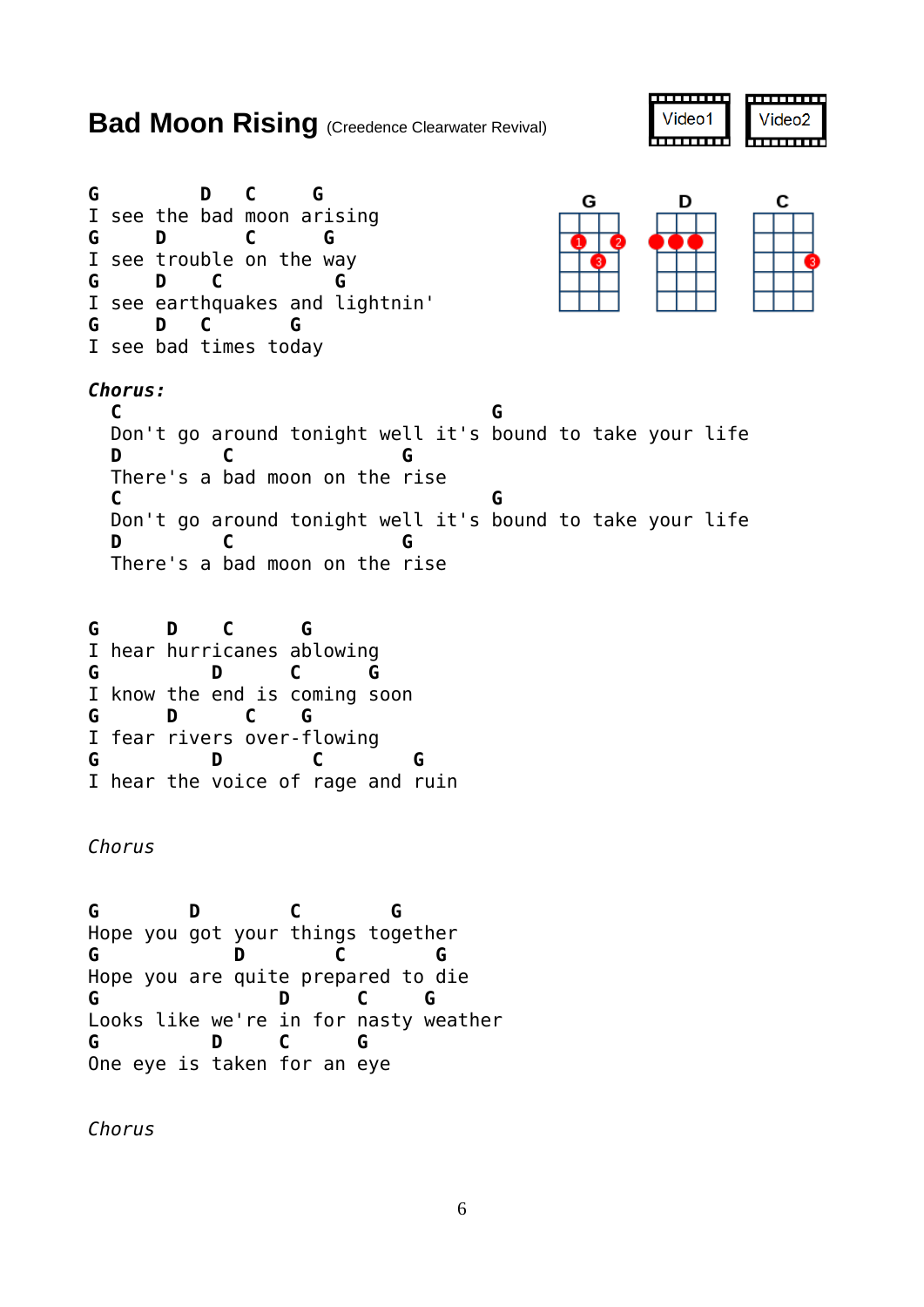# Bad Moon Rising (Creedence Clearwater Revival)

Video1 Video2

```
G          D    C     G
I see the bad moon arising
G     D       C      G
I see trouble on the way
G     D    C          G
I see earthquakes and lightnin'
G     D   C       G
I see bad times today
```

***Chorus:***

```
  C                                  G
  Don't go around tonight well it's bound to take your life
  D         C               G
  There's a bad moon on the rise
  C                                  G
  Don't go around tonight well it's bound to take your life
  D         C               G
  There's a bad moon on the rise
```

```
G      D    C      G
I hear hurricanes ablowing
G          D      C      G
I know the end is coming soon
G      D      C    G
I fear rivers over-flowing
G          D        C        G
I hear the voice of rage and ruin
```

*Chorus*

```
G        D        C        G
Hope you got your things together
G            D        C        G
Hope you are quite prepared to die
G                D      C     G
Looks like we're in for nasty weather
G          D     C      G
One eye is taken for an eye
```

*Chorus*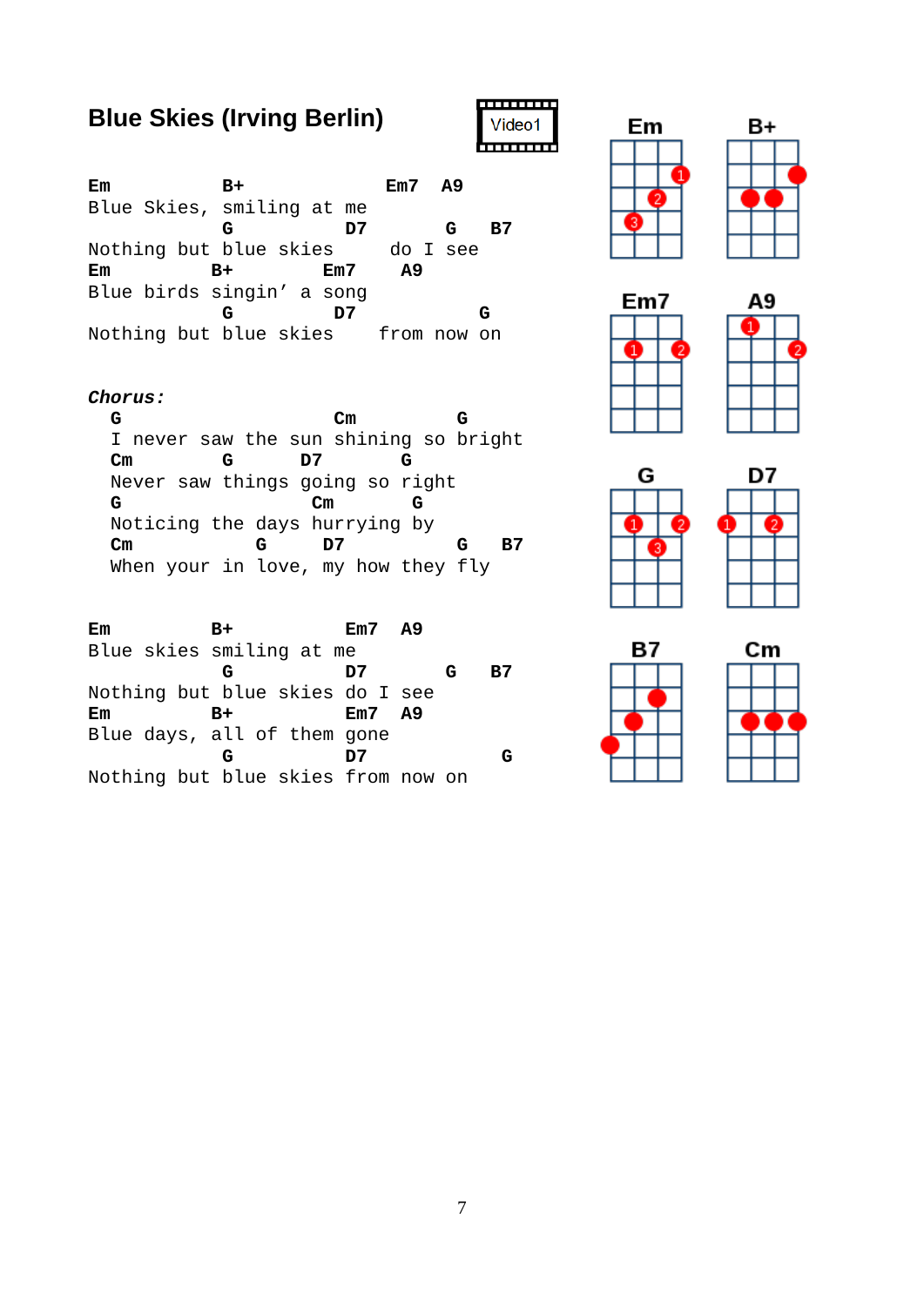# Blue Skies (Irving Berlin)

Video1

```
Em          B+             Em7  A9
Blue Skies, smiling at me
          G          D7       G    B7
Nothing but blue skies    do I see
Em         B+        Em7    A9
Blue birds singin' a song
          G          D7         G
Nothing but blue skies    from now on
```

***Chorus:***

```
  G                    Cm         G
  I never saw the sun shining so bright
  Cm        G     D7      G
  Never saw things going so right
  G                  Cm       G
  Noticing the days hurrying by
  Cm            G      D7          G    B7
  When your in love, my how they fly
```

```
Em         B+          Em7  A9
Blue skies smiling at me
          G          D7       G    B7
Nothing but blue skies do I see
Em         B+          Em7  A9
Blue days, all of them gone
          G          D7             G
Nothing but blue skies from now on
```

Em B+ Em7 A9 G D7 B7 Cm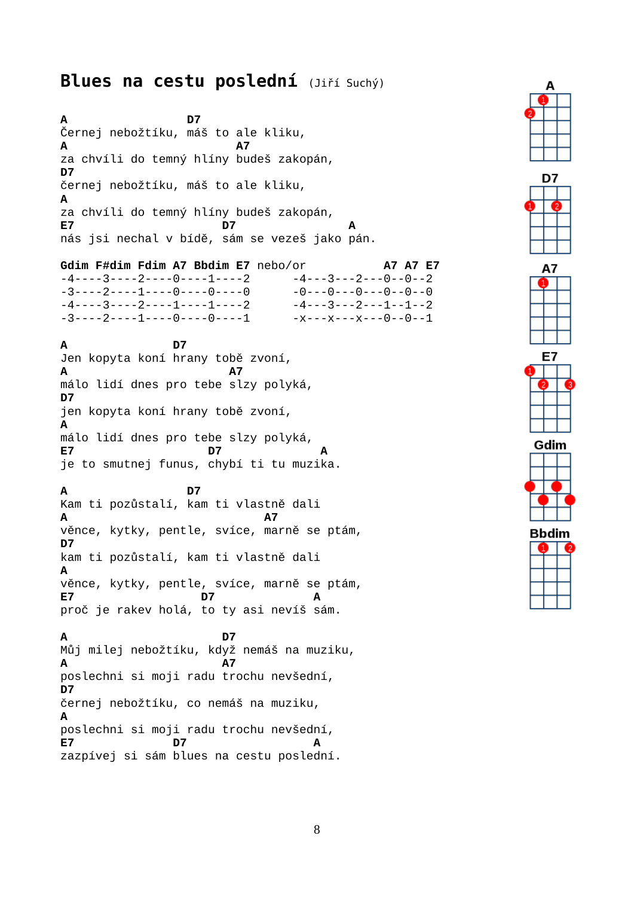# Blues na cestu poslední (Jiří Suchý)

```
A                 D7
Černej nebožtíku, máš to ale kliku,
A                           A7
za chvíli do temný hlíny budeš zakopán,
D7
černej nebožtíku, máš to ale kliku,
A
za chvíli do temný hlíny budeš zakopán,
E7                      D7                A
nás jsi nechal v bídě, sám se vezeš jako pán.

Gdim F#dim Fdim A7 Bbdim E7 nebo/or          A7 A7 E7
-4----3----2----0----1----2      -4---3---2---0--0--2
-3----2----1----0----0----0      -0---0---0---0--0--0
-4----3----2----1----1----2      -4---3---2---1--1--2
-3----2----1----0----0----1      -x---x---x---0--0--1

A              D7
Jen kopyta koní hrany tobě zvoní,
A                       A7
málo lidí dnes pro tebe slzy polyká,
D7
jen kopyta koní hrany tobě zvoní,
A
málo lidí dnes pro tebe slzy polyká,
E7                  D7             A
je to smutnej funus, chybí ti tu muzika.

A                 D7
Kam ti pozůstalí, kam ti vlastně dali
A                                A7
věnce, kytky, pentle, svíce, marně se ptám,
D7
kam ti pozůstalí, kam ti vlastně dali
A
věnce, kytky, pentle, svíce, marně se ptám,
E7                 D7              A
proč je rakev holá, to ty asi nevíš sám.

A                       D7
Můj milej nebožtíku, když nemáš na muziku,
A                       A7
poslechni si moji radu trochu nevšední,
D7
černej nebožtíku, co nemáš na muziku,
A
poslechni si moji radu trochu nevšední,
E7              D7                 A
zazpívej si sám blues na cestu poslední.
```

A, D7, A7, E7, Gdim, Bbdim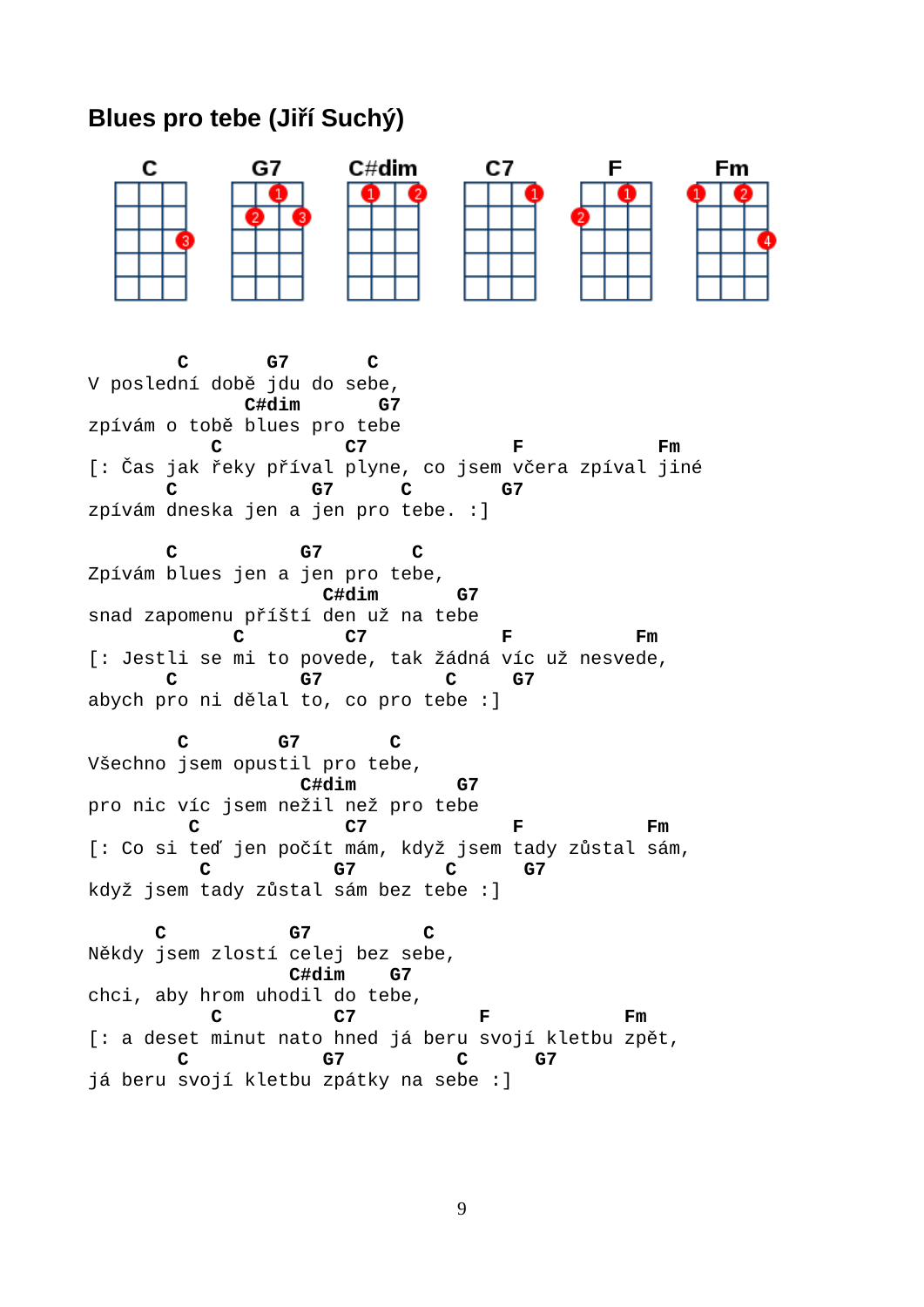## Blues pro tebe (Jiří Suchý)

C G7 C#dim C7 F Fm

```
        C       G7       C
V poslední době jdu do sebe,
              C#dim      G7
zpívám o tobě blues pro tebe
           C         C7            F            Fm
[: Čas jak řeky příval plyne, co jsem včera zpíval jiné
       C           G7      C        G7
zpívám dneska jen a jen pro tebe. :]

       C          G7        C
Zpívám blues jen a jen pro tebe,
                     C#dim       G7
snad zapomenu příští den už na tebe
             C          C7           F           Fm
[: Jestli se mi to povede, tak žádná víc už nesvede,
       C          G7          C     G7
abych pro ni dělal to, co pro tebe :]

        C       G7        C
Všechno jsem opustil pro tebe,
                   C#dim        G7
pro nic víc jsem nežil než pro tebe
         C             C7            F          Fm
[: Co si teď jen počít mám, když jsem tady zůstal sám,
          C          G7         C     G7
když jsem tady zůstal sám bez tebe :]

      C          G7        C
Někdy jsem zlostí celej bez sebe,
                  C#dim    G7
chci, aby hrom uhodil do tebe,
           C          C7         F            Fm
[: a deset minut nato hned já beru svojí kletbu zpět,
        C          G7          C      G7
já beru svojí kletbu zpátky na sebe :]
```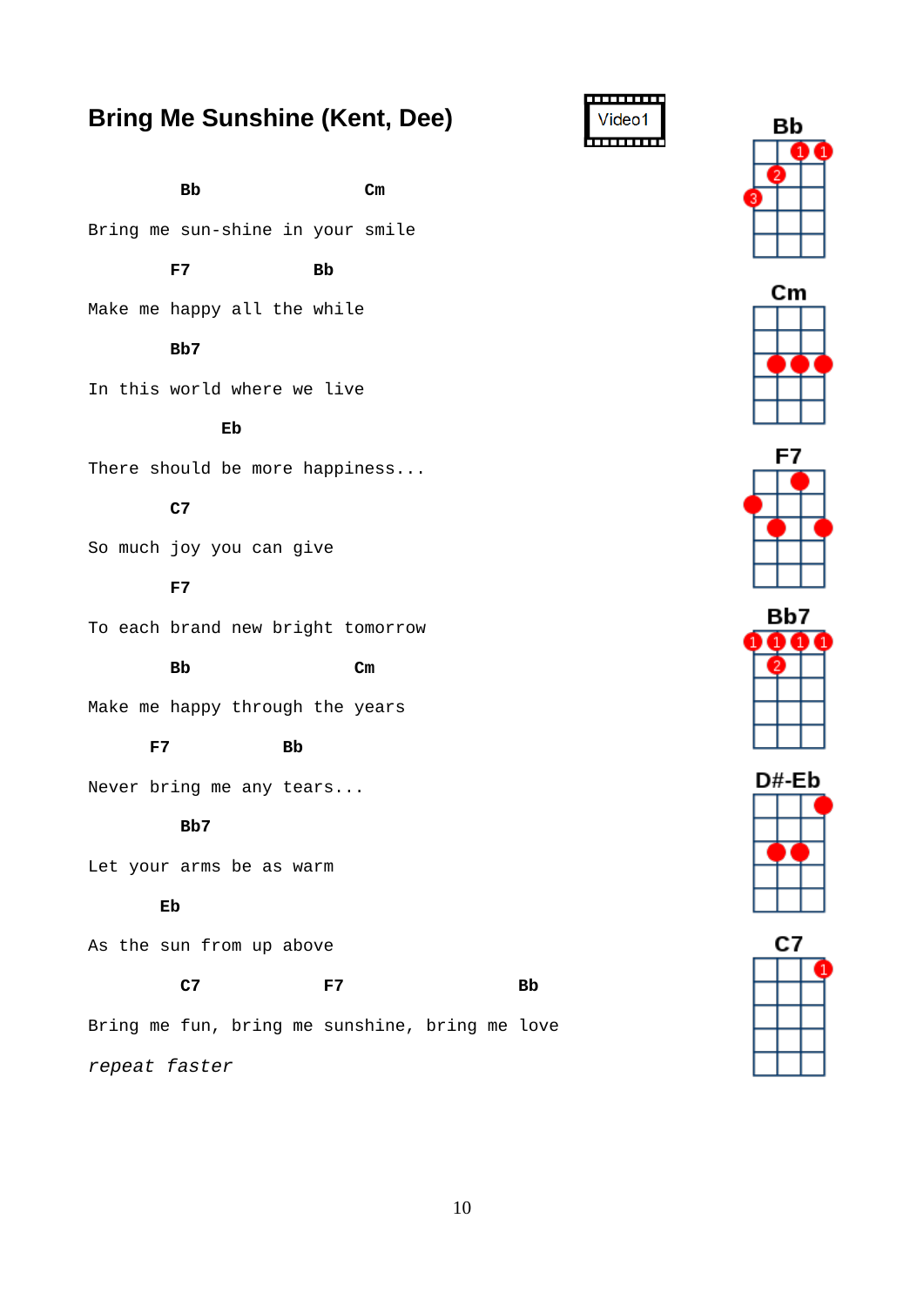# Bring Me Sunshine (Kent, Dee)

Video1

```
         Bb                 Cm
Bring me sun-shine in your smile
        F7            Bb
Make me happy all the while
        Bb7
In this world where we live
             Eb
There should be more happiness...
        C7
So much joy you can give
        F7
To each brand new bright tomorrow
        Bb                 Cm
Make me happy through the years
      F7          Bb
Never bring me any tears...
         Bb7
Let your arms be as warm
       Eb
As the sun from up above
         C7            F7                 Bb
Bring me fun, bring me sunshine, bring me love
```

*repeat faster*

Bb

Cm

F7

Bb7

D#-Eb

C7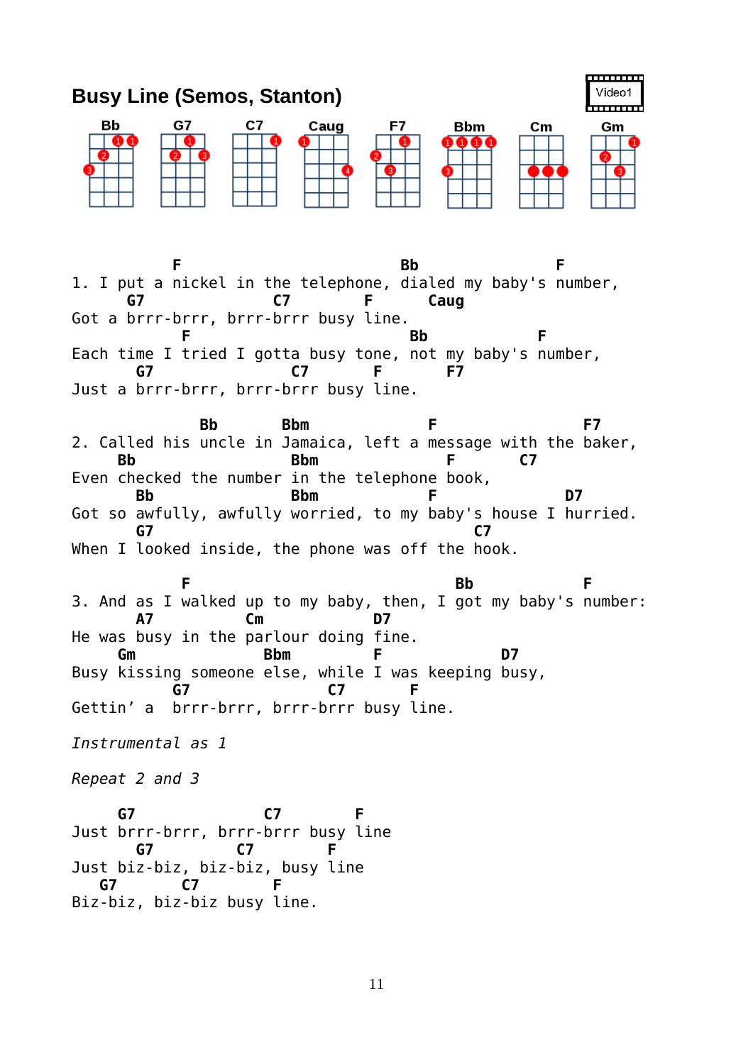# Busy Line (Semos, Stanton)

Video1

Bb G7 C7 Caug F7 Bbm Cm Gm

```
            F                         Bb               F
1. I put a nickel in the telephone, dialed my baby's number,
      G7              C7      F      Caug
Got a brrr-brrr, brrr-brrr busy line.
             F                        Bb              F
Each time I tried I gotta busy tone, not my baby's number,
       G7               C7      F       F7
Just a brrr-brrr, brrr-brrr busy line.

              Bb       Bbm             F                F7
2. Called his uncle in Jamaica, left a message with the baker,
     Bb                 Bbm              F        C7
Even checked the number in the telephone book,
       Bb               Bbm             F              D7
Got so awfully, awfully worried, to my baby's house I hurried.
       G7                                C7
When I looked inside, the phone was off the hook.

             F                            Bb          F
3. And as I walked up to my baby, then, I got my baby's number:
       A7          Cm            D7
He was busy in the parlour doing fine.
     Gm                Bbm          F             D7
Busy kissing someone else, while I was keeping busy,
           G7               C7       F
Gettin' a  brrr-brrr, brrr-brrr busy line.
```

*Instrumental as 1*

*Repeat 2 and 3*

```
     G7              C7       F
Just brrr-brrr, brrr-brrr busy line
       G7          C7       F
Just biz-biz, biz-biz, busy line
   G7       C7       F
Biz-biz, biz-biz busy line.
```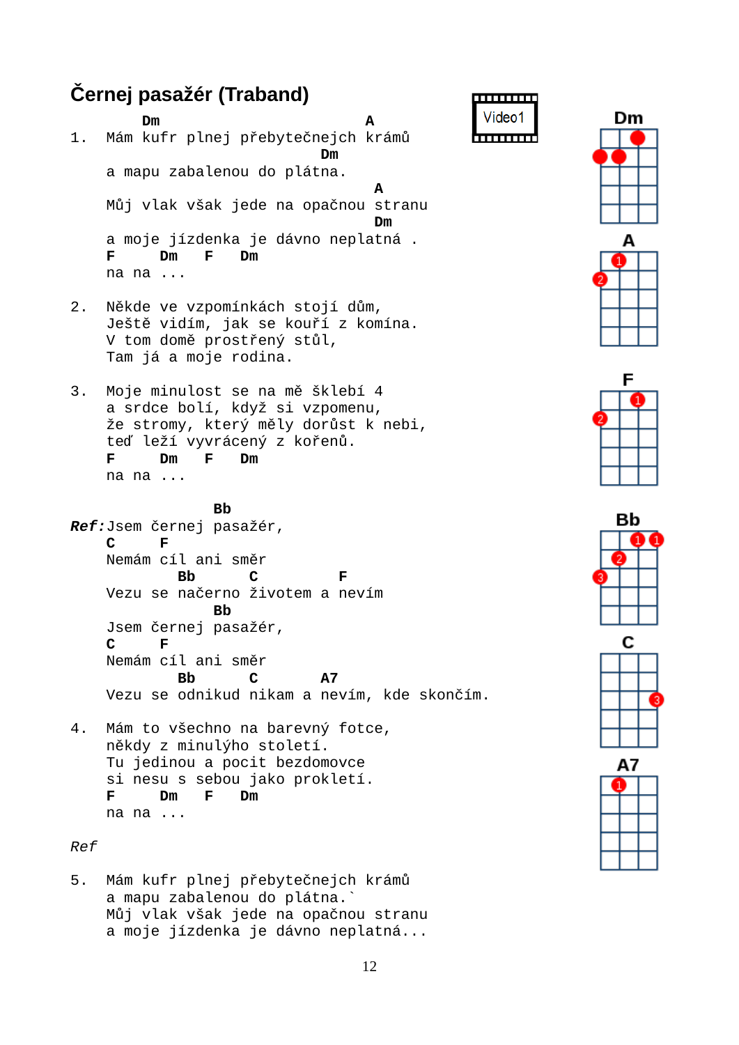# Černej pasažér (Traband)

Video1

```
         Dm                         A
1.  Mám kufr plnej přebytečnejch krámů
                          Dm
    a mapu zabalenou do plátna.
                                 A
    Můj vlak však jede na opačnou stranu
                                 Dm
    a moje jízdenka je dávno neplatná .
    F     Dm    F    Dm
    na na ...

2.  Někde ve vzpomínkách stojí dům,
    Ještě vidím, jak se kouří z komína.
    V tom domě prostřený stůl,
    Tam já a moje rodina.

3.  Moje minulost se na mě šklebí 4
    a srdce bolí, když si vzpomenu,
    že stromy, který měly dorůst k nebi,
    teď leží vyvrácený z kořenů.
    F     Dm    F    Dm
    na na ...

                Bb
Ref:Jsem černej pasažér,
    C     F
    Nemám cíl ani směr
            Bb      C         F
    Vezu se načerno životem a nevím
                Bb
    Jsem černej pasažér,
    C     F
    Nemám cíl ani směr
            Bb      C       A7
    Vezu se odnikud nikam a nevím, kde skončím.

4.  Mám to všechno na barevný fotce,
    někdy z minulýho století.
    Tu jedinou a pocit bezdomovce
    si nesu s sebou jako prokletí.
    F     Dm    F    Dm
    na na ...

Ref

5.  Mám kufr plnej přebytečnejch krámů
    a mapu zabalenou do plátna.`
    Můj vlak však jede na opačnou stranu
    a moje jízdenka je dávno neplatná...
```

Dm

A

F

Bb

C

A7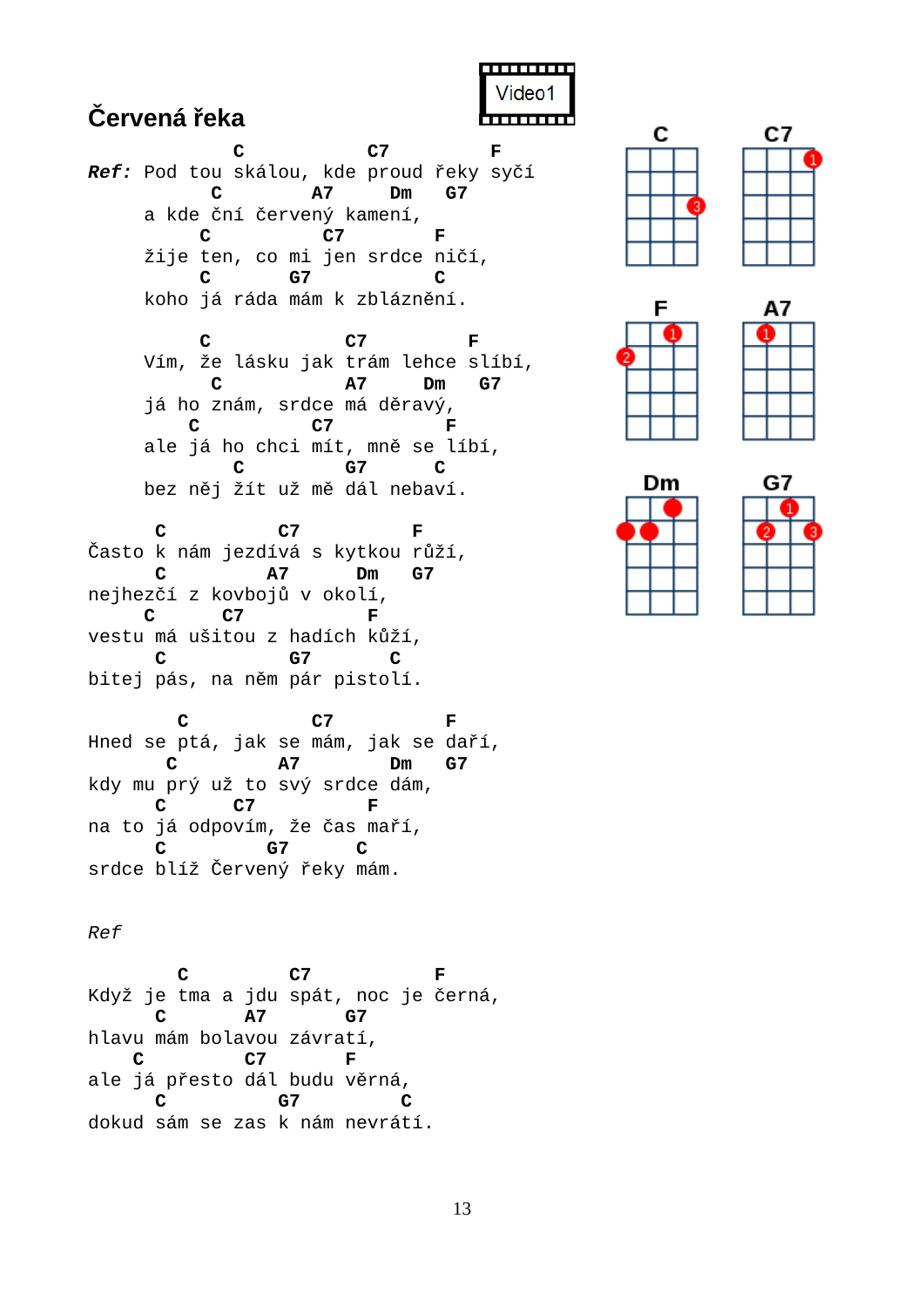# Červená řeka

Video1

```
                C           C7         F
Ref: Pod tou skálou, kde proud řeky syčí
               C        A7     Dm   G7
     a kdeční červený kamení,
              C          C7        F
     žije ten, co mi jen srdce ničí,
              C        G7          C
     koho já ráda mám k zbláznění.

              C           C7          F
     Vím, že lásku jak trám lehce slíbí,
               C           A7     Dm    G7
     já ho znám, srdce má děravý,
            C          C7          F
     ale já ho chci mít, mně se líbí,
                C          G7      C
     bez něj žít už mě dál nebaví.

      C          C7          F
Často k nám jezdívá s kytkou růží,
      C         A7      Dm    G7
nejhezčí z kovbojů v okolí,
     C      C7          F
vestu má ušitou z hadích kůží,
      C          G7      C
bitej pás, na něm pár pistolí.

        C          C7          F
Hned se ptá, jak se mám, jak se daří,
       C        A7       Dm    G7
kdy mu prý už to svý srdce dám,
      C      C7         F
na to já odpovím, že čas maří,
      C         G7      C
srdce blíž červený řeky mám.


Ref

        C         C7         F
Když je tma a jdu spát, noc je černá,
      C       A7      G7
hlavu mám bolavou závratí,
     C         C7        F
ale já přesto dál budu věrná,
      C         G7         C
dokud sám se zas k nám nevrátí.
```

C, C7, F, A7, Dm, G7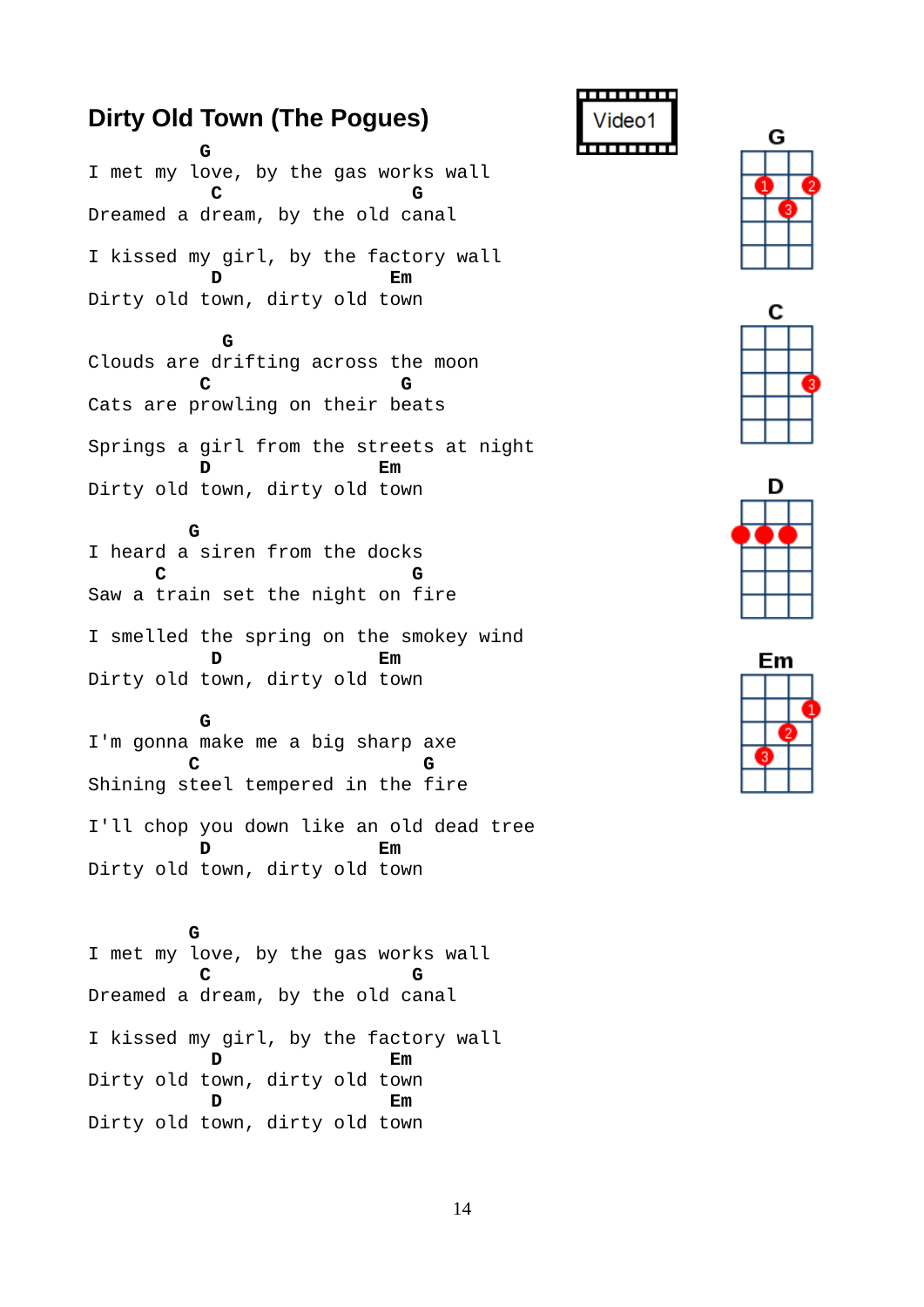# Dirty Old Town (The Pogues)

Video1

```
          G
I met my love, by the gas works wall
           C                  G
Dreamed a dream, by the old canal

I kissed my girl, by the factory wall
           D                Em
Dirty old town, dirty old town


            G
Clouds are drifting across the moon
          C                 G
Cats are prowling on their beats

Springs a girl from the streets at night
          D                Em
Dirty old town, dirty old town


         G
I heard a siren from the docks
      C                       G
Saw a train set the night on fire

I smelled the spring on the smokey wind
           D               Em
Dirty old town, dirty old town


          G
I'm gonna make me a big sharp axe
         C                     G
Shining steel tempered in the fire

I'll chop you down like an old dead tree
          D                Em
Dirty old town, dirty old town



         G
I met my love, by the gas works wall
          C                   G
Dreamed a dream, by the old canal

I kissed my girl, by the factory wall
           D                Em
Dirty old town, dirty old town
           D                Em
Dirty old town, dirty old town
```

G

C

D

Em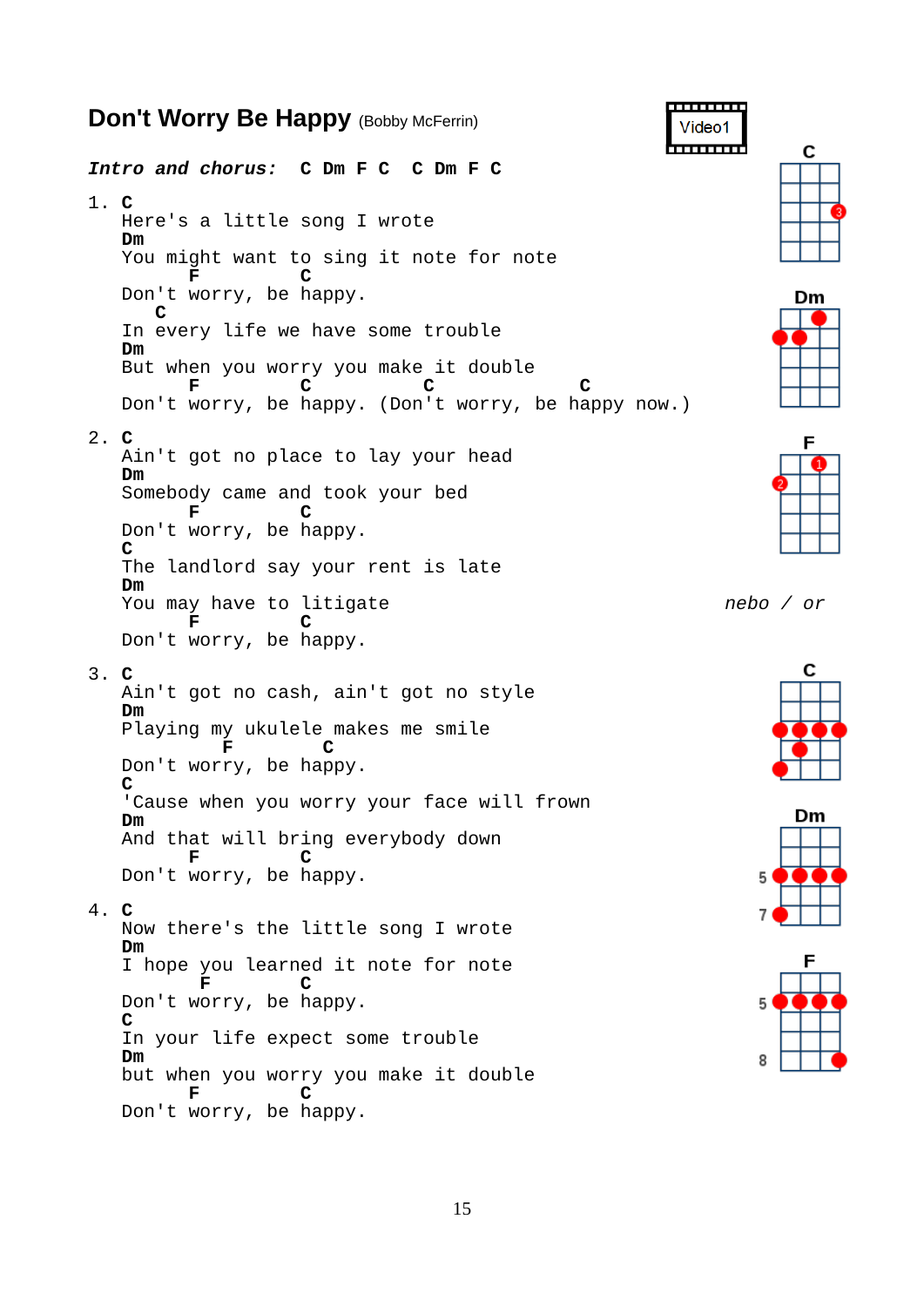# Don't Worry Be Happy (Bobby McFerrin)

Video1

***Intro and chorus:*** **C Dm F C  C Dm F C**

```
1. C
   Here's a little song I wrote
   Dm
   You might want to sing it note for note
         F         C
   Don't worry, be happy.
      C
   In every life we have some trouble
   Dm
   But when you worry you make it double
         F         C          C             C
   Don't worry, be happy. (Don't worry, be happy now.)

2. C
   Ain't got no place to lay your head
   Dm
   Somebody came and took your bed
         F         C
   Don't worry, be happy.
   C
   The landlord say your rent is late
   Dm
   You may have to litigate
         F         C
   Don't worry, be happy.

3. C
   Ain't got no cash, ain't got no style
   Dm
   Playing my ukulele makes me smile
            F        C
   Don't worry, be happy.
   C
   'Cause when you worry your face will frown
   Dm
   And that will bring everybody down
         F         C
   Don't worry, be happy.

4. C
   Now there's the little song I wrote
   Dm
   I hope you learned it note for note
          F        C
   Don't worry, be happy.
   C
   In your life expect some trouble
   Dm
   but when you worry you make it double
         F         C
   Don't worry, be happy.
```

C  Dm  F

*nebo / or*

C  Dm (5, 7)  F (5, 8)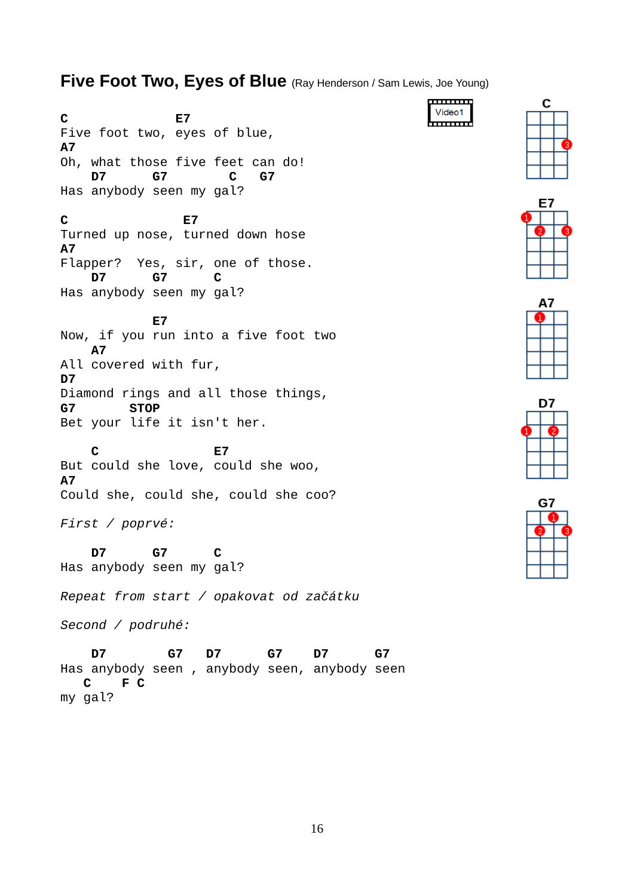# Five Foot Two, Eyes of Blue (Ray Henderson / Sam Lewis, Joe Young)

Video1

```
C              E7
Five foot two, eyes of blue,
A7
Oh, what those five feet can do!
    D7      G7        C   G7
Has anybody seen my gal?

C               E7
Turned up nose, turned down hose
A7
Flapper?  Yes, sir, one of those.
    D7      G7      C
Has anybody seen my gal?

            E7
Now, if you run into a five foot two
    A7
All covered with fur,
D7
Diamond rings and all those things,
G7       STOP
Bet your life it isn't her.

    C               E7
But could she love, could she woo,
A7
Could she, could she, could she coo?
```

*First / poprvé:*

```
    D7      G7      C
Has anybody seen my gal?
```

*Repeat from start / opakovat od začátku*

*Second / podruhé:*

```
    D7        G7   D7      G7    D7      G7
Has anybody seen , anybody seen, anybody seen
   C    F C
my gal?
```

C E7 A7 D7 G7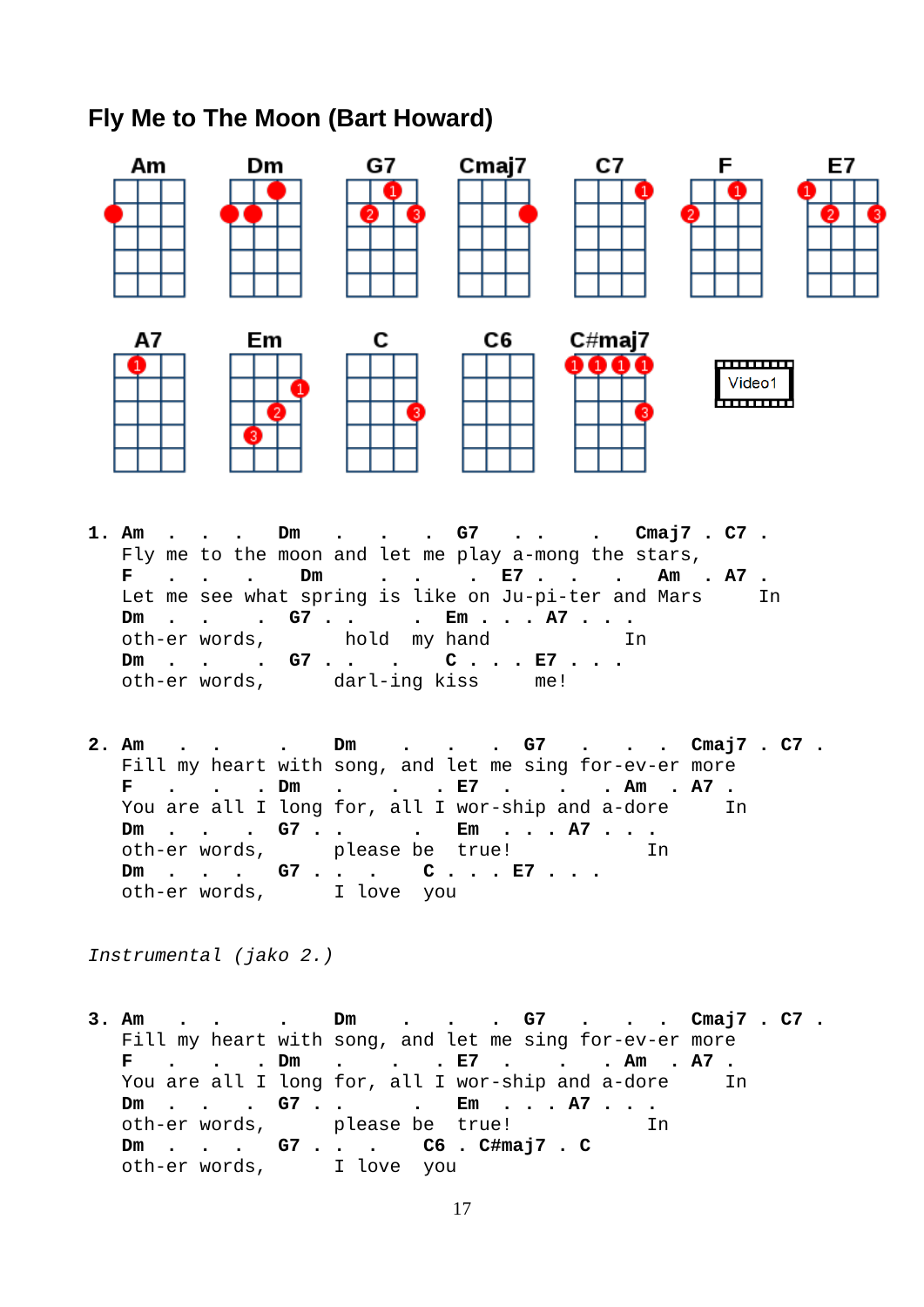## Fly Me to The Moon (Bart Howard)

Am Dm G7 Cmaj7 C7 F E7

A7 Em C C6 C#maj7

Video1

```
1. Am  .   .   .   Dm   .   .   .  G7   . .    .   Cmaj7 . C7 .
   Fly me to the moon and let me play a-mong the stars,
   F   .   .   .   Dm      .   .    .  E7 .   .    .   Am  . A7 .
   Let me see what spring is like on Ju-pi-ter and Mars     In
   Dm  .   .    .  G7 . .       .  Em . . . A7 . . .
   oth-er words,       hold  my hand             In
   Dm  .   .    .  G7 . .    .      C . . . E7 . . .
   oth-er words,      darl-ing kiss     me!


2. Am   .  .     .     Dm    .   .   .  G7   .   .   .  Cmaj7 . C7 .
   Fill my heart with song, and let me sing for-ev-er more
   F   .   .   . Dm   .    .    . E7  .    .    . Am  . A7 .
   You are all I long for, all I wor-ship and a-dore     In
   Dm  .   .   .  G7 . .      .    Em  . . . A7 . . .
   oth-er words,      please be  true!            In
   Dm  .   .   .  G7 . .  .    C . . . E7 . . .
   oth-er words,      I love  you
```

*Instrumental (jako 2.)*

```
3. Am   .  .     .     Dm    .   .   .  G7   .   .   .  Cmaj7 . C7 .
   Fill my heart with song, and let me sing for-ev-er more
   F   .   .   . Dm   .    .    . E7  .    .    . Am  . A7 .
   You are all I long for, all I wor-ship and a-dore     In
   Dm  .   .   .  G7 . .      .    Em  . . . A7 . . .
   oth-er words,      please be  true!            In
   Dm  .   .   .  G7 . .  .    C6 . C#maj7 . C
   oth-er words,      I love  you
```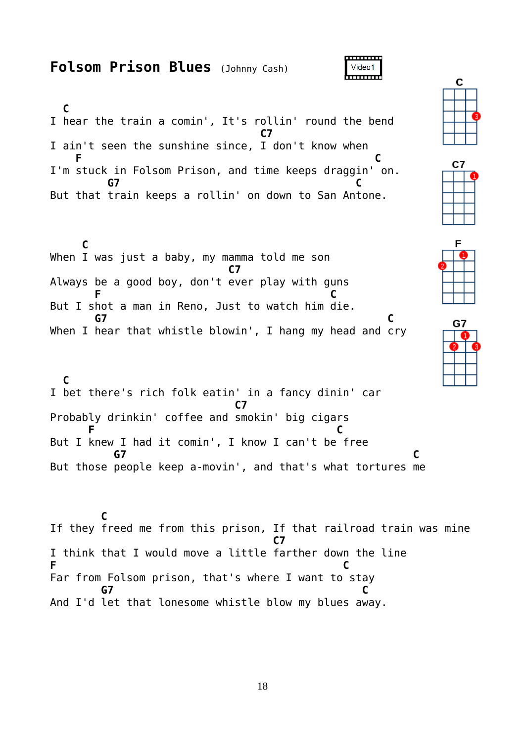# Folsom Prison Blues (Johnny Cash)

Video1

```
  C
I hear the train a comin', It's rollin' round the bend
                                   C7
I ain't seen the sunshine since, I don't know when
  F                                        C
I'm stuck in Folsom Prison, and time keeps draggin' on.
       G7                                 C
But that train keeps a rollin' on down to San Antone.


     C
When I was just a baby, my mamma told me son
                              C7
Always be a good boy, don't ever play with guns
       F                         C
But I shot a man in Reno, Just to watch him die.
       G7                                     C
When I hear that whistle blowin', I hang my head and cry


  C
I bet there's rich folk eatin' in a fancy dinin' car
                             C7
Probably drinkin' coffee and smokin' big cigars
      F                           C
But I knew I had it comin', I know I can't be free
          G7                                      C
But those people keep a-movin', and that's what tortures me


        C
If they freed me from this prison, If that railroad train was mine
                                   C7
I think that I would move a little farther down the line
F                                     C
Far from Folsom prison, that's where I want to stay
        G7                              C
And I'd let that lonesome whistle blow my blues away.
```

C

C7

F

G7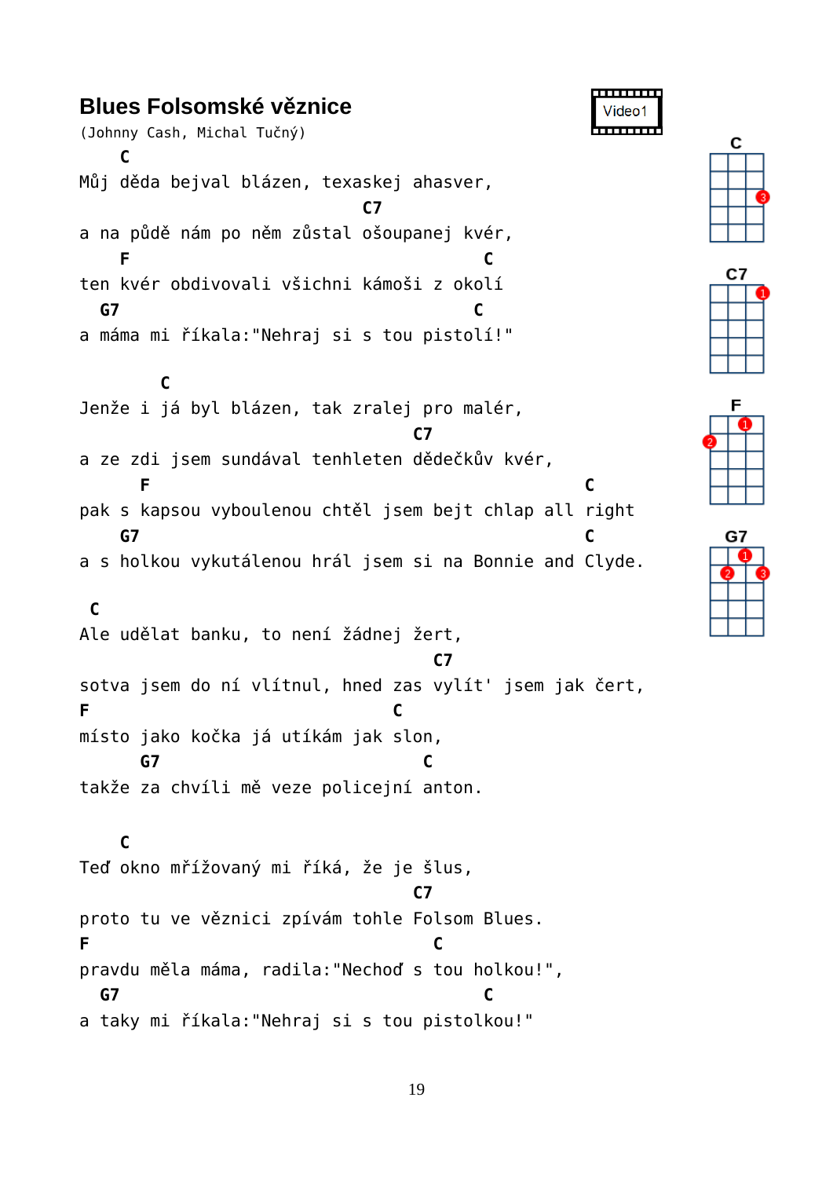# Blues Folsomské věznice

(Johnny Cash, Michal Tučný)

Video1

```
    C
Můj děda bejval blázen, texaskej ahasver,
                                   C7
a na půdě nám po něm zůstal ošoupanej kvér,
    F                                   C
ten kvér obdivovali všichni kámoši z okolí
  G7                                   C
a máma mi říkala:"Nehraj si s tou pistolí!"

        C
Jenže i já byl blázen, tak zralej pro malér,
                                        C7
a ze zdi jsem sundával tenhleten dědečkův kvér,
      F                                           C
pak s kapsou vyboulenou chtěl jsem bejt chlap all right
    G7                                            C
a s holkou vykutálenou hrál jsem si na Bonnie and Clyde.

 C
Ale udělat banku, to není žádnej žert,
                                          C7
sotva jsem do ní vlítnul, hned zas vylít' jsem jak čert,
F                              C
místo jako kočka já utíkám jak slon,
      G7                          C
takže za chvíli mě veze policejní anton.

    C
Teď okno mřížovaný mi říká, že je šlus,
                                        C7
proto tu ve věznici zpívám tohle Folsom Blues.
F                                           C
pravdu měla máma, radila:"Nechoď s tou holkou!",
  G7                                    C
a taky mi říkala:"Nehraj si s tou pistolkou!"
```

C

C7

F

G7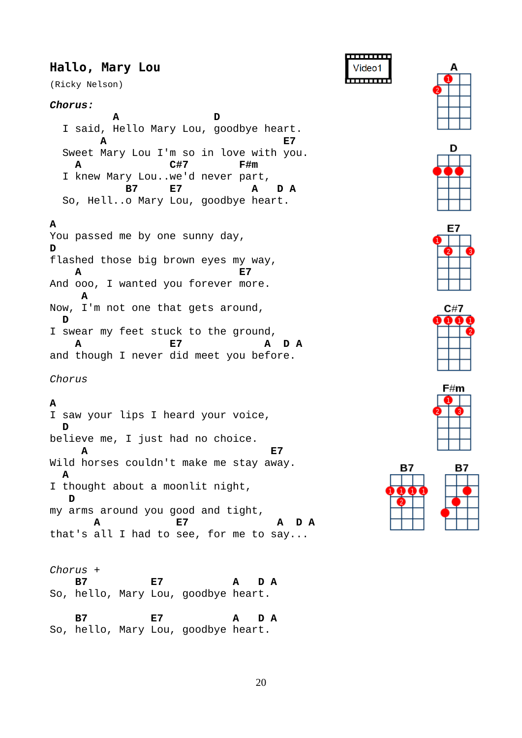## Hallo, Mary Lou

(Ricky Nelson)

```
Chorus:
           A               D
  I said, Hello Mary Lou, goodbye heart.
         A                           E7
  Sweet Mary Lou I'm so in love with you.
    A              C#7         F#m
  I knew Mary Lou..we'd never part,
           B7     E7          A   D A
  So, Hell..o Mary Lou, goodbye heart.

A
You passed me by one sunny day,
D
flashed those big brown eyes my way,
    A                         E7
And ooo, I wanted you forever more.
     A
Now, I'm not one that gets around,
  D
I swear my feet stuck to the ground,
    A            E7             A  D A
and though I never did meet you before.

Chorus

A
I saw your lips I heard your voice,
  D
believe me, I just had no choice.
     A                             E7
Wild horses couldn't make me stay away.
  A
I thought about a moonlit night,
   D
my arms around you good and tight,
       A            E7              A  D A
that's all I had to see, for me to say...


Chorus +
    B7          E7          A   D A
So, hello, Mary Lou, goodbye heart.

    B7          E7          A   D A
So, hello, Mary Lou, goodbye heart.
```

Video1

A D E7 C#7 F#m B7 B7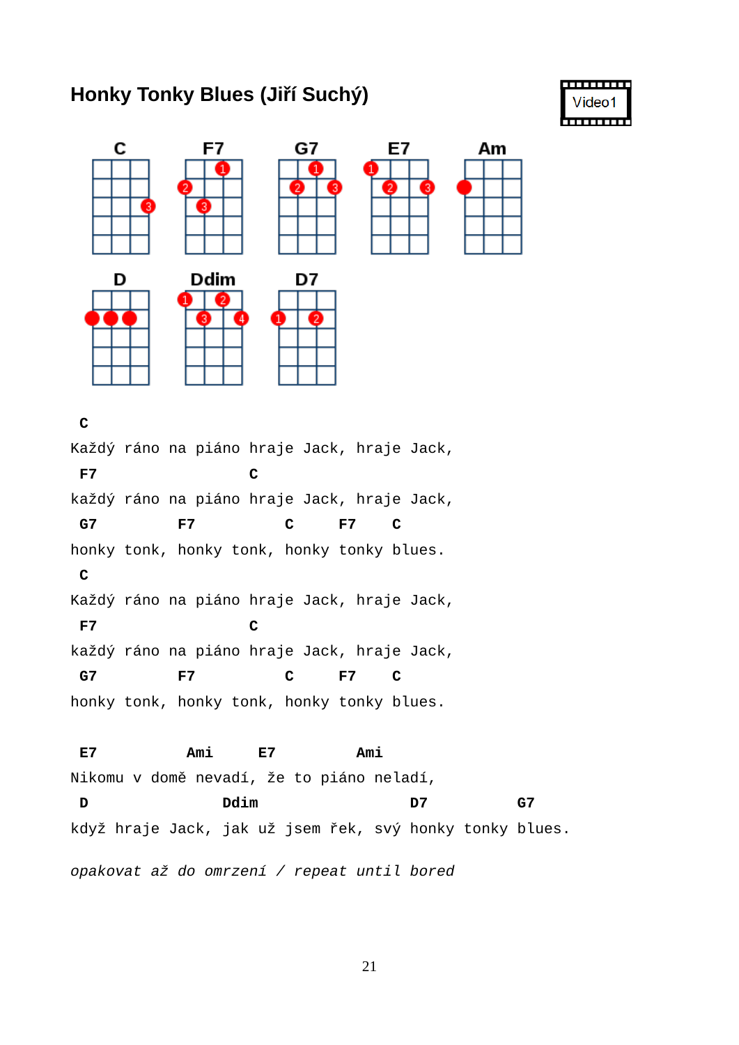## Honky Tonky Blues (Jiří Suchý)

Video1

C F7 G7 E7 Am

D Ddim D7

```
 C
Každý ráno na piáno hraje Jack, hraje Jack,
 F7                  C
každý ráno na piáno hraje Jack, hraje Jack,
 G7         F7          C     F7    C
honky tonk, honky tonk, honky tonky blues.
 C
Každý ráno na piáno hraje Jack, hraje Jack,
 F7                  C
každý ráno na piáno hraje Jack, hraje Jack,
 G7         F7          C     F7    C
honky tonk, honky tonk, honky tonky blues.

 E7          Ami     E7         Ami
Nikomu v domě nevadí, že to piáno neladí,
 D              Ddim                 D7          G7
když hraje Jack, jak už jsem řek, svý honky tonky blues.
```

*opakovat až do omrzení / repeat until bored*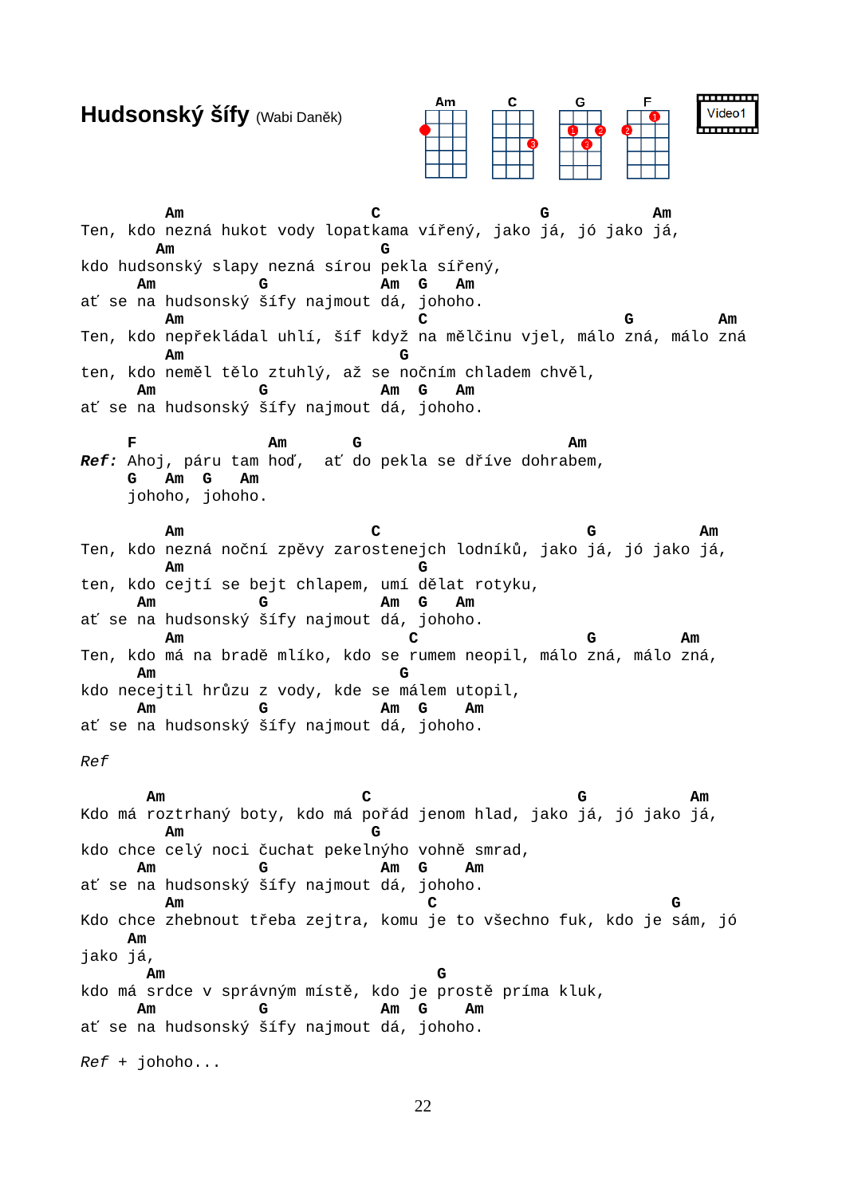# Hudsonský šífy (Wabi Daněk)

Am C G F

Video1

```
       Am                    C                 G          Am
Ten, kdo nezná hukot vody lopatkama vířený, jako já, jó jako já,
      Am                      G
kdo hudsonský slapy nezná sírou pekla síření,
     Am           G            Am  G   Am
ať se na hudsonský šífy najmout dá, johoho.
       Am                        C                       G          Am
Ten, kdo nepřekládal uhlí, šíf když na mělčinu vjel, málo zná, málo zná
       Am                     G
ten, kdo neměl tělo ztuhlý, až se nočním chladem chvěl,
     Am           G            Am  G   Am
ať se na hudsonský šífy najmout dá, johoho.

    F             Am       G                      Am
Ref: Ahoj, páru tam hoď,  ať do pekla se dříve dohrabem,
     G   Am  G   Am
     johoho, johoho.

       Am                    C                     G           Am
Ten, kdo nezná noční zpěvy zarostenejch lodníků, jako já, jó jako já,
       Am                      G
ten, kdo cejtí se bejt chlapem, umí dělat rotyku,
     Am           G            Am  G   Am
ať se na hudsonský šífy najmout dá, johoho.
       Am                          C                 G         Am
Ten, kdo má na bradě mlíko, kdo se rumem neopil, málo zná, málo zná,
     Am                       G
kdo necejtil hrůzu z vody, kde se málem utopil,
     Am           G            Am  G    Am
ať se na hudsonský šífy najmout dá, johoho.

Ref

      Am                     C                      G          Am
Kdo má roztrhraný boty, kdo má pořád jenom hlad, jako já, jó jako já,
       Am                    G
kdo chce celý noci čuchat pekelnýho vohně smrad,
     Am           G            Am  G    Am
ať se na hudsonský šífy najmout dá, johoho.
       Am                        C                         G
Kdo chce zhebnout třeba zejtra, komu je to všechno fuk, kdo je sám, jó
    Am
jako já,
      Am                            G
kdo má srdce v správným místě, kdo je prostě príma kluk,
     Am           G            Am  G    Am
ať se na hudsonský šífy najmout dá, johoho.

Ref + johoho...
```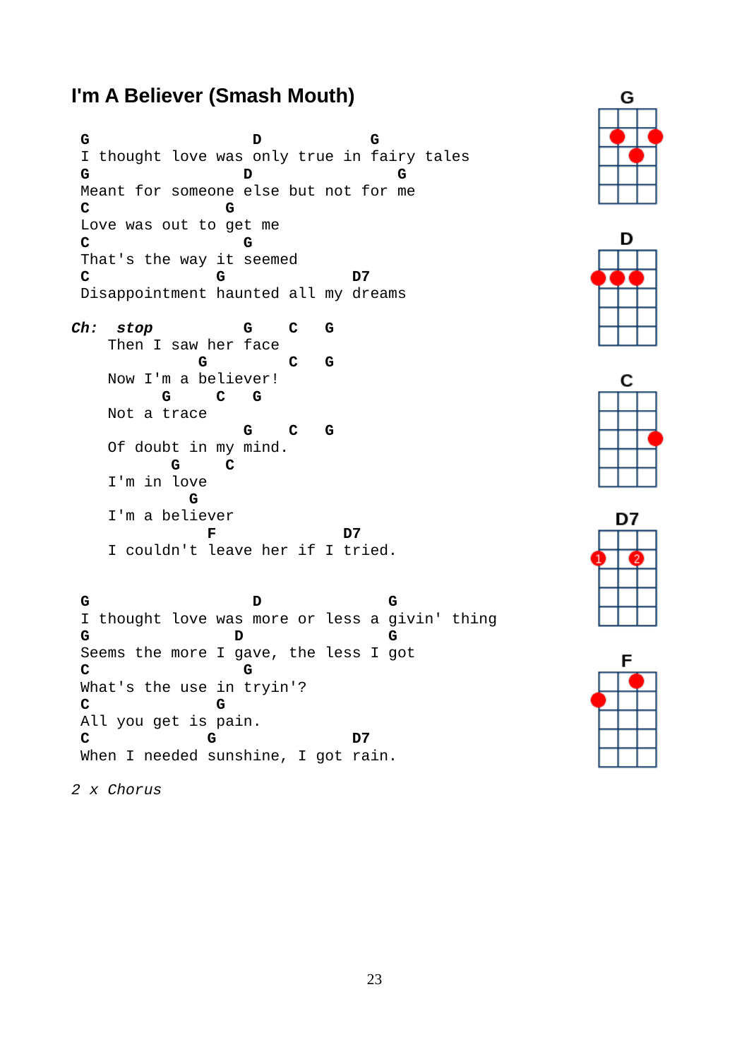# I'm A Believer (Smash Mouth)

```
G                  D            G
I thought love was only true in fairy tales
G                 D               G
Meant for someone else but not for me
C               G
Love was out to get me
C                G
That's the way it seemed
C              G              D7
Disappointment haunted all my dreams
```

```
Ch:  stop            G    C   G
    Then I saw her face
              G          C   G
    Now I'm a believer!
          G     C   G
    Not a trace
                 G    C   G
    Of doubt in my mind.
           G     C
    I'm in love
             G
    I'm a believer
              F              D7
    I couldn't leave her if I tried.
```

```
G                  D              G
I thought love was more or less a givin' thing
G                   D               G
Seems the more I gave, the less I got
C                G
What's the use in tryin'?
C              G
All you get is pain.
C             G               D7
When I needed sunshine, I got rain.
```

*2 x Chorus*

G

D

C

D7

F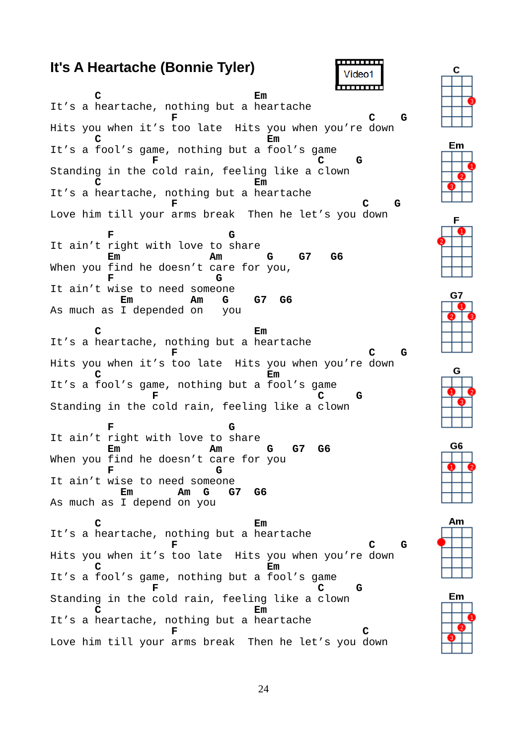# It's A Heartache (Bonnie Tyler)

Video1

```
       C                       Em
It’s a heartache, nothing but a heartache
                   F                           C    G
Hits you when it’s too late  Hits you when you’re down
       C                         Em
It’s a fool’s game, nothing but a fool’s game
                F                      C     G
Standing in the cold rain, feeling like a clown
       C                       Em
It’s a heartache, nothing but a heartache
                   F                          C    G
Love him till your arms break  Then he let’s you down

         F                  G
It ain’t right with love to share
         Em              Am      G    G7   G6
When you find he doesn’t care for you,
         F                G
It ain’t wise to need someone
           Em         Am   G    G7  G6
As much as I depended on    you

       C                       Em
It’s a heartache, nothing but a heartache
                   F                           C    G
Hits you when it’s too late  Hits you when you’re down
       C                         Em
It’s a fool’s game, nothing but a fool’s game
                F                      C     G
Standing in the cold rain, feeling like a clown

         F                  G
It ain’t right with love to share
         Em              Am      G   G7  G6
When you find he doesn’t care for you
         F                G
It ain’t wise to need someone
           Em       Am  G   G7  G6
As much as I depend on you

       C                       Em
It’s a heartache, nothing but a heartache
                   F                           C    G
Hits you when it’s too late  Hits you when you’re down
       C                         Em
It’s a fool’s game, nothing but a fool’s game
                F                      C     G
Standing in the cold rain, feeling like a clown
       C                       Em
It’s a heartache, nothing but a heartache
                   F                          C
Love him till your arms break  Then he let’s you down
```

C Em F G7 G G6 Am Em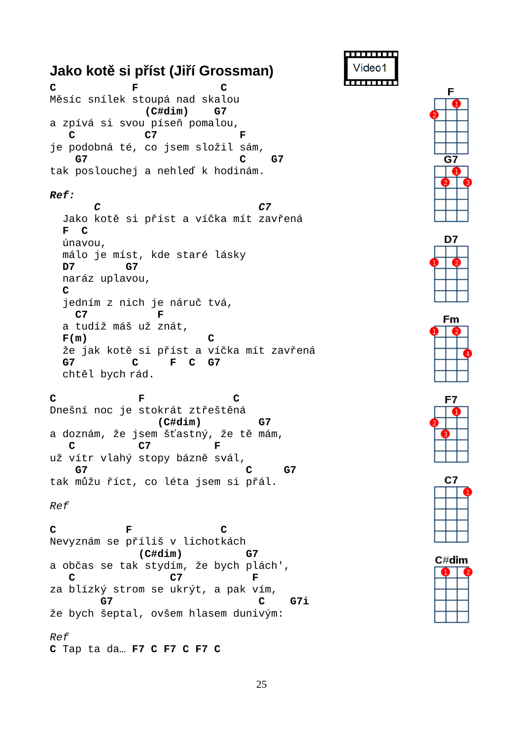# Jako kotě si příst (Jiří Grossman)

Video1

```
C             F             C
Měsíc snílek stoupá nad skalou
                (C#dim)    G7
a zpívá si svou píseň pomalou,
   C           C7             F
je podobná té, co jsem složil sám,
    G7                       C    G7
tak poslouchej a nehleď k hodinám.
```

***Ref:***

```
       C                         C7
  Jako kotě si příst a víčka mít zavřená
  F  C
  únavou,
  málo je míst, kde staré lásky
  D7        G7
  naráz uplavou,
  C
  jedním z nich je náruč tvá,
    C7          F
  a tudíž máš už znát,
  F(m)                     C
  že jak kotě si příst a víčka mít zavřená
  G7         C     F  C  G7
  chtěl bych rád.
```

```
C              F              C
Dnešní noc je stokrát ztřeštěná
                 (C#dim)        G7
a doznám, že jsem šťastný, že tě mám,
   C       C7         F
už vítr vlahý stopy bázně svál,
    G7                        C     G7
tak můžu říct, co léta jsem si přál.
```

*Ref*

```
C           F              C
Nevyznám se příliš v lichotkách
              (C#dim)         G7
a občas se tak stydím, že bych plách',
   C               C7          F
za blízký strom se ukrýt, a pak vím,
        G7                       C    G7i
že bych šeptal, ovšem hlasem dunivým:
```

*Ref*

**C** Tap ta da… **F7 C F7 C F7 C**

F

G7

D7

Fm

F7

C7

C#dim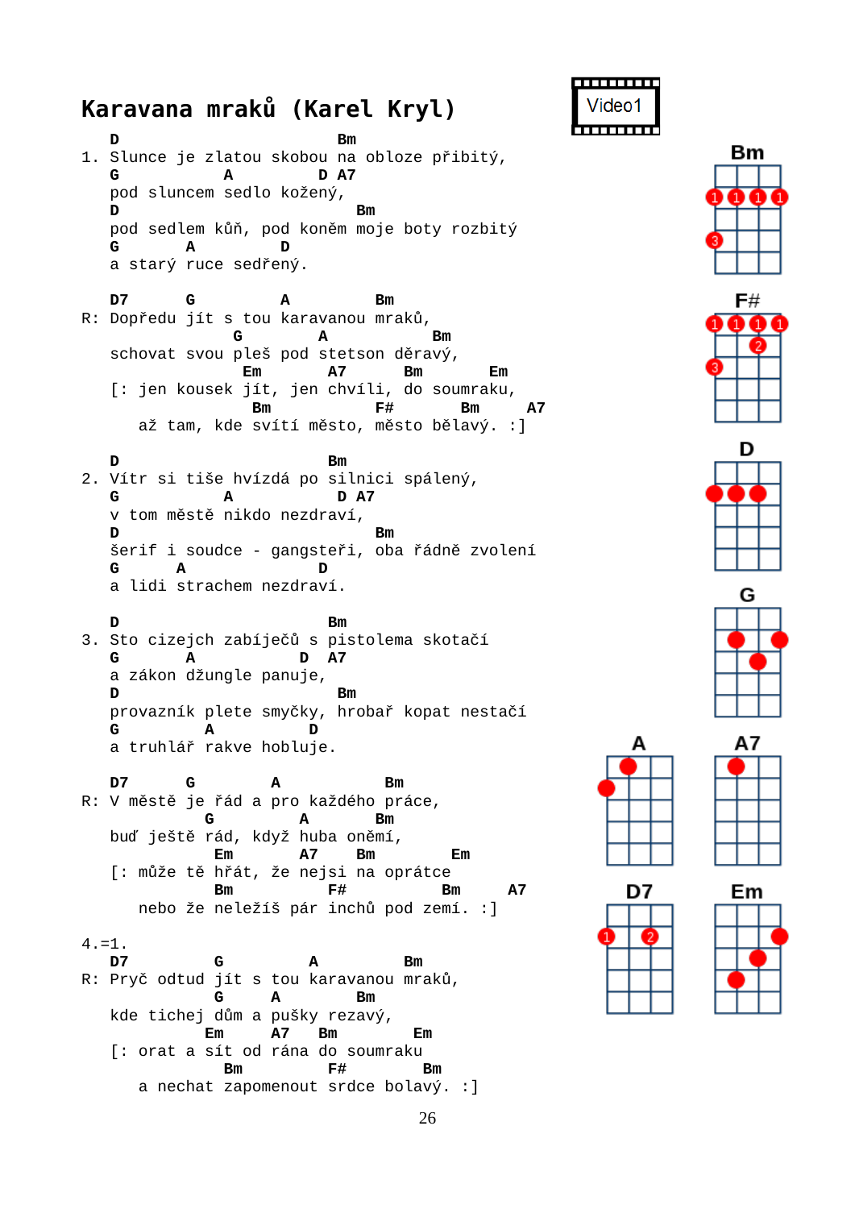# Karavana mraků (Karel Kryl)

Video1

```
   D                       Bm
1. Slunce je zlatou skobou na obloze přibitý,
   G           A         D A7
   pod sluncem sedlo kožený,
   D                          Bm
   pod sedlem kůň, pod koněm moje boty rozbitý
   G       A         D
   a starý ruce sedřený.

   D7      G       A         Bm
R: Dopředu jít s tou karavanou mraků,
                G        A         Bm
   schovat svou pleš pod stetson děravý,
                 Em        A7      Bm       Em
   [: jen kousek jít, jen chvíli, do soumraku,
                Bm          F#        Bm     A7
      až tam, kde svítí město, město bělavý. :]

   D                      Bm
2. Vítr si tiše hvízdá po silnici spálený,
   G           A           D A7
   v tom městě nikdo nezdraví,
   D                                Bm
   šerif i soudce - gangsteři, oba řádně zvolení
   G      A                 D
   a lidi strachem nezdraví.

   D                      Bm
3. Sto cizejch zabíječů s pistolema skotačí
   G       A             D  A7
   a zákon džungle panuje,
   D                        Bm
   provazník plete smyčky, hrobař kopat nestačí
   G        A           D
   a truhlář rakve hobluje.

   D7      G       A           Bm
R: V městě je řád a pro každého práce,
             G         A      Bm
   buď ještě rád, když huba oněmí,
              Em       A7    Bm        Em
   [: může tě hřát, že nejsi na oprátce
              Bm         F#          Bm     A7
      nebo že neležíš pár inchů pod zemí. :]

4.=1.
   D7          G         A        Bm
R: Pryč odtud jít s tou karavanou mraků,
             G     A      Bm
   kde tichej dům a pušky rezavý,
             Em      A7   Bm        Em
   [: orat a sít od rána do soumraku
               Bm         F#       Bm
      a nechat zapomenout srdce bolavý. :]
```

Bm | F# | D | G | A | A7 | D7 | Em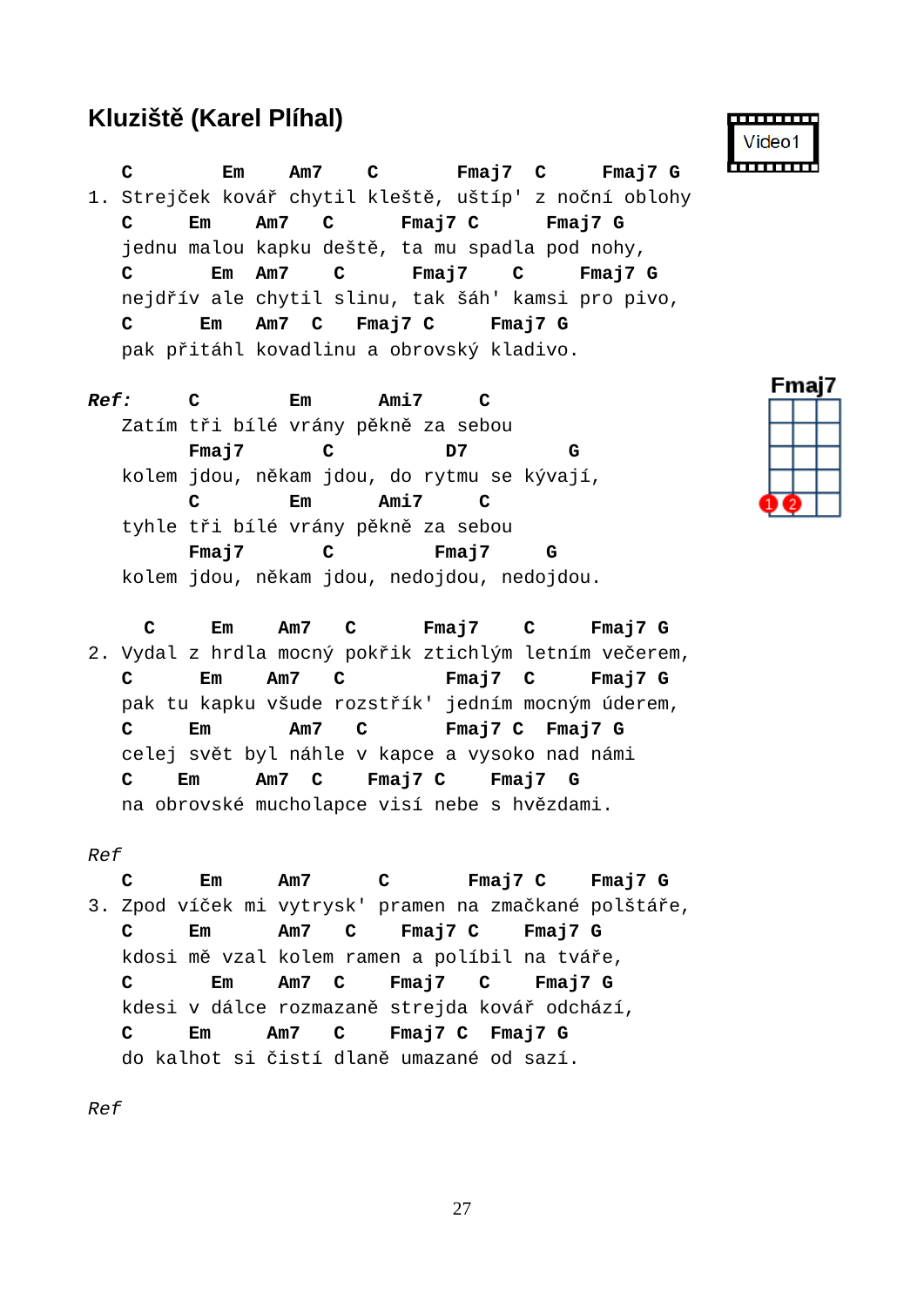## Kluziště (Karel Plíhal)

Video1

```
   C        Em     Am7     C        Fmaj7  C     Fmaj7 G
1. Strejček kovář chytil kleště, uštíp' z noční oblohy
   C     Em     Am7    C       Fmaj7 C       Fmaj7 G
   jednu malou kapku deště, ta mu spadla pod nohy,
   C        Em   Am7    C       Fmaj7    C      Fmaj7 G
   nejdřív ale chytil slinu, tak šáh' kamsi pro pivo,
   C        Em   Am7  C    Fmaj7 C      Fmaj7 G
   pak přitáhl kovadlinu a obrovský kladivo.
```

```
Ref:     C        Em      Ami7     C
   Zatím tři bílé vrány pěkně za sebou
         Fmaj7       C         D7         G
   kolem jdou, někam jdou, do rytmu se kývají,
         C        Em      Ami7     C
   tyhle tři bílé vrány pěkně za sebou
         Fmaj7       C        Fmaj7     G
   kolem jdou, někam jdou, nedojdou, nedojdou.
```

Fmaj7

```
     C     Em     Am7    C       Fmaj7     C     Fmaj7 G
2. Vydal z hrdla mocný pokřik ztichlým letním večerem,
   C      Em     Am7    C         Fmaj7  C     Fmaj7 G
   pak tu kapku všude rozstřík' jedním mocným úderem,
   C     Em        Am7    C       Fmaj7 C  Fmaj7 G
   celej svět byl náhle v kapce a vysoko nad námi
   C    Em       Am7  C     Fmaj7 C     Fmaj7  G
   na obrovské mucholapce visí nebe s hvězdami.
```

*Ref*

```
   C      Em     Am7      C        Fmaj7 C    Fmaj7 G
3. Zpod víček mi vytrysk' pramen na zmačkané polštáře,
   C     Em     Am7   C     Fmaj7 C     Fmaj7 G
   kdosi mě vzal kolem ramen a políbil na tváře,
   C        Em     Am7  C     Fmaj7    C     Fmaj7 G
   kdesi v dálce rozmazaně strejda kovář odchází,
   C     Em      Am7    C     Fmaj7 C  Fmaj7 G
   do kalhot si čistí dlaně umazané od sazí.
```

*Ref*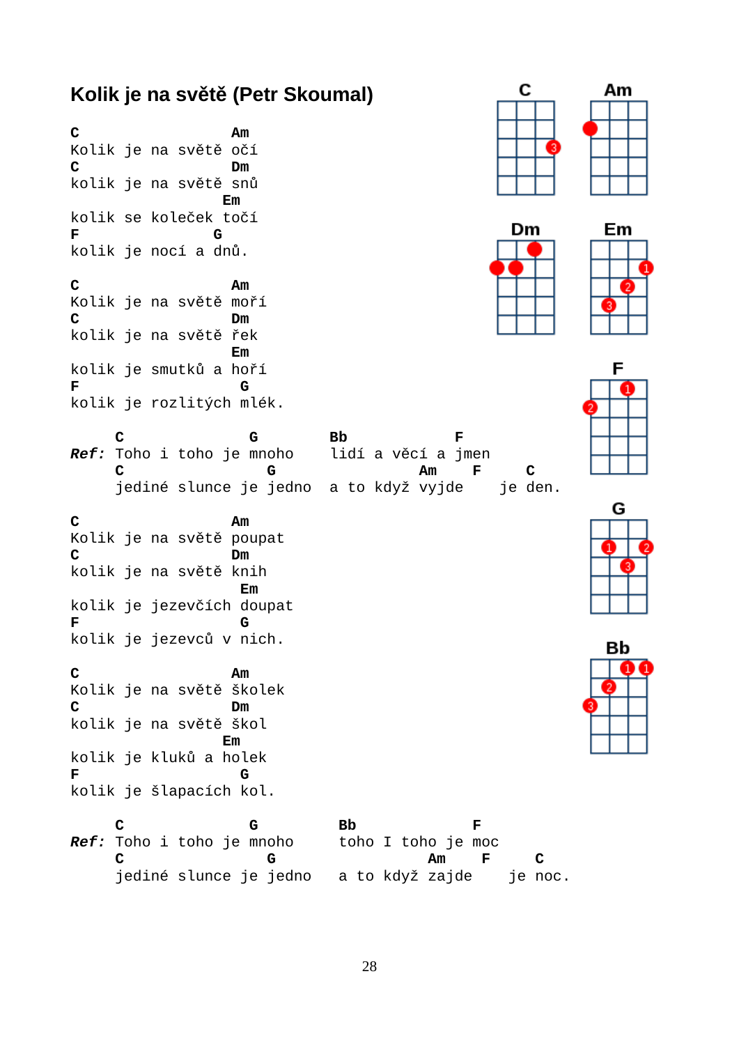## Kolik je na světě (Petr Skoumal)

```
C                 Am
Kolik je na světě očí
C                 Dm
kolik je na světě snů
                 Em
kolik se koleček točí
F               G
kolik je nocí a dnů.

C                 Am
Kolik je na světě moří
C                 Dm
kolik je na světě řek
                  Em
kolik je smutků a hoří
F                 G
kolik je rozlitých mlék.

     C              G         Bb           F
Ref: Toho i toho je mnoho     lidí a věcí a jmen
     C                G                 Am    F      C
     jediné slunce je jedno   a to když vyjde     je den.

C                 Am
Kolik je na světě poupat
C                 Dm
kolik je na světě knih
                  Em
kolik je jezevčích doupat
F                 G
kolik je jezevců v nich.

C                 Am
Kolik je na světě školek
C                 Dm
kolik je na světě škol
                 Em
kolik je kluků a holek
F                 G
kolik je šlapacích kol.

     C              G          Bb            F
Ref: Toho i toho je mnoho      toho I toho je moc
     C                G                  Am    F      C
     jediné slunce je jedno    a to když zajde     je noc.
```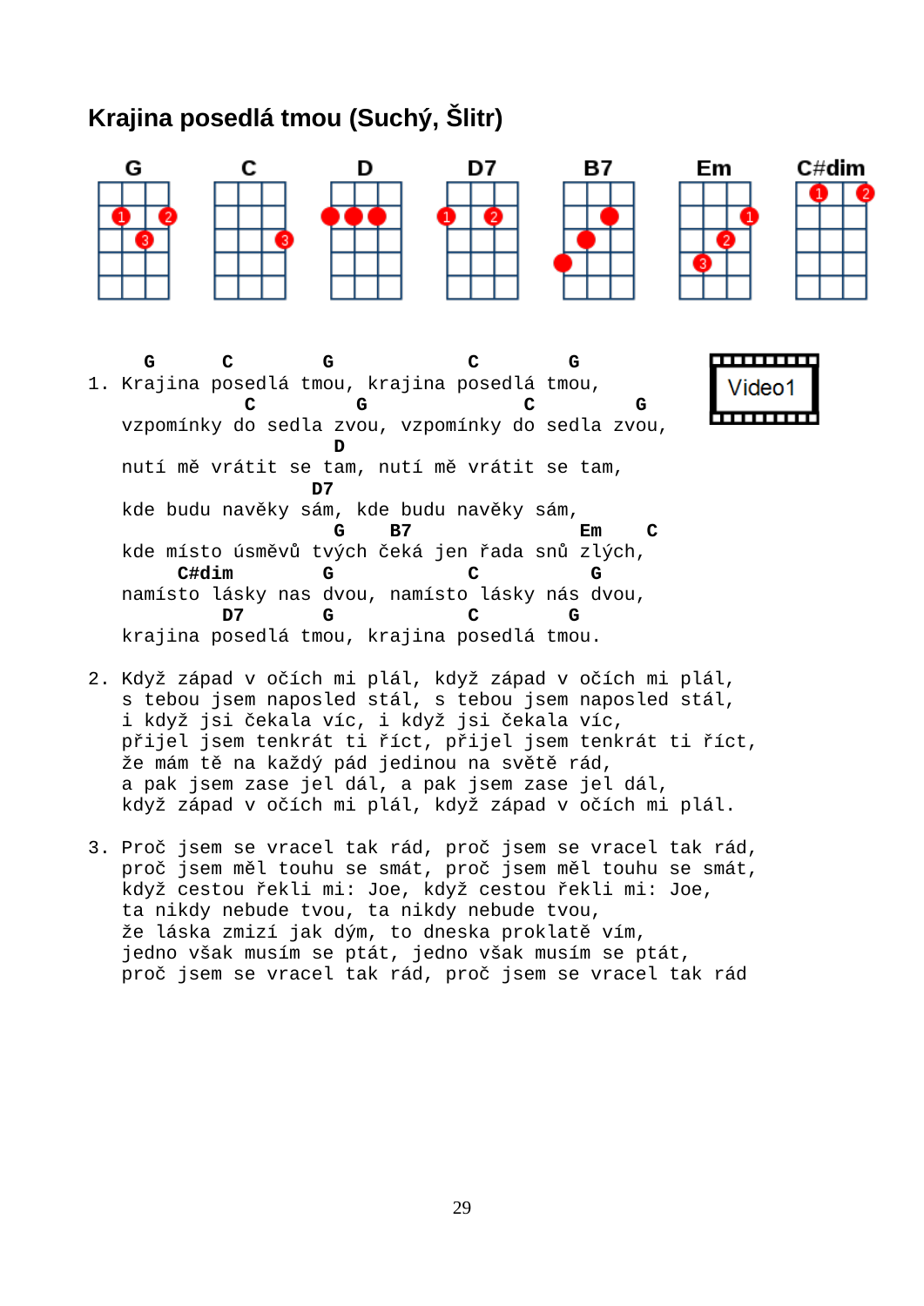## Krajina posedlá tmou (Suchý, Šlitr)

G C D D7 B7 Em C#dim

```
      G      C        G            C        G
1. Krajina posedlá tmou, krajina posedlá tmou,
             C        G              C         G
   vzpomínky do sedla zvou, vzpomínky do sedla zvou,
                    D
   nutí mě vrátit se tam, nutí mě vrátit se tam,
                  D7
   kde budu navěky sám, kde budu navěky sám,
                    G    B7                  Em    C
   kde místo úsměvů tvých čeká jen řada snů zlých,
        C#dim        G            C          G
   namísto lásky nas dvou, namísto lásky nás dvou,
           D7        G            C        G
   krajina posedlá tmou, krajina posedlá tmou.

2. Když západ v očích mi plál, když západ v očích mi plál,
   s tebou jsem naposled stál, s tebou jsem naposled stál,
   i když jsi čekala víc, i když jsi čekala víc,
   přijel jsem tenkrát ti říct, přijel jsem tenkrát ti říct,
   že mám tě na každý pád jedinou na světě rád,
   a pak jsem zase jel dál, a pak jsem zase jel dál,
   když západ v očích mi plál, když západ v očích mi plál.

3. Proč jsem se vracel tak rád, proč jsem se vracel tak rád,
   proč jsem měl touhu se smát, proč jsem měl touhu se smát,
   když cestou řekli mi: Joe, když cestou řekli mi: Joe,
   ta nikdy nebude tvou, ta nikdy nebude tvou,
   že láska zmizí jak dým, to dneska proklatě vím,
   jedno však musím se ptát, jedno však musím se ptát,
   proč jsem se vracel tak rád, proč jsem se vracel tak rád
```

Video1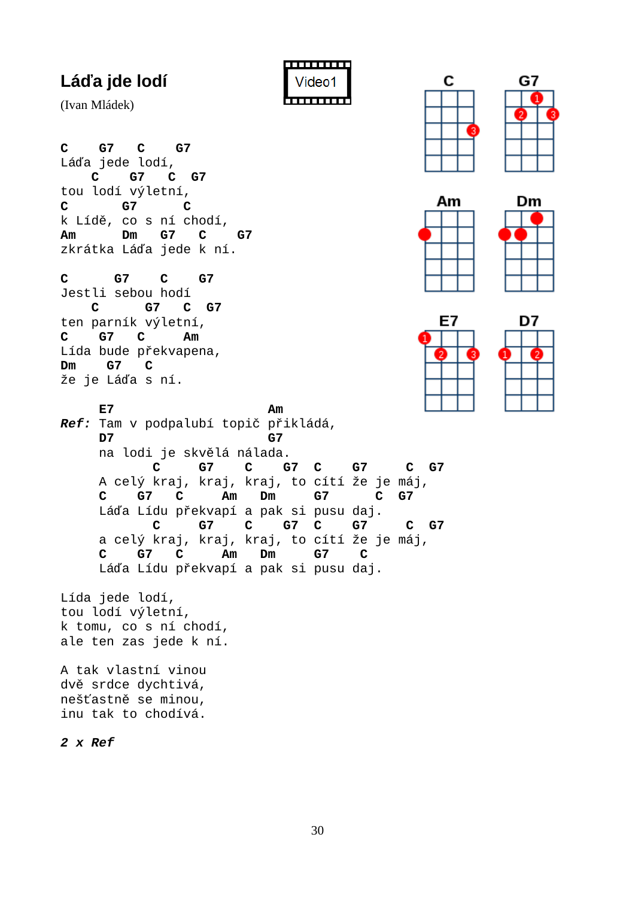# Láďa jde lodí

(Ivan Mládek)

Video1

```
C     G7    C     G7
Láďa jede lodí,
    C     G7    C   G7
tou lodí výletní,
C         G7      C
k Lídě, co s ní chodí,
Am       Dm     G7    C     G7
zkrátka Láďa jede k ní.

C      G7     C     G7
Jestli sebou hodí
    C        G7    C   G7
ten parník výletní,
C     G7    C       Am
Lída bude překvapena,
Dm     G7    C
že je Láďa s ní.

      E7                      Am
Ref: Tam v podpalubí topič přikládá,
      D7                      G7
      na lodi je skvělá nálada.
             C     G7     C     G7   C     G7     C   G7
      A celý kraj, kraj, kraj, to cítí že je máj,
      C     G7    C      Am    Dm     G7      C   G7
      Láďa Lídu překvapí a pak si pusu daj.
             C     G7     C     G7   C     G7     C   G7
      a celý kraj, kraj, kraj, to cítí že je máj,
      C     G7    C      Am    Dm     G7     C
      Láďa Lídu překvapí a pak si pusu daj.

Lída jede lodí,
tou lodí výletní,
k tomu, co s ní chodí,
ale ten zas jede k ní.

A tak vlastní vinou
dvě srdce dychtivá,
nešťastně se minou,
inu tak to chodívá.
```

***2 x Ref***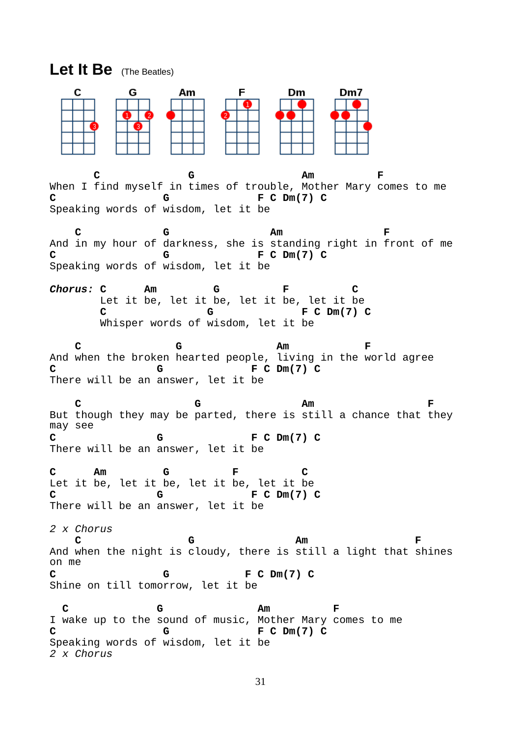# Let It Be (The Beatles)

C G Am F Dm Dm7

```
        C              G                 Am          F
When I find myself in times of trouble, Mother Mary comes to me
C                G              F C Dm(7) C
Speaking words of wisdom, let it be

    C            G               Am                F
And in my hour of darkness, she is standing right in front of me
C                G              F C Dm(7) C
Speaking words of wisdom, let it be
```

```
Chorus: C      Am        G         F         C
        Let it be, let it be, let it be, let it be
        C               G             F C Dm(7) C
        Whisper words of wisdom, let it be
```

```
    C               G               Am           F
And when the broken hearted people, living in the world agree
C               G              F C Dm(7) C
There will be an answer, let it be

    C                 G                Am                 F
But though they may be parted, there is still a chance that they
may see
C               G              F C Dm(7) C
There will be an answer, let it be

C      Am        G         F         C
Let it be, let it be, let it be, let it be
C               G              F C Dm(7) C
There will be an answer, let it be
```

*2 x Chorus*

```
    C                G                 Am               F
And when the night is cloudy, there is still a light that shines
on me
C                G             F C Dm(7) C
Shine on till tomorrow, let it be

  C             G                Am         F
I wake up to the sound of music, Mother Mary comes to me
C                G              F C Dm(7) C
Speaking words of wisdom, let it be
```

*2 x Chorus*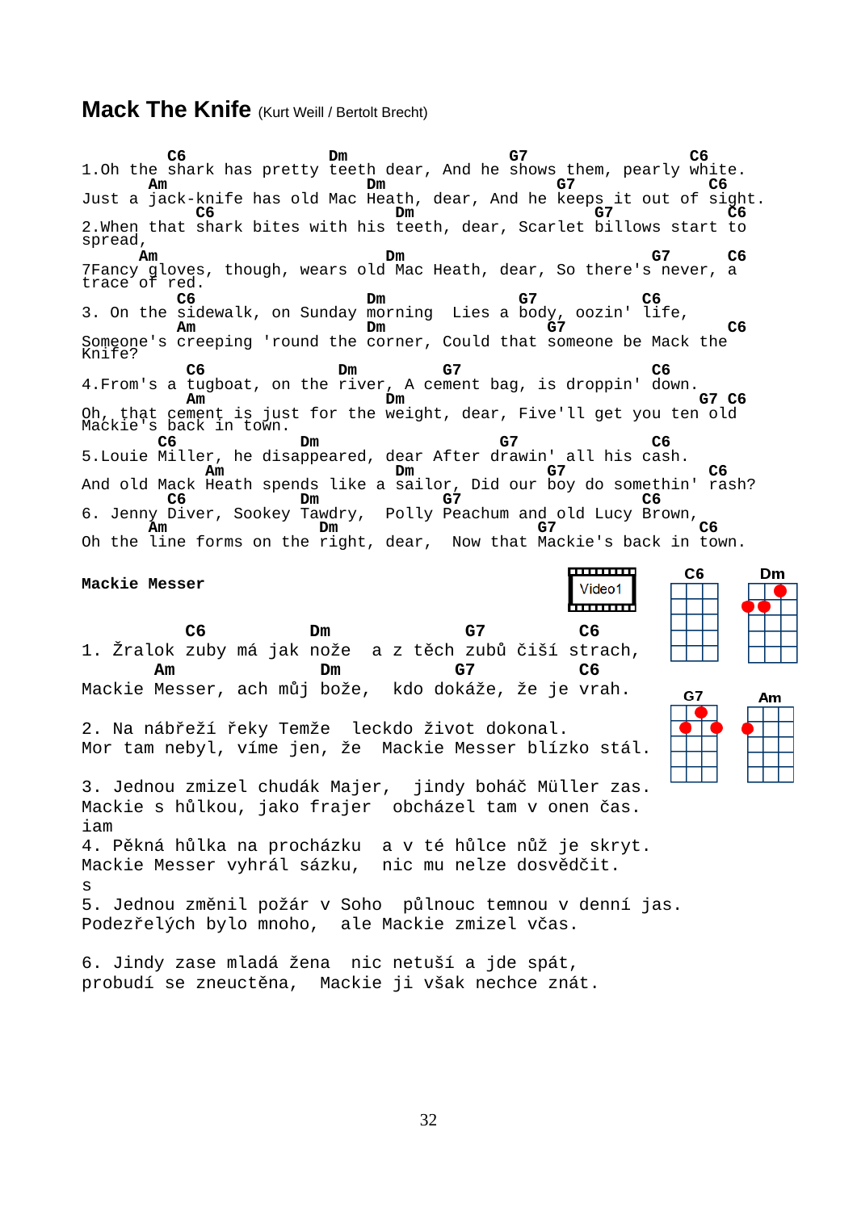# Mack The Knife (Kurt Weill / Bertolt Brecht)

```
         C6                Dm                 G7                 C6
1.Oh the shark has pretty teeth dear, And he shows them, pearly white.
       Am                    Dm                   G7              C6
Just a jack-knife has old Mac Heath, dear, And he keeps it out of sight.
            C6                  Dm                G7             C6
2.When that shark bites with his teeth, dear, Scarlet billows start to
spread,
      Am                      Dm                            G7      C6
7Fancy gloves, though, wears old Mac Heath, dear, So there's never, a
trace of red.
          C6                  Dm             G7         C6
3. On the sidewalk, on Sunday morning  Lies a body, oozin' life,
          Am                  Dm             G7                 C6
Someone's creeping 'round the corner, Could that someone be Mack the
Knife?
           C6           Dm          G7                    C6
4.From's a tugboat, on the river, A cement bag, is droppin' down.
           Am                   Dm                              G7 C6
Oh, that cement is just for the weight, dear, Five'll get you ten old
Mackie's back in town.
         C6            Dm                     G7             C6
5.Louie Miller, he disappeared, dear After drawin' all his cash.
              Am                  Dm            G7              C6
And old Mack Heath spends like a sailor, Did our boy do somethin' rash?
         C6            Dm             G7                 C6
6. Jenny Diver, Sookey Tawdry,  Polly Peachum and old Lucy Brown,
       Am                Dm                G7               C6
Oh the line forms on the right, dear,  Now that Mackie's back in town.
```

**Mackie Messer**

Video1

```
          C6          Dm              G7          C6
1. Žralok zuby má jak nože  a z těch zubů čiší strach,
       Am              Dm             G7          C6
Mackie Messer, ach můj bože,  kdo dokáže, že je vrah.
```

2. Na nábřeží řeky Temže  leckdo život dokonal.  
Mor tam nebyl, víme jen, že  Mackie Messer blízko stál.

3. Jednou zmizel chudák Majer,  jindy boháč Müller zas.  
Mackie s hůlkou, jako frajer  obcházel tam v onen čas.  
iam  
4. Pěkná hůlka na procházku  a v té hůlce nůž je skryt.  
Mackie Messer vyhrál sázku,  nic mu nelze dosvědčit.  
s  
5. Jednou změnil požár v Soho  půlnouc temnou v denní jas.  
Podezřelých bylo mnoho,  ale Mackie zmizel včas.

6. Jindy zase mladá žena  nic netuší a jde spát,  
probudí se zneuctěna,  Mackie ji však nechce znát.

C6 Dm G7 Am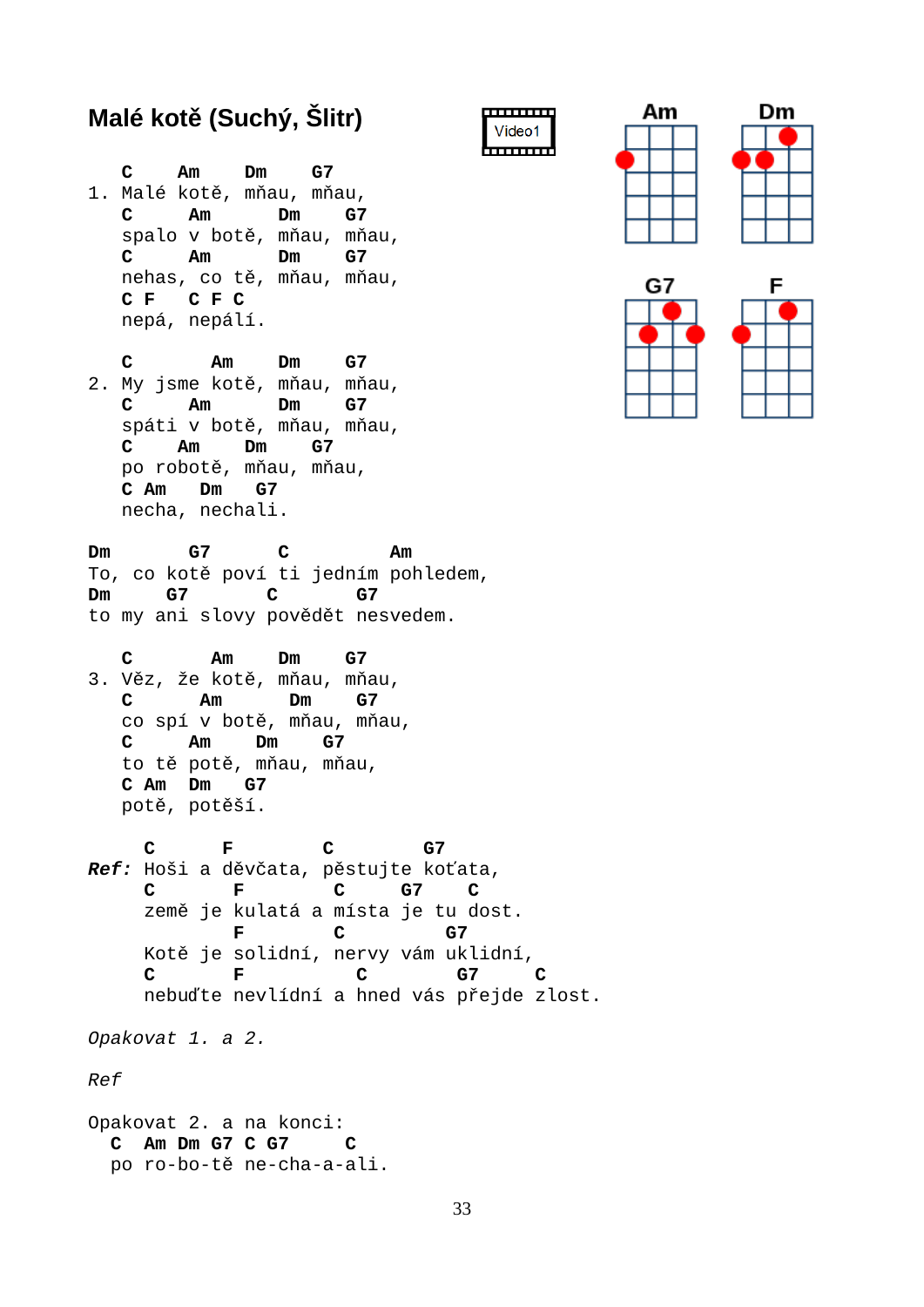# Malé kotě (Suchý, Šlitr)

Video1

```
   C    Am    Dm    G7
1. Malé kotě, mňau, mňau,
   C      Am      Dm    G7
   spalo v botě, mňau, mňau,
   C      Am      Dm    G7
   nehas, co tě, mňau, mňau,
   C F    C F C
   nepá, nepálí.

   C        Am    Dm    G7
2. My jsme kotě, mňau, mňau,
   C      Am      Dm    G7
   spáti v botě, mňau, mňau,
   C      Am    Dm    G7
   po robotě, mňau, mňau,
   C Am   Dm   G7
   necha, nechali.

Dm       G7      C         Am
To, co kotě poví ti jedním pohledem,
Dm     G7       C       G7
to my ani slovy povědět nesvedem.

   C        Am    Dm    G7
3. Věz, že kotě, mňau, mňau,
   C       Am      Dm    G7
   co spí v botě, mňau, mňau,
   C      Am    Dm    G7
   to tě potě, mňau, mňau,
   C Am   Dm   G7
   potě, potěší.

      C      F        C        G7
Ref:  Hoši a děvčata, pěstujte koťata,
      C       F        C     G7    C
      země je kulatá a místa je tu dost.
              F        C         G7
      Kotě je solidní, nervy vám uklidní,
      C       F         C        G7      C
      nebuďte nevlídní a hned vás přejde zlost.
```

*Opakovat 1. a 2.*

*Ref*

Opakovat 2. a na konci:

```
  C  Am Dm G7 C G7     C
  po ro-bo-tě ne-cha-a-ali.
```

Am, Dm, G7, F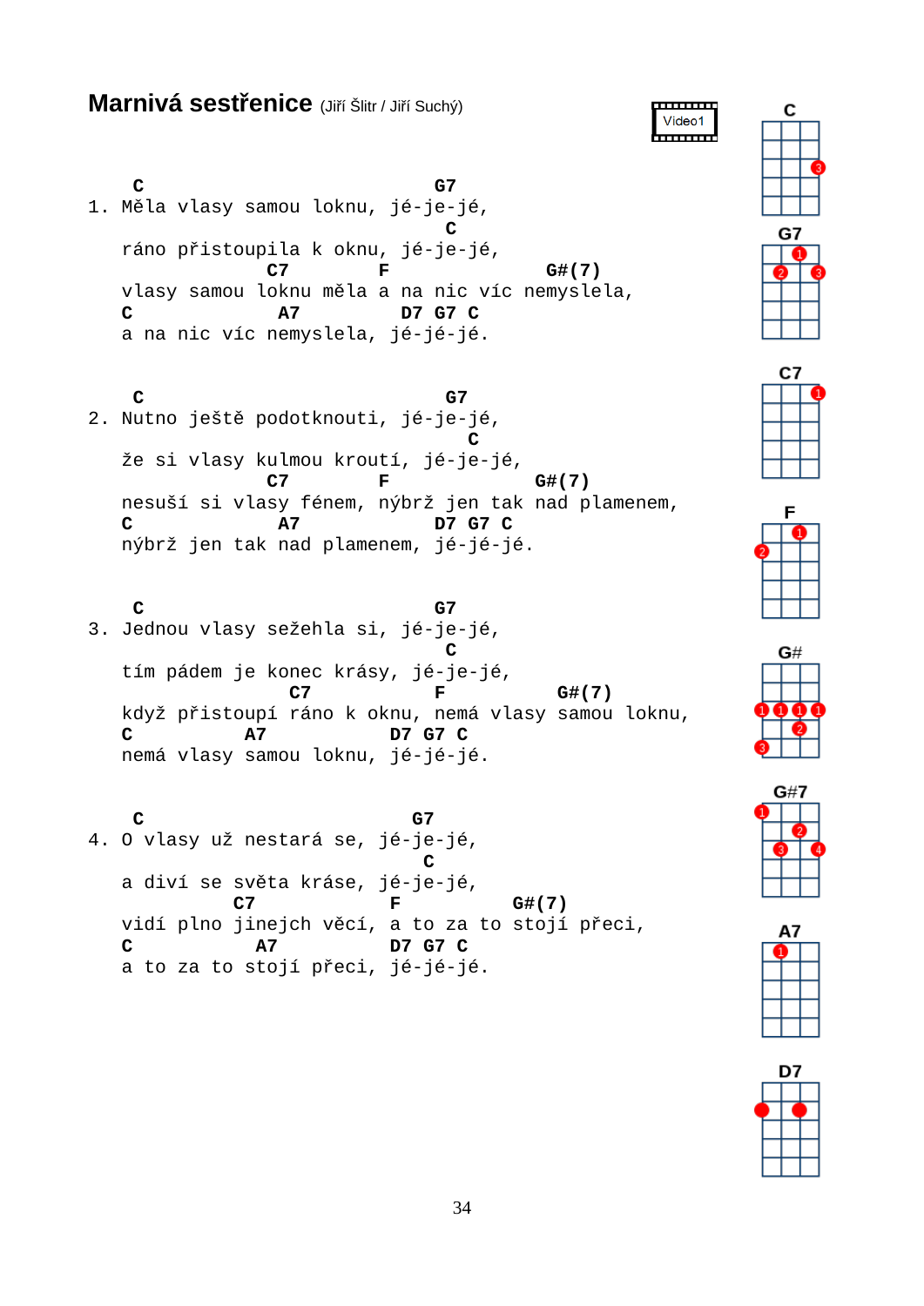# Marnivá sestřenice (Jiří Šlitr / Jiří Suchý)

Video1

```
    C                            G7
1. Měla vlasy samou loknu, jé-je-jé,
                                 C
   ráno přistoupila k oknu, jé-je-jé,
                C7        F              G#(7)
   vlasy samou loknu měla a na nic víc nemyslela,
   C             A7        D7 G7 C
   a na nic víc nemyslela, jé-jé-jé.


    C                             G7
2. Nutno ještě podotknouti, jé-je-jé,
                                   C
   že si vlasy kulmou kroutí, jé-je-jé,
                C7        F             G#(7)
   nesuší si vlasy fénem, nýbrž jen tak nad plamenem,
   C             A7            D7 G7 C
   nýbrž jen tak nad plamenem, jé-jé-jé.


    C                            G7
3. Jednou vlasy sežehla si, jé-je-jé,
                                 C
   tím pádem je konec krásy, jé-je-jé,
                  C7            F        G#(7)
   když přistoupí ráno k oknu, nemá vlasy samou loknu,
   C          A7          D7 G7 C
   nemá vlasy samou loknu, jé-jé-jé.


    C                          G7
4. O vlasy už nestará se, jé-je-jé,
                               C
   a diví se světa kráse, jé-je-jé,
             C7           F          G#(7)
   vidí plno jinejch věcí, a to za to stojí přeci,
   C           A7         D7 G7 C
   a to za to stojí přeci, jé-jé-jé.
```

C G7 C7 F G# G#7 A7 D7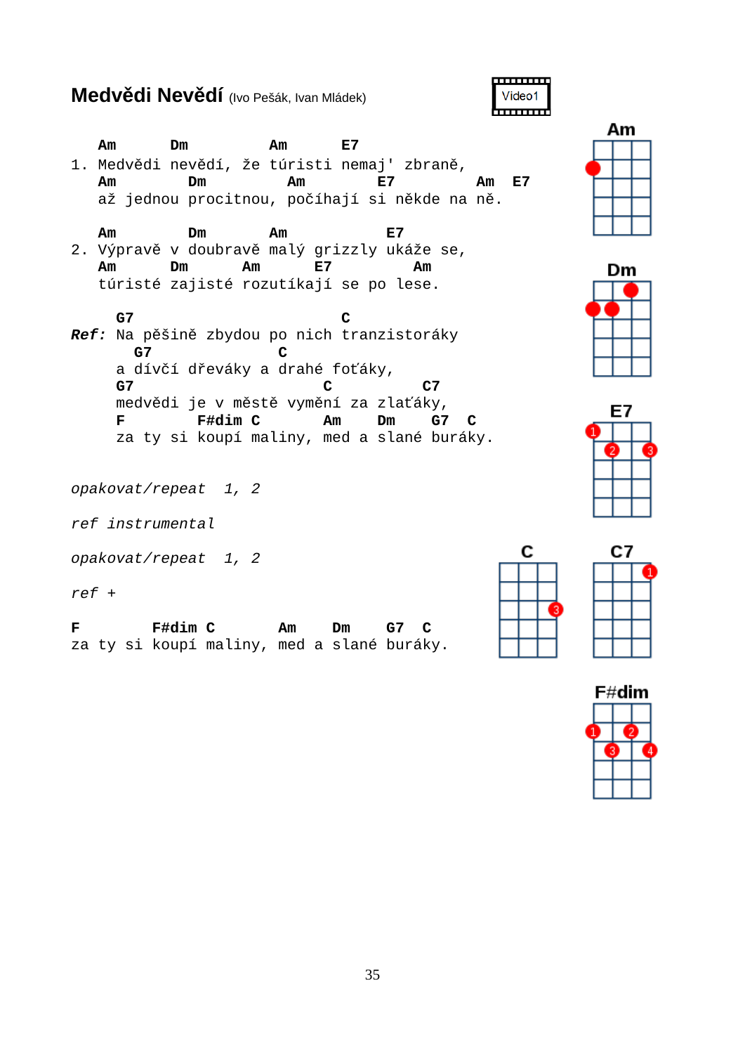# Medvědi Nevědí (Ivo Pešák, Ivan Mládek)

Video1

```
   Am      Dm         Am      E7
1. Medvědi nevědí, že túristi nemaj' zbraně,
   Am        Dm        Am         E7          Am   E7
   až jednou procitnou, počíhají si někde na ně.

   Am        Dm       Am          E7
2. Výpravě v doubravě malý grizzly ukáže se,
   Am      Dm       Am      E7          Am
   túristé zajisté rozutíkají se po lese.

     G7                          C
Ref: Na pěšině zbydou po nich tranzistoráky
       G7              C
     a dívčí dřeváky a drahé foťáky,
     G7                      C          C7
     medvědi je v městě vymění za zlaťáky,
     F        F#dim C         Am     Dm     G7   C
     za ty si koupí maliny, med a slané buráky.
```

*opakovat/repeat  1, 2*

*ref instrumental*

*opakovat/repeat  1, 2*

*ref +*

```
F        F#dim C         Am     Dm     G7   C
za ty si koupí maliny, med a slané buráky.
```

Am

Dm

E7

C

C7

F#dim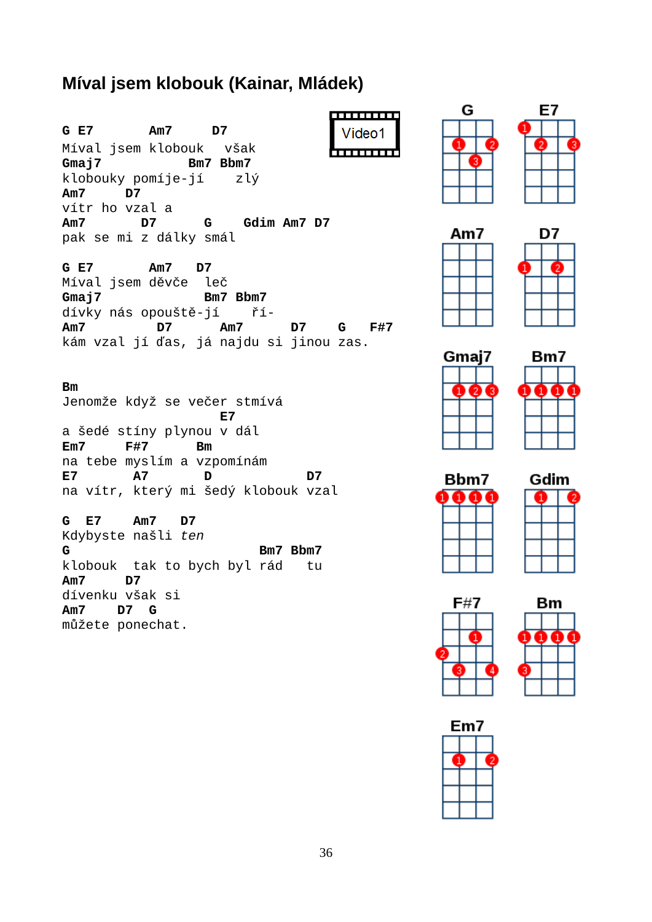# Míval jsem klobouk (Kainar, Mládek)

```
G E7        Am7      D7
Míval jsem klobouk   však
Gmaj7                Bm7 Bbm7
klobouky pomíje-jí    zlý
Am7     D7
vítr ho vzal a
Am7        D7      G     Gdim Am7 D7
pak se mi z dálky smál

G E7        Am7    D7
Míval jsem děvče  leč
Gmaj7                  Bm7 Bbm7
dívky nás opouště-jí    ří-
Am7          D7      Am7      D7     G    F#7
kám vzal jí ďas, já najdu si jinou zas.


Bm
Jenomže když se večer stmívá
                    E7
a šedé stíny plynou v dál
Em7      F#7       Bm
na tebe myslím a vzpomínám
E7        A7      D            D7
na vítr, který mi šedý klobouk vzal

G  E7    Am7    D7
Kdybyste našli ten
G                         Bm7 Bbm7
klobouk  tak to bych byl rád   tu
Am7     D7
dívenku však si
Am7    D7  G
můžete ponechat.
```

Video1

G, E7, Am7, D7, Gmaj7, Bm7, Bbm7, Gdim, F#7, Bm, Em7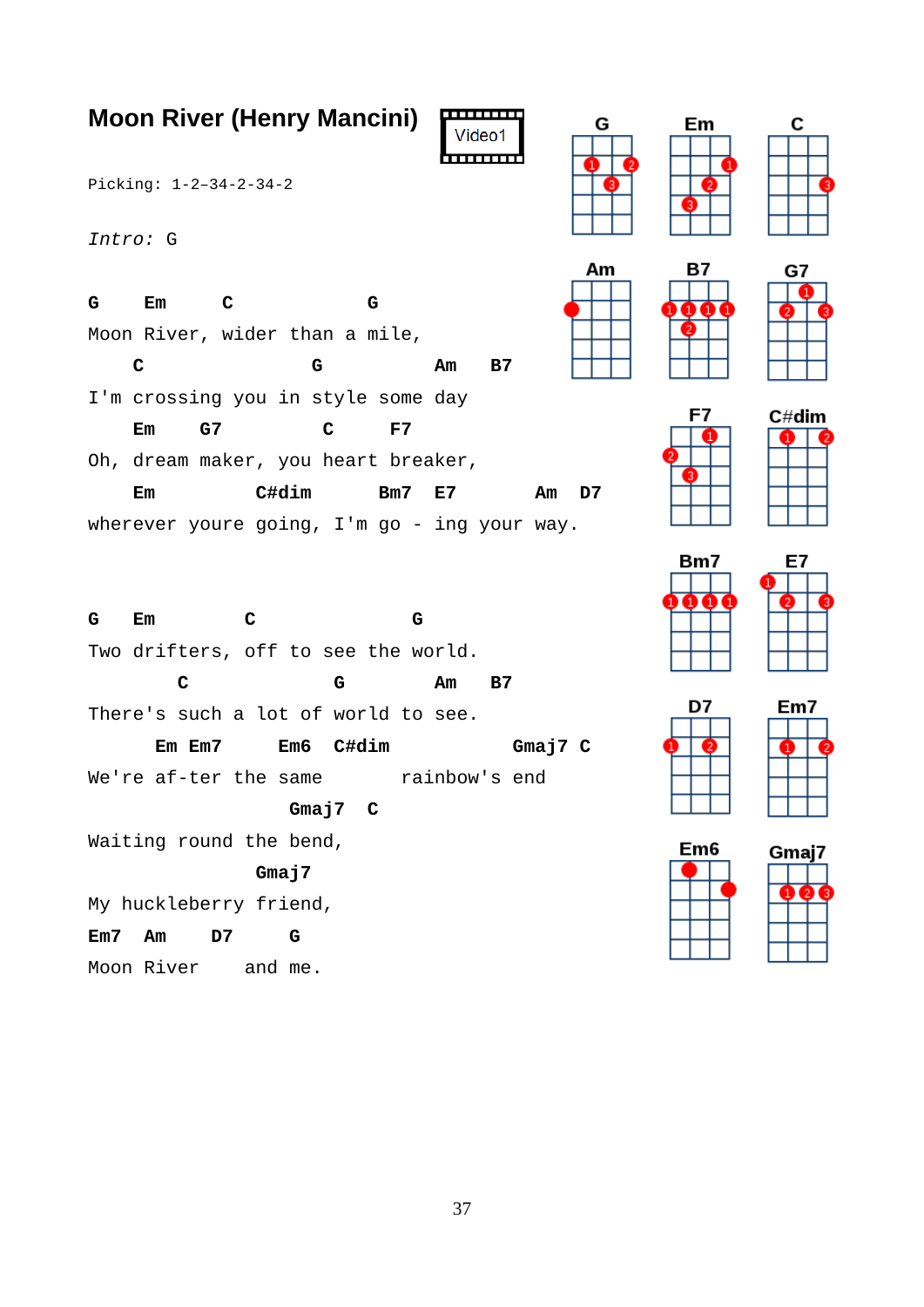# Moon River (Henry Mancini)

Video1

```
Picking: 1-2–34-2-34-2

Intro: G

G    Em     C           G
Moon River, wider than a mile,
    C              G        Am   B7
I'm crossing you in style some day
    Em    G7          C     F7
Oh, dream maker, you heart breaker,
    Em          C#dim      Bm7  E7       Am  D7
wherever youre going, I'm go - ing your way.


G   Em         C              G
Two drifters, off to see the world.
        C             G       Am   B7
There's such a lot of world to see.
      Em Em7     Em6  C#dim            Gmaj7 C
We're af-ter the same       rainbow's end
                   Gmaj7  C
Waiting round the bend,
                Gmaj7
My huckleberry friend,
Em7  Am    D7     G
Moon River    and me.
```

G Em C Am B7 G7 F7 C#dim Bm7 E7 D7 Em7 Em6 Gmaj7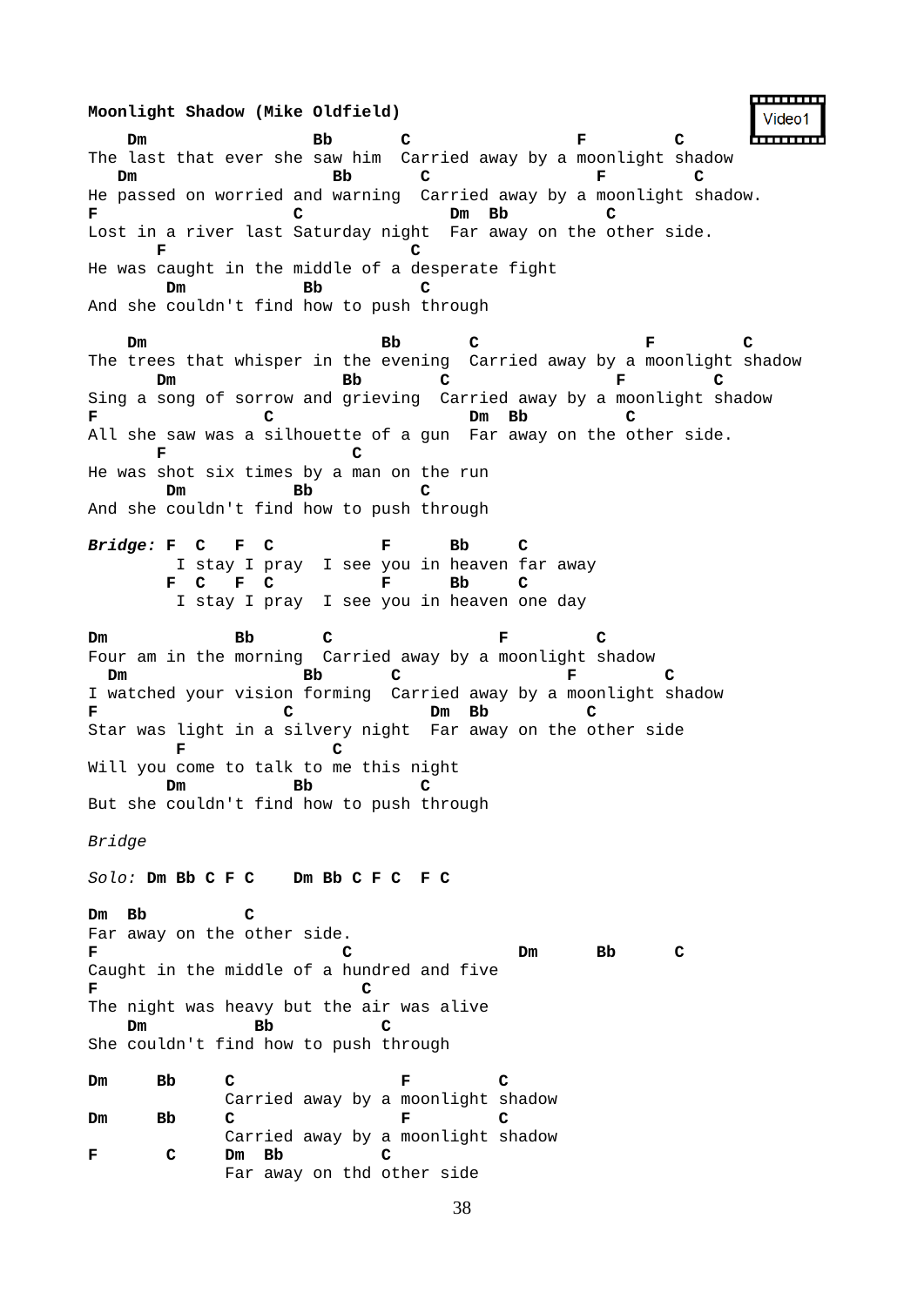**Moonlight Shadow (Mike Oldfield)**

Video1

```
    Dm                  Bb       C                 F         C
The last that ever she saw him  Carried away by a moonlight shadow
   Dm                    Bb       C                 F         C
He passed on worried and warning  Carried away by a moonlight shadow.
F                    C               Dm  Bb          C
Lost in a river last Saturday night  Far away on the other side.
       F                          C
He was caught in the middle of a desperate fight
        Dm            Bb          C
And she couldn't find how to push through

    Dm                       Bb       C                 F         C
The trees that whisper in the evening  Carried away by a moonlight shadow
       Dm                Bb       C                 F         C
Sing a song of sorrow and grieving  Carried away by a moonlight shadow
F                 C                      Dm  Bb          C
All she saw was a silhouette of a gun  Far away on the other side.
       F                 C
He was shot six times by a man on the run
        Dm           Bb          C
And she couldn't find how to push through
```

*Bridge:*

```
         F  C   F  C          F      Bb     C
          I stay I pray  I see you in heaven far away
         F  C   F  C          F      Bb     C
          I stay I pray  I see you in heaven one day
```

```
Dm             Bb       C                 F         C
Four am in the morning  Carried away by a moonlight shadow
  Dm                Bb       C                 F         C
I watched your vision forming  Carried away by a moonlight shadow
F                   C              Dm  Bb          C
Star was light in a silvery night  Far away on the other side
         F              C
Will you come to talk to me this night
        Dm           Bb          C
But she couldn't find how to push through
```

*Bridge*

*Solo:* **Dm Bb C F C    Dm Bb C F C   F C**

```
Dm  Bb          C
Far away on the other side.
F                          C                  Dm      Bb      C
Caught in the middle of a hundred and five
F                            C
The night was heavy but the air was alive
    Dm          Bb          C
She couldn't find how to push through

Dm     Bb     C                F         C
              Carried away by a moonlight shadow
Dm     Bb     C                F         C
              Carried away by a moonlight shadow
F       C     Dm  Bb          C
              Far away on thd other side
```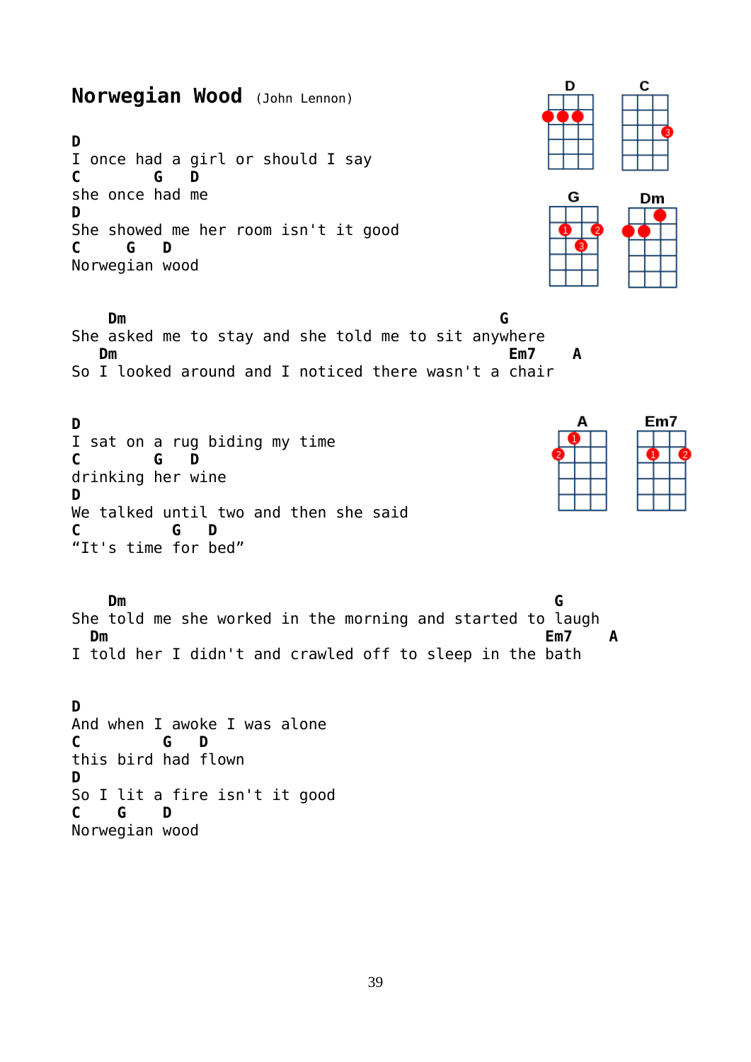# Norwegian Wood (John Lennon)

```
D
I once had a girl or should I say
C        G   D
she once had me
D
She showed me her room isn't it good
C     G   D
Norwegian wood


    Dm                                      G
She asked me to stay and she told me to sit anywhere
   Dm                                        Em7    A
So I looked around and I noticed there wasn't a chair


D
I sat on a rug biding my time
C       G   D
drinking her wine
D
We talked until two and then she said
C          G   D
“It's time for bed”


    Dm                                            G
She told me she worked in the morning and started to laugh
  Dm                                                 Em7    A
I told her I didn't and crawled off to sleep in the bath


D
And when I awoke I was alone
C         G   D
this bird had flown
D
So I lit a fire isn't it good
C    G    D
Norwegian wood
```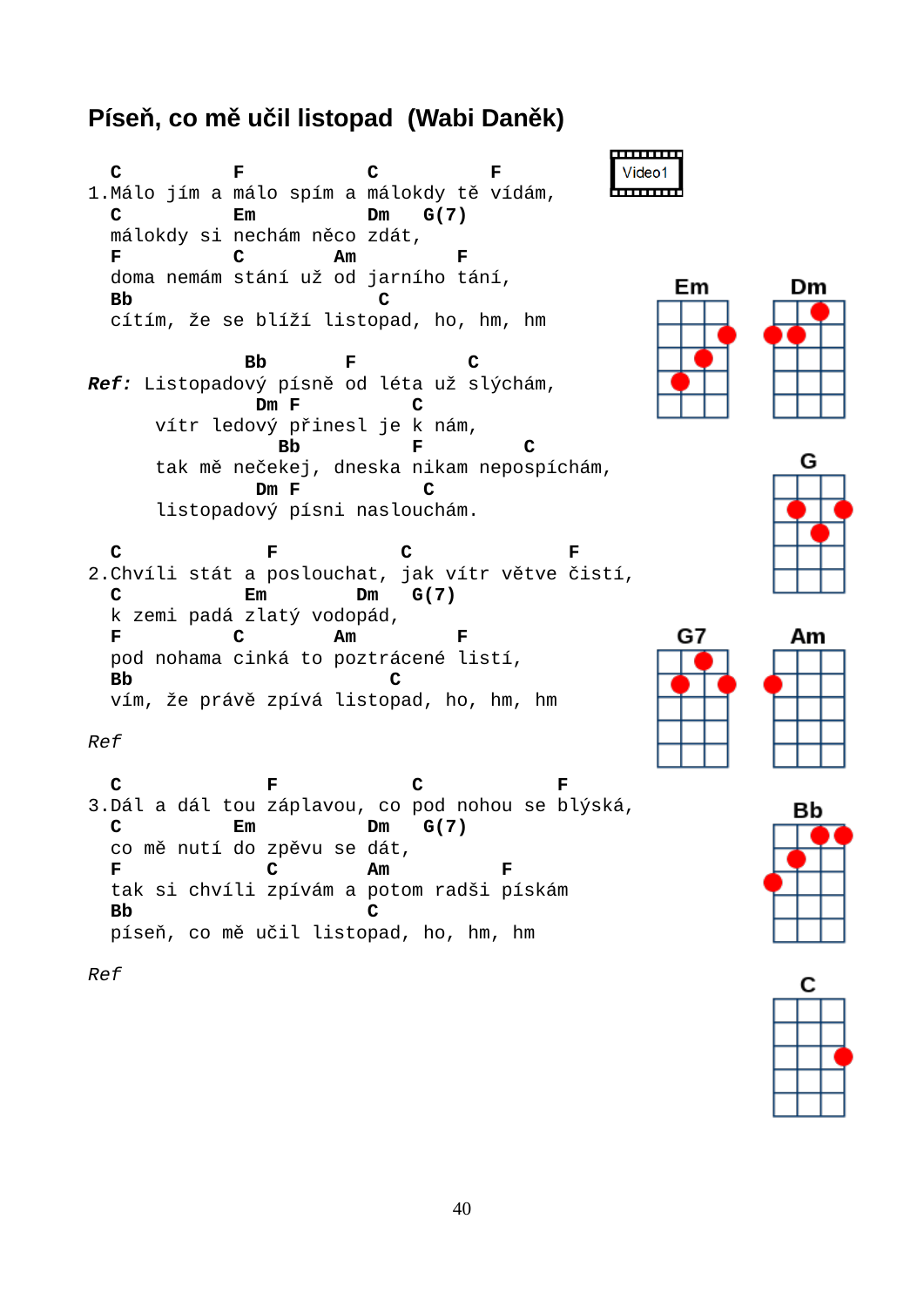# Píseň, co mě učil listopad (Wabi Daněk)

Video1

```
  C          F           C          F
1.Málo jím a málo spím a málokdy tě vídám,
  C          Em          Dm   G(7)
  málokdy si nechám něco zdát,
  F          C        Am         F
  doma nemám stání už od jarního tání,
  Bb                       C
  cítím, že se blíží listopad, ho, hm, hm

               Bb        F          C
Ref: Listopadový písně od léta už slýchám,
              Dm F         C
    vítr ledový přinesl je k nám,
                Bb         F         C
    tak mě nečekej, dneska nikam nepospíchám,
              Dm F         C
    listopadový písni naslouchám.

  C             F          C              F
2.Chvíli stát a poslouchat, jak vítr větve čistí,
  C           Em       Dm    G(7)
  k zemi padá zlatý vodopád,
  F          C        Am         F
  pod nohama cinká to poztrácené listí,
  Bb                        C
  vím, že právě zpívá listopad, ho, hm, hm

Ref

  C             F          C            F
3.Dál a dál tou záplavou, co pod nohou se blýská,
  C          Em          Dm   G(7)
  co mě nutí do zpěvu se dát,
  F             C        Am         F
  tak si chvíli zpívám a potom radši pískám
  Bb                      C
  píseň, co mě učil listopad, ho, hm, hm

Ref
```

Em Dm G G7 Am Bb C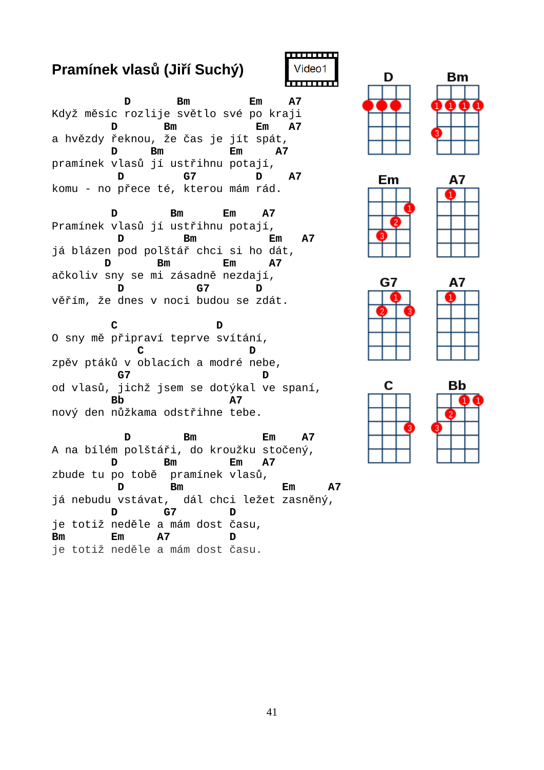# Pramínek vlasů (Jiří Suchý)

Video1

```
           D       Bm         Em    A7
Když měsíc rozlije světlo své po kraji
         D       Bm          Em    A7
a hvězdy řeknou, že čas je jít spát,
         D     Bm          Em     A7
pramínek vlasů jí ustřihnu potají,
          D         G7         D     A7
komu - no přece té, kterou mám rád.

         D        Bm      Em    A7
Pramínek vlasů jí ustřihnu potají,
          D         Bm          Em    A7
já blázen pod polštář chci si ho dát,
        D       Bm       Em     A7
ačkoliv sny se mi zásadně nezdají,
          D          G7     D
věřím, že dnes v noci budou se zdát.

         C                D
O sny mě připraví teprve svítání,
           C               D
zpěv ptáků v oblacích a modré nebe,
          G7                 D
od vlasů, jichž jsem se dotýkal ve spaní,
          Bb               A7
nový den nůžkama odstřihne tebe.

           D        Bm          Em    A7
A na bílém polštáři, do kroužku stočený,
         D      Bm       Em    A7
zbude tu po tobě  pramínek vlasů,
          D       Bm              Em     A7
já nebudu vstávat,  dál chci ležet zasněný,
         D       G7        D
je totiž neděle a mám dost času,
Bm       Em     A7         D
je totiž neděle a mám dost času.
```

D Bm Em A7 G7 A7 C Bb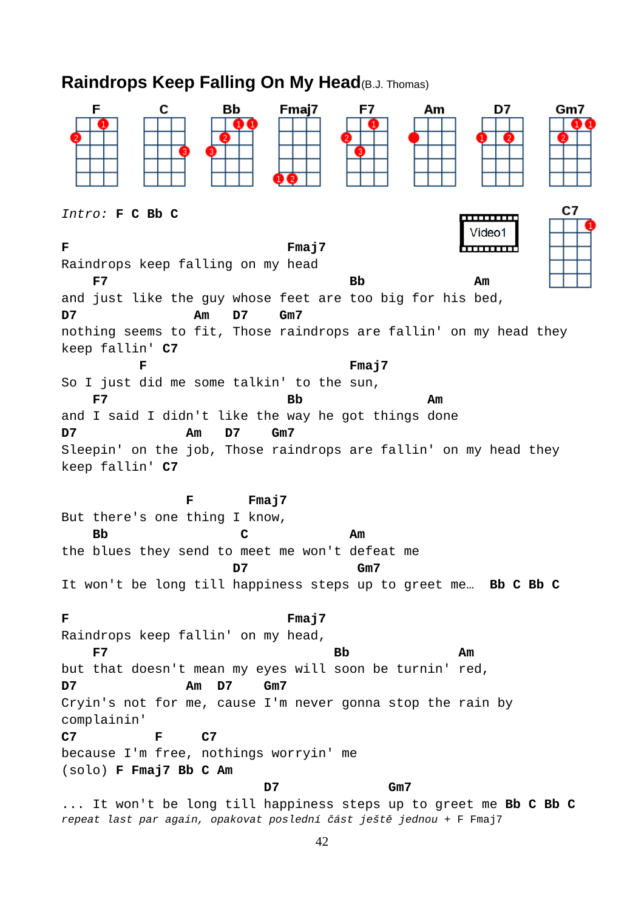# Raindrops Keep Falling On My Head (B.J. Thomas)

F C Bb Fmaj7 F7 Am D7 Gm7 C7

Video1

```
Intro: F C Bb C

F                            Fmaj7
Raindrops keep falling on my head
    F7                              Bb              Am
and just like the guy whose feet are too big for his bed,
D7                Am   D7    Gm7
nothing seems to fit, Those raindrops are fallin' on my head they
keep fallin' C7
          F                          Fmaj7
So I just did me some talkin' to the sun,
    F7                     Bb               Am
and I said I didn't like the way he got things done
D7               Am    D7    Gm7
Sleepin' on the job, Those raindrops are fallin' on my head they
keep fallin' C7

                F       Fmaj7
But there's one thing I know,
    Bb                 C            Am
the blues they send to meet me won't defeat me
                      D7               Gm7
It won't be long till happiness steps up to greet me…  Bb C Bb C

F                            Fmaj7
Raindrops keep fallin' on my head,
    F7                                Bb              Am
but that doesn't mean my eyes will soon be turnin' red,
D7               Am  D7    Gm7
Cryin's not for me, cause I'm never gonna stop the rain by
complainin'
C7           F     C7
because I'm free, nothings worryin' me
(solo) F Fmaj7 Bb C Am
                          D7               Gm7
... It won't be long till happiness steps up to greet me Bb C Bb C
repeat last par again, opakovat poslední část ještě jednou + F Fmaj7
```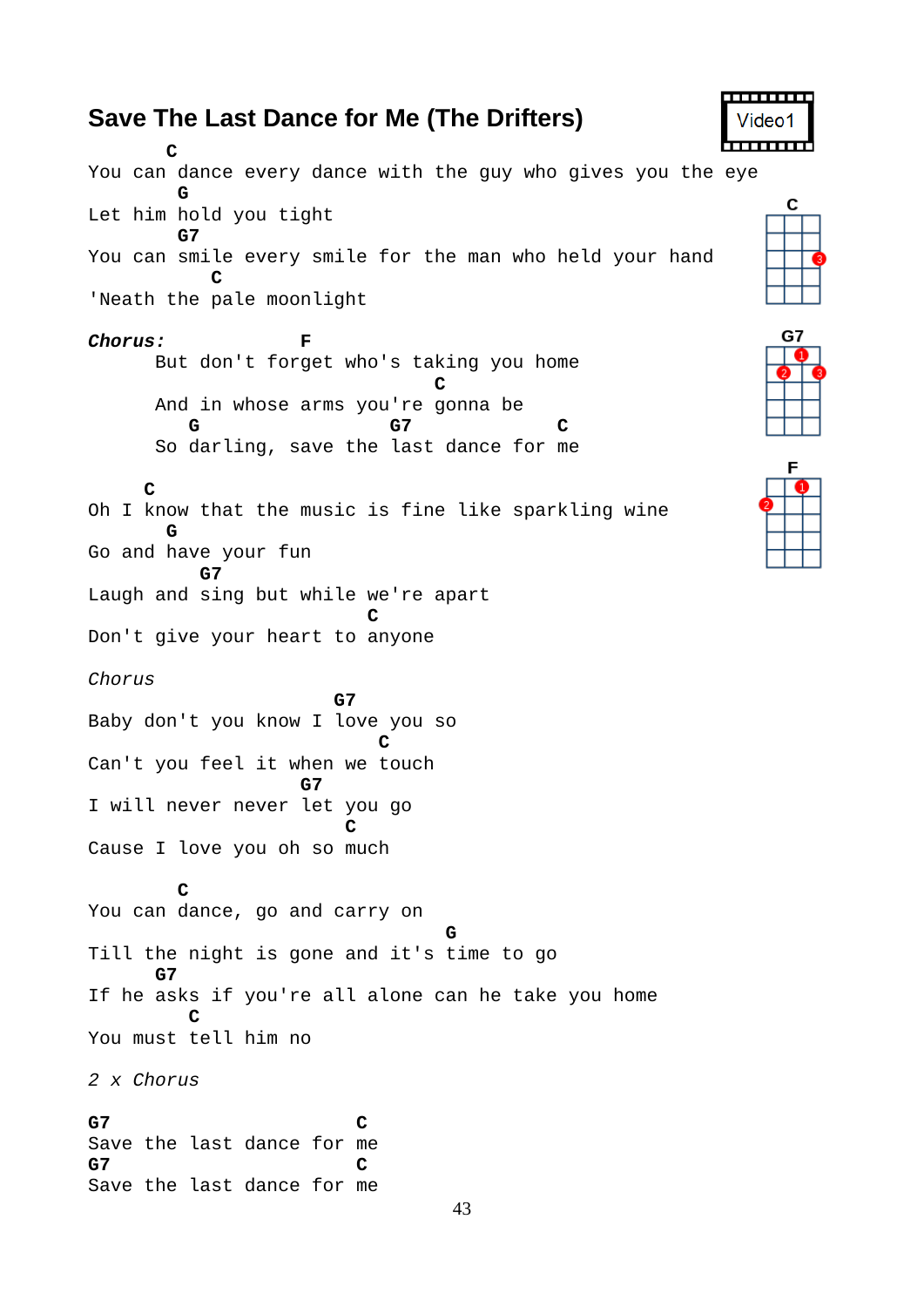# Save The Last Dance for Me (The Drifters)

Video1

```
        C
You can dance every dance with the guy who gives you the eye
        G
Let him hold you tight
        G7
You can smile every smile for the man who held your hand
           C
'Neath the pale moonlight
```

```
Chorus:            F
      But don't forget who's taking you home
                            C
      And in whose arms you're gonna be
         G                 G7            C
      So darling, save the last dance for me
```

```
      C
Oh I know that the music is fine like sparkling wine
       G
Go and have your fun
          G7
Laugh and sing but while we're apart
                         C
Don't give your heart to anyone
```

*Chorus*

```
                      G7
Baby don't you know I love you so
                          C
Can't you feel it when we touch
                   G7
I will never never let you go
                       C
Cause I love you oh so much
```

```
        C
You can dance, go and carry on
                               G
Till the night is gone and it's time to go
      G7
If he asks if you're all alone can he take you home
         C
You must tell him no
```

*2 x Chorus*

```
G7                      C
Save the last dance for me
G7                      C
Save the last dance for me
```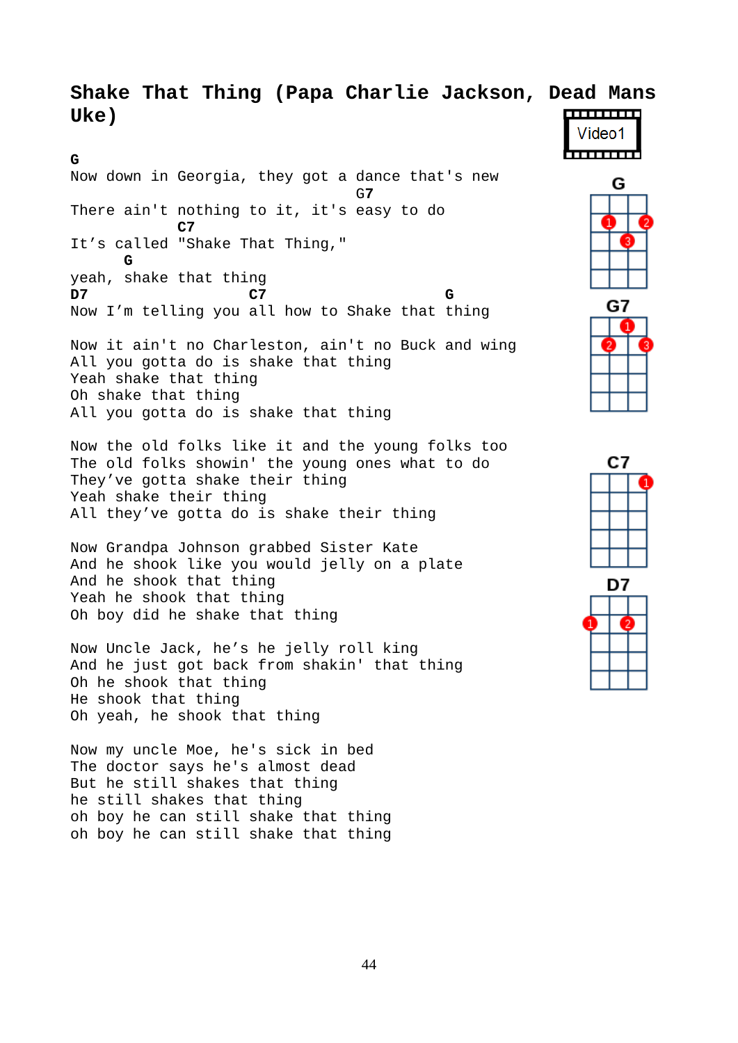# Shake That Thing (Papa Charlie Jackson, Dead Mans Uke)

Video1

```
G
Now down in Georgia, they got a dance that's new
                                G7
There ain't nothing to it, it's easy to do
            C7
It’s called "Shake That Thing,"
      G
yeah, shake that thing
D7                  C7                     G
Now I’m telling you all how to Shake that thing

Now it ain't no Charleston, ain't no Buck and wing
All you gotta do is shake that thing
Yeah shake that thing
Oh shake that thing
All you gotta do is shake that thing

Now the old folks like it and the young folks too
The old folks showin' the young ones what to do
They’ve gotta shake their thing
Yeah shake their thing
All they’ve gotta do is shake their thing

Now Grandpa Johnson grabbed Sister Kate
And he shook like you would jelly on a plate
And he shook that thing
Yeah he shook that thing
Oh boy did he shake that thing

Now Uncle Jack, he’s he jelly roll king
And he just got back from shakin' that thing
Oh he shook that thing
He shook that thing
Oh yeah, he shook that thing

Now my uncle Moe, he's sick in bed
The doctor says he's almost dead
But he still shakes that thing
he still shakes that thing
oh boy he can still shake that thing
oh boy he can still shake that thing
```

G G7 C7 D7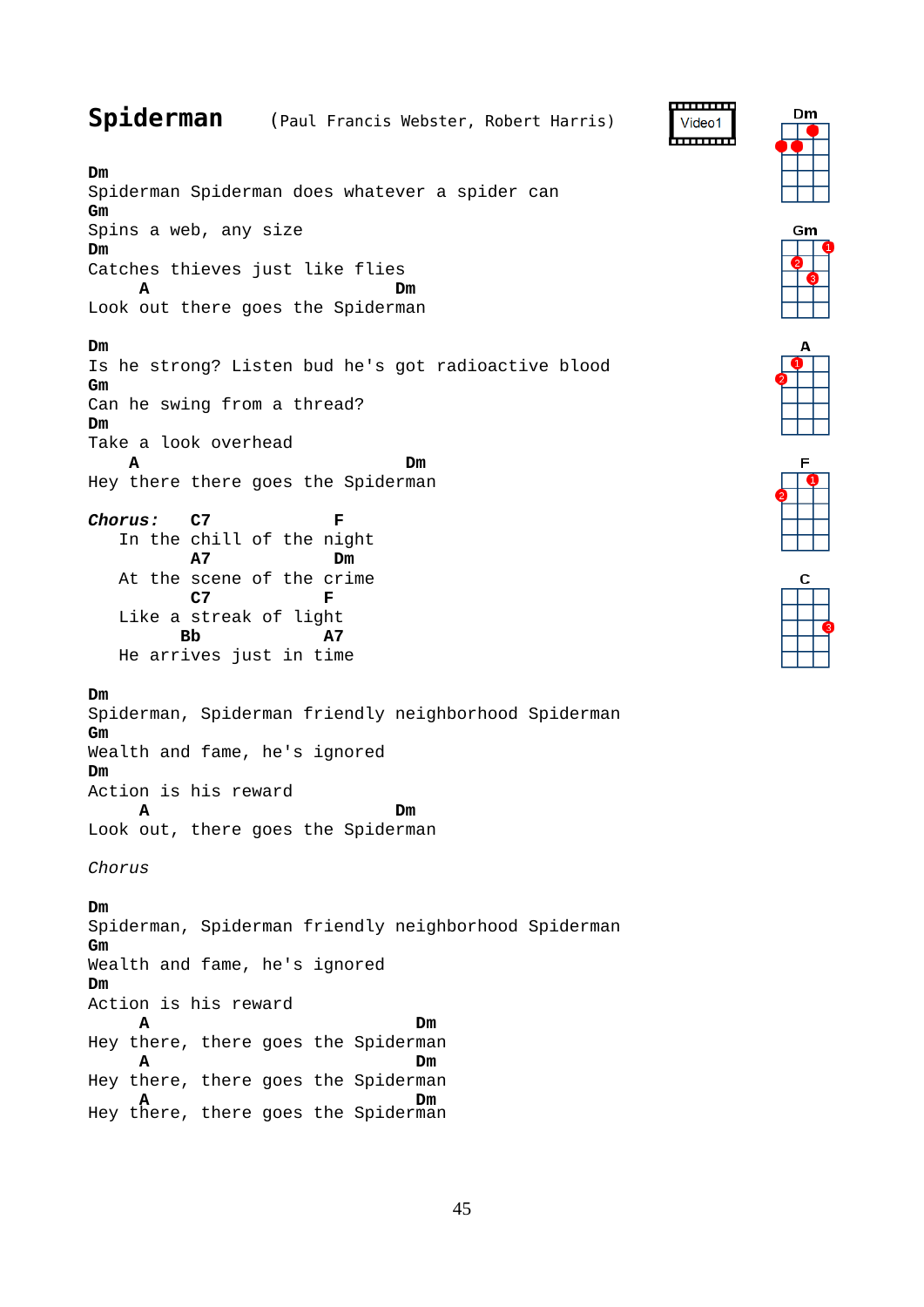# Spiderman

(Paul Francis Webster, Robert Harris)

Video1

```
Dm
Spiderman Spiderman does whatever a spider can
Gm
Spins a web, any size
Dm
Catches thieves just like flies
     A                             Dm
Look out there goes the Spiderman

Dm
Is he strong? Listen bud he's got radioactive blood
Gm
Can he swing from a thread?
Dm
Take a look overhead
    A                               Dm
Hey there there goes the Spiderman
```

*Chorus:*

```
   C7            F
   In the chill of the night
          A7            Dm
   At the scene of the crime
          C7           F
   Like a streak of light
         Bb            A7
   He arrives just in time
```

```
Dm
Spiderman, Spiderman friendly neighborhood Spiderman
Gm
Wealth and fame, he's ignored
Dm
Action is his reward
     A                             Dm
Look out, there goes the Spiderman
```

*Chorus*

```
Dm
Spiderman, Spiderman friendly neighborhood Spiderman
Gm
Wealth and fame, he's ignored
Dm
Action is his reward
     A                               Dm
Hey there, there goes the Spiderman
     A                               Dm
Hey there, there goes the Spiderman
     A                               Dm
Hey there, there goes the Spiderman
```

Dm Gm A F C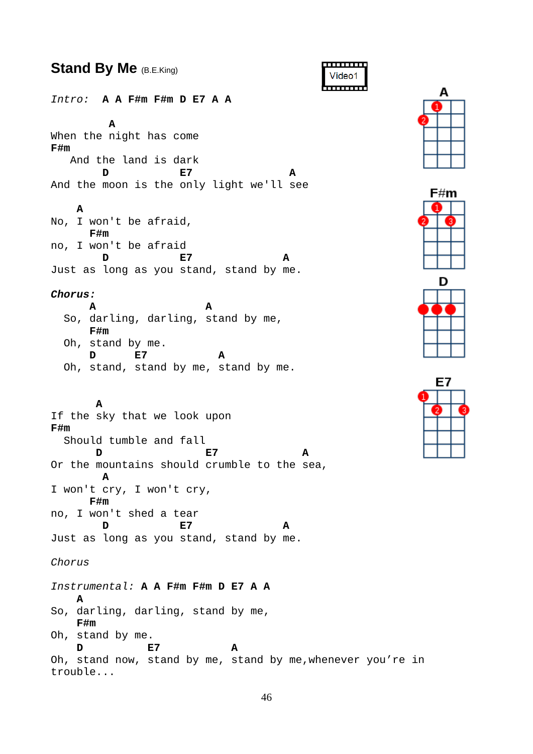## Stand By Me (B.E.King)

Video1

```
Intro:  A  A  F#m  F#m  D  E7  A  A

         A
When the night has come
F#m
   And the land is dark
        D           E7                A
And the moon is the only light we'll see

    A
No, I won't be afraid,
      F#m
no, I won't be afraid
        D           E7              A
Just as long as you stand, stand by me.

Chorus:
      A                  A
  So, darling, darling, stand by me,
      F#m
  Oh, stand by me.
      D      E7            A
  Oh, stand, stand by me, stand by me.


       A
If the sky that we look upon
F#m
  Should tumble and fall
       D              E7               A
Or the mountains should crumble to the sea,
        A
I won't cry, I won't cry,
      F#m
no, I won't shed a tear
        D           E7              A
Just as long as you stand, stand by me.

Chorus

Instrumental: A  A  F#m  F#m  D  E7  A  A
    A
So, darling, darling, stand by me,
    F#m
Oh, stand by me.
    D          E7             A
Oh, stand now, stand by me, stand by me,whenever you're in
trouble...
```

A

F#m

D

E7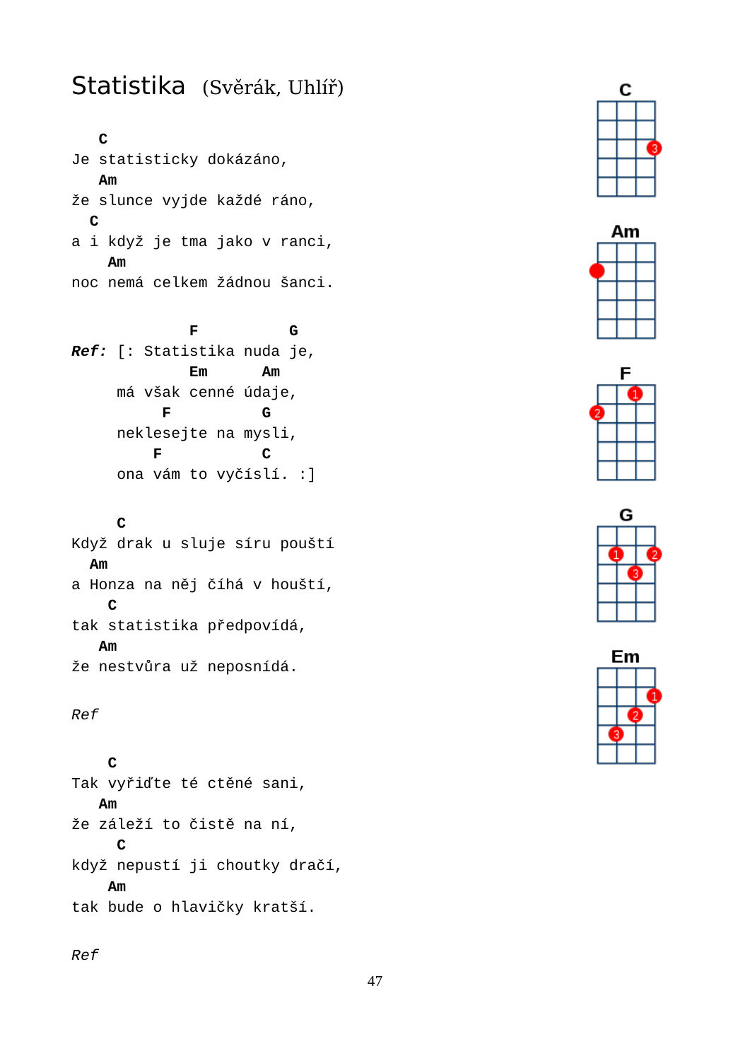# Statistika (Svěrák, Uhlíř)

```
   C
Je statisticky dokázáno,
   Am
že slunce vyjde každé ráno,
  C
a i když je tma jako v ranci,
    Am
noc nemá celkem žádnou šanci.


              F          G
Ref: [: Statistika nuda je,
              Em      Am
     má však cenné údaje,
           F          G
     neklesejte na mysli,
          F           C
     ona vám to vyčíslí. :]


     C
Když drak u sluje síru pouští
  Am
a Honza na něj číhá v houští,
    C
tak statistika předpovídá,
   Am
že nestvůra už neposnídá.
```

*Ref*

```
    C
Tak vyřiďte té ctěné sani,
   Am
že záleží to čistě na ní,
     C
když nepustí ji choutky dračí,
    Am
tak bude o hlavičky kratší.
```

*Ref*

C

Am

F

G

Em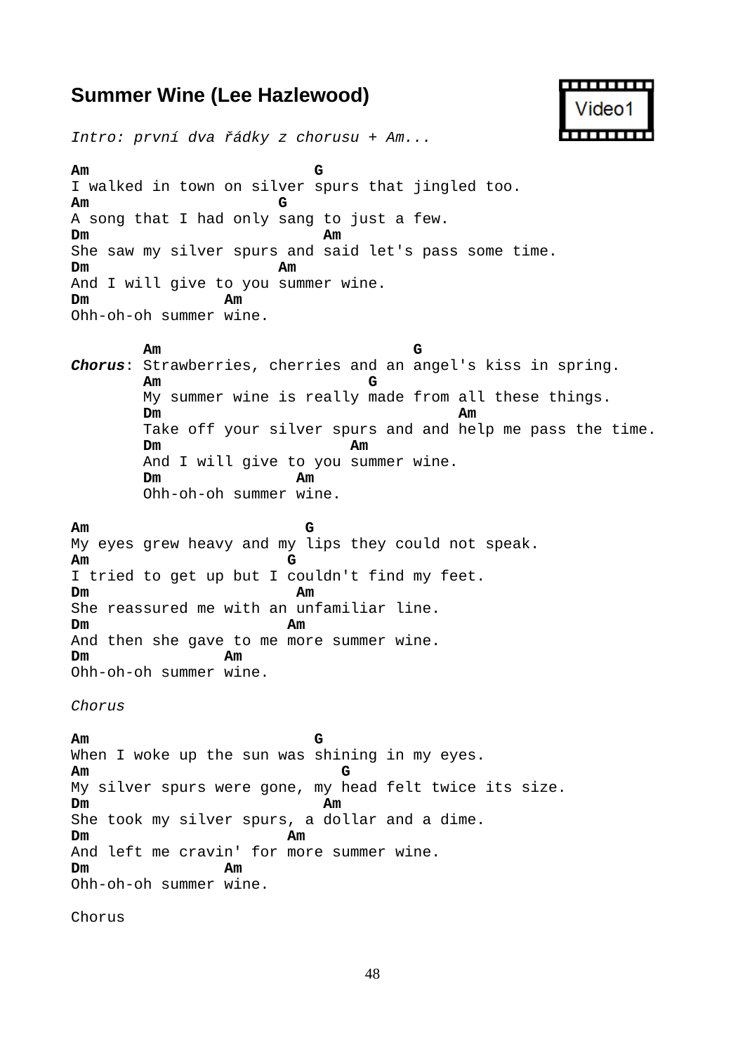## Summer Wine (Lee Hazlewood)

Video1

*Intro: první dva řádky z chorusu + Am...*

```
Am                         G
I walked in town on silver spurs that jingled too.
Am                     G
A song that I had only sang to just a few.
Dm                          Am
She saw my silver spurs and said let's pass some time.
Dm                     Am
And I will give to you summer wine.
Dm               Am
Ohh-oh-oh summer wine.
```

```
        Am                            G
Chorus: Strawberries, cherries and an angel's kiss in spring.
        Am                       G
        My summer wine is really made from all these things.
        Dm                                 Am
        Take off your silver spurs and and help me pass the time.
        Dm                      Am
        And I will give to you summer wine.
        Dm                Am
        Ohh-oh-oh summer wine.
```

```
Am                        G
My eyes grew heavy and my lips they could not speak.
Am                      G
I tried to get up but I couldn't find my feet.
Dm                        Am
She reassured me with an unfamiliar line.
Dm                       Am
And then she gave to me more summer wine.
Dm               Am
Ohh-oh-oh summer wine.
```

*Chorus*

```
Am                         G
When I woke up the sun was shining in my eyes.
Am                            G
My silver spurs were gone, my head felt twice its size.
Dm                           Am
She took my silver spurs, a dollar and a dime.
Dm                       Am
And left me cravin' for more summer wine.
Dm               Am
Ohh-oh-oh summer wine.
```

Chorus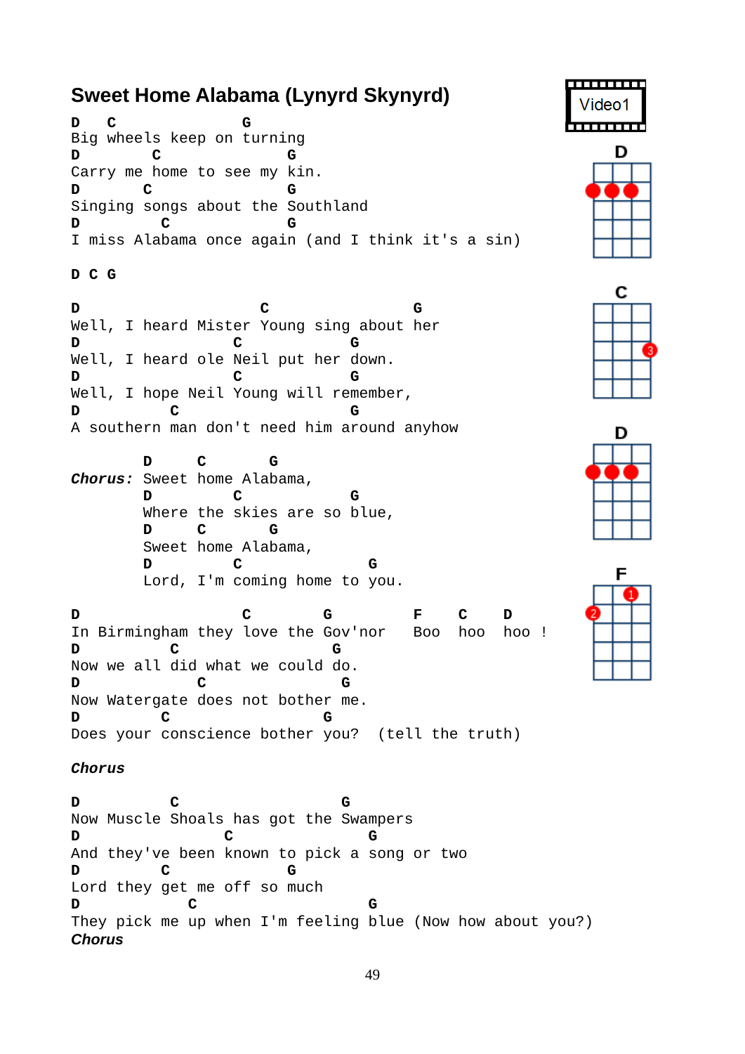# Sweet Home Alabama (Lynyrd Skynyrd)

Video1

```
D   C              G
Big wheels keep on turning
D        C              G
Carry me home to see my kin.
D       C               G
Singing songs about the Southland
D         C             G
I miss Alabama once again (and I think it's a sin)

D C G

D                    C                 G
Well, I heard Mister Young sing about her
D                 C            G
Well, I heard ole Neil put her down.
D                 C            G
Well, I hope Neil Young will remember,
D            C                 G
A southern man don't need him around anyhow
```

```
        D     C      G
Chorus: Sweet home Alabama,
        D         C            G
        Where the skies are so blue,
        D     C      G
        Sweet home Alabama,
        D         C              G
        Lord, I'm coming home to you.
```

```
D                       C       G          F    C    D
In Birmingham they love the Gov'nor   Boo  hoo  hoo !
D            C                G
Now we all did what we could do.
D                  C             G
Now Watergate does not bother me.
D         C                 G
Does your conscience bother you?  (tell the truth)
```

***Chorus***

```
D          C                 G
Now Muscle Shoals has got the Swampers
D                 C              G
And they've been known to pick a song or two
D         C             G
Lord they get me off so much
D            C                   G
They pick me up when I'm feeling blue (Now how about you?)
```

***Chorus***

D C D F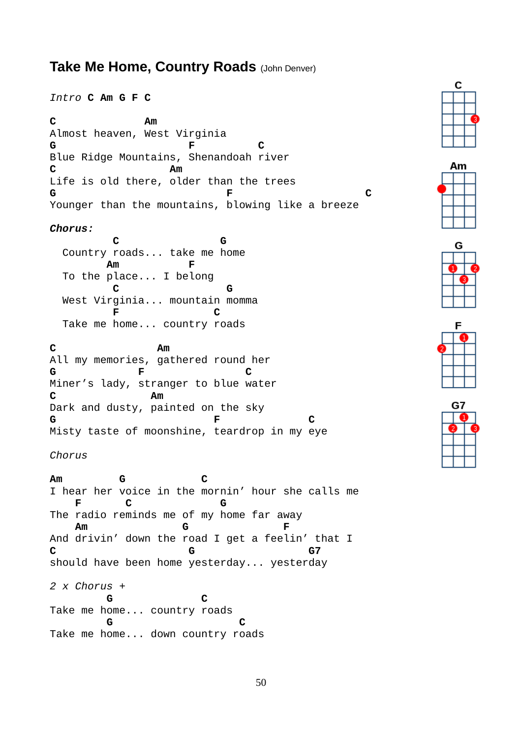## Take Me Home, Country Roads (John Denver)

```
Intro C Am G F C

C              Am
Almost heaven, West Virginia
G                     F          C
Blue Ridge Mountains, Shenandoah river
C                  Am
Life is old there, older than the trees
G                           F                   C
Younger than the mountains, blowing like a breeze

Chorus:
          C                G
  Country roads... take me home
         Am         F
  To the place... I belong
          C                 G
  West Virginia... mountain momma
          F             C
  Take me home... country roads

C                Am
All my memories, gathered round her
G            F                C
Miner's lady, stranger to blue water
C              Am
Dark and dusty, painted on the sky
G                         F             C
Misty taste of moonshine, teardrop in my eye

Chorus

Am         G            C
I hear her voice in the mornin' hour she calls me
    F       C              G
The radio reminds me of my home far away
    Am               G              F
And drivin' down the road I get a feelin' that I
C                     G            G7
should have been home yesterday... yesterday

2 x Chorus +
         G              C
Take me home... country roads
         G                 C
Take me home... down country roads
```

C

Am

G

F

G7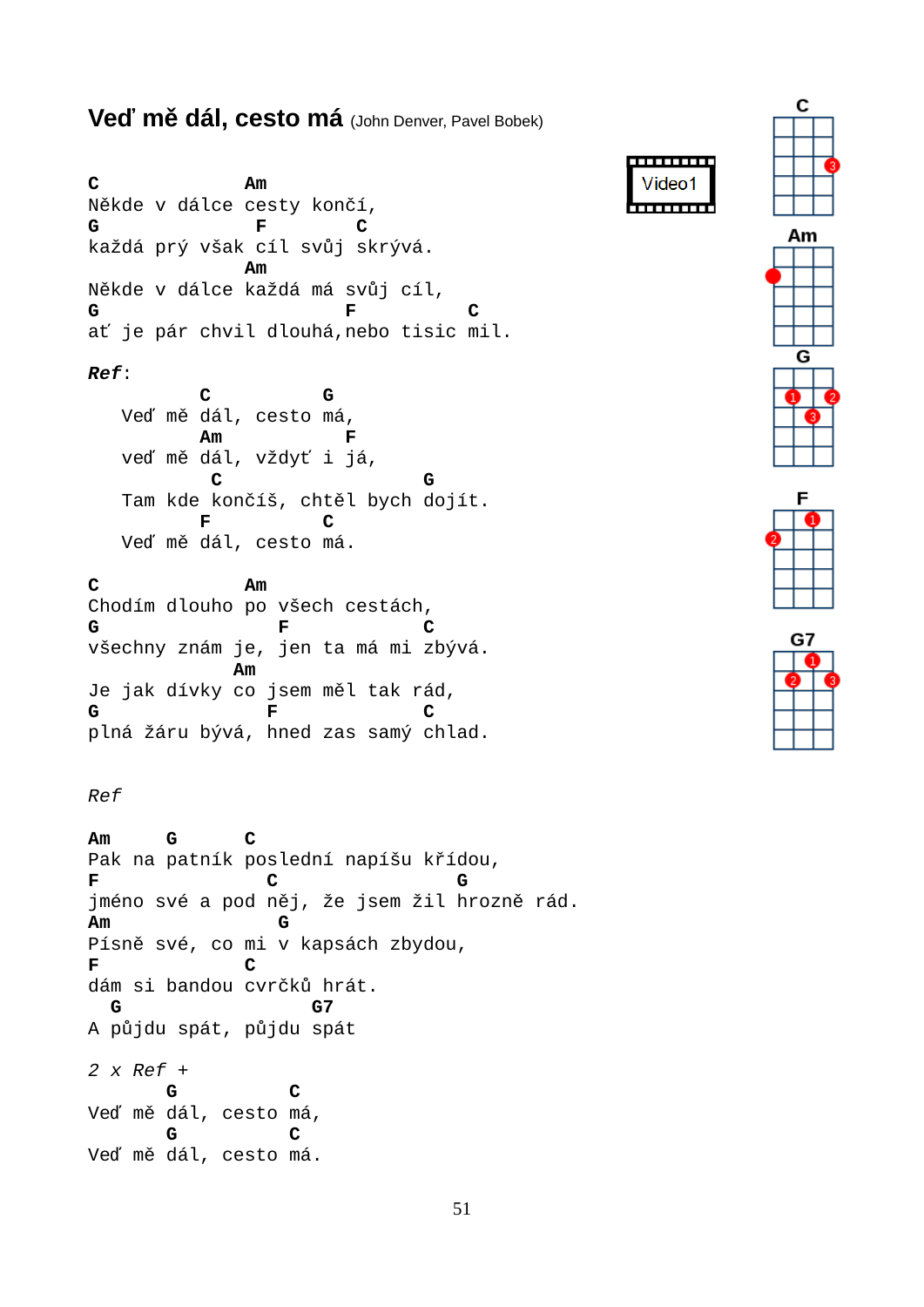## Veď mě dál, cesto má (John Denver, Pavel Bobek)

```
C                 Am
Někde v dálce cesty končí,
G                  F          C
každá prý však cíl svůj skrývá.
                  Am
Někde v dálce každá má svůj cíl,
G                            F          C
ať je pár chvil dlouhá,nebo tisic mil.
```

***Ref*:**

```
          C            G
   Veď mě dál, cesto má,
          Am              F
   veď mě dál, vždyť i já,
           C                   G
   Tam kde končíš, chtěl bych dojít.
          F            C
   Veď mě dál, cesto má.
```

```
C                 Am
Chodím dlouho po všech cestách,
G                    F             C
všechny znám je, jen ta má mi zbývá.
                 Am
Je jak dívky co jsem měl tak rád,
G                  F               C
plná žáru bývá, hned zas samý chlad.
```

*Ref*

```
Am      G       C
Pak na patník poslední napíšu křídou,
F                  C               G
jméno své a pod něj, že jsem žil hrozně rád.
Am                   G
Písně své, co mi v kapsách zbydou,
F                 C
dám si bandou cvrčků hrát.
  G                  G7
A půjdu spát, půjdu spát
```

*2 x Ref* +

```
       G          C
Veď mě dál, cesto má,
       G          C
Veď mě dál, cesto má.
```

Video1

C Am G F G7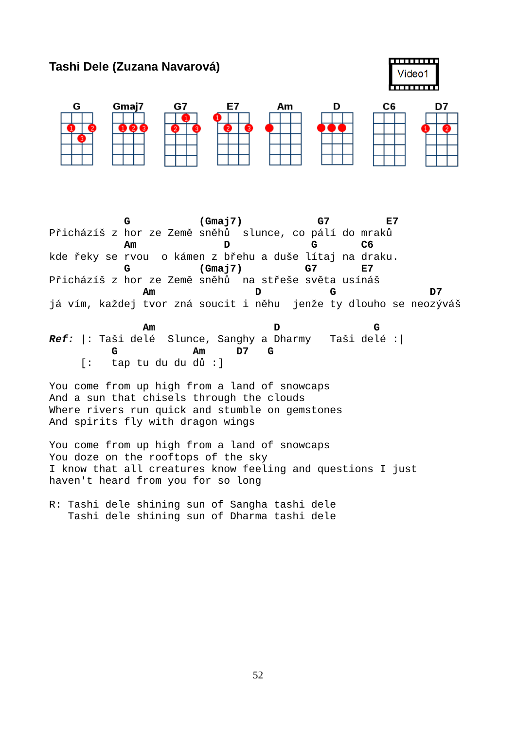## Tashi Dele (Zuzana Navarová)

Video1

G Gmaj7 G7 E7 Am D C6 D7

```
              G           (Gmaj7)          G7        E7
Přicházíš z hor ze Země sněhů  slunce, co pálí do mraků
              Am             D            G      C6
kde řeky se rvou  o kámen z břehu a duše lítaj na draku.
              G           (Gmaj7)        G7       E7
Přicházíš z hor ze Země sněhů  na střeše světa usínáš
                   Am                 D           G                D7
já vím, každej tvor zná soucit i něhu  jenže ty dlouho se neozýváš
```

```
                   Am                       D            G
Ref:  |: Taši delé  Slunce, Sanghy a Dharmy   Taši delé :|
            G            Am     D7   G
      [:   tap tu du du dů :]
```

You come from up high from a land of snowcaps  
And a sun that chisels through the clouds  
Where rivers run quick and stumble on gemstones  
And spirits fly with dragon wings

You come from up high from a land of snowcaps  
You doze on the rooftops of the sky  
I know that all creatures know feeling and questions I just  
haven't heard from you for so long

R: Tashi dele shining sun of Sangha tashi dele  
   Tashi dele shining sun of Dharma tashi dele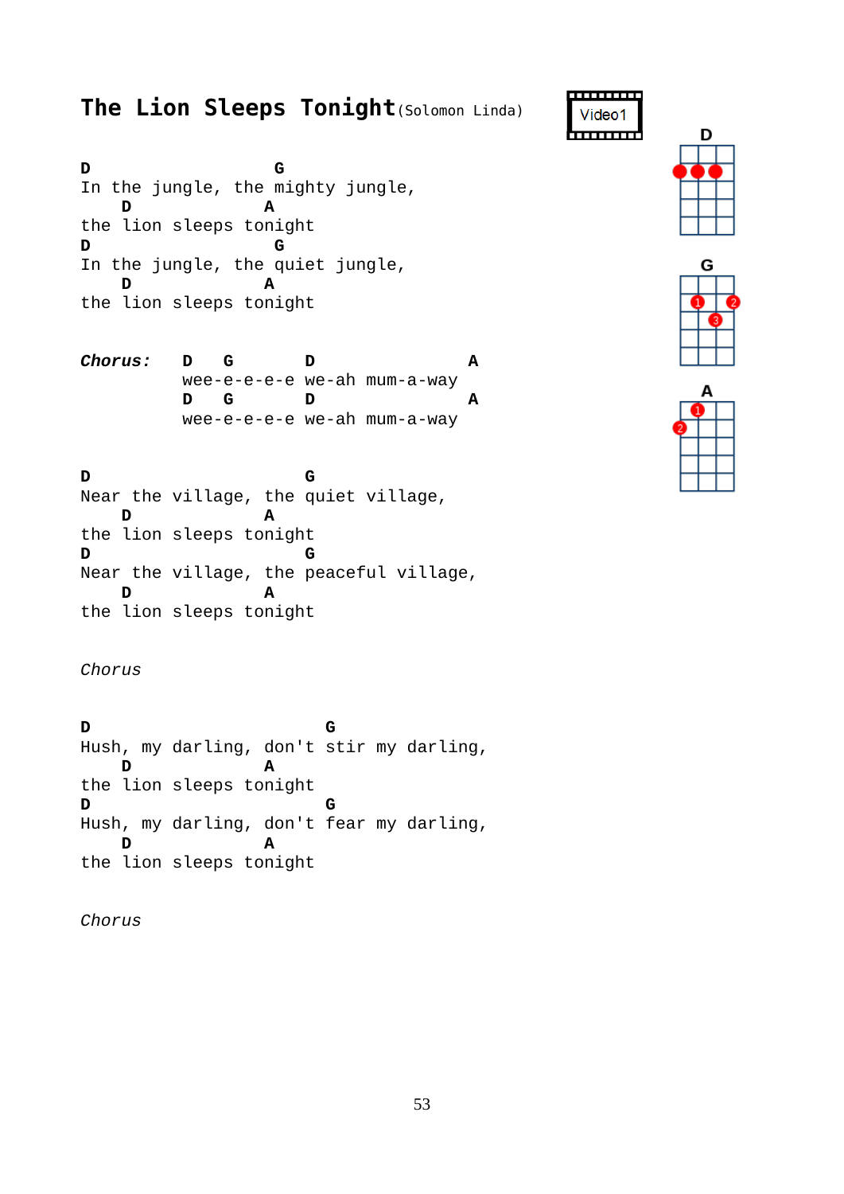# The Lion Sleeps Tonight (Solomon Linda)

Video1

```
D                  G
In the jungle, the mighty jungle,
    D             A
the lion sleeps tonight
D                  G
In the jungle, the quiet jungle,
    D             A
the lion sleeps tonight
```

```
Chorus:    D   G        D               A
           wee-e-e-e-e we-ah mum-a-way
           D   G        D               A
           wee-e-e-e-e we-ah mum-a-way
```

```
D                     G
Near the village, the quiet village,
    D             A
the lion sleeps tonight
D                     G
Near the village, the peaceful village,
    D             A
the lion sleeps tonight
```

*Chorus*

```
D                       G
Hush, my darling, don't stir my darling,
    D             A
the lion sleeps tonight
D                       G
Hush, my darling, don't fear my darling,
    D             A
the lion sleeps tonight
```

*Chorus*

D

G

A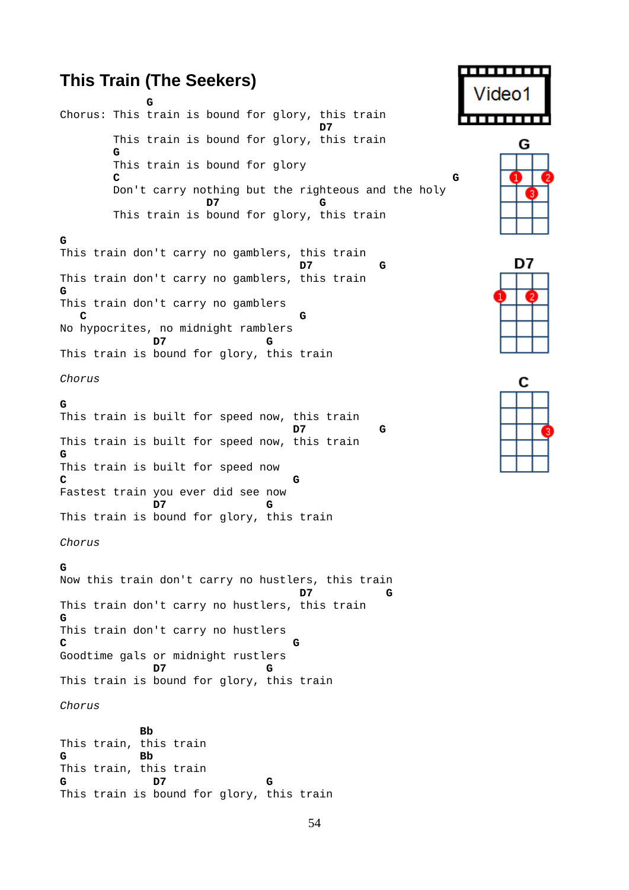# This Train (The Seekers)

```
                G
Chorus: This train is bound for glory, this train
                                               D7
        This train is bound for glory, this train
        G
        This train is bound for glory
        C                                                       G
        Don't carry nothing but the righteous and the holy
                       D7                G
        This train is bound for glory, this train

G
This train don't carry no gamblers, this train
                                    D7          G
This train don't carry no gamblers, this train
G
This train don't carry no gamblers
   C                                 G
No hypocrites, no midnight ramblers
              D7               G
This train is bound for glory, this train

Chorus

G
This train is built for speed now, this train
                                   D7           G
This train is built for speed now, this train
G
This train is built for speed now
C                                  G
Fastest train you ever did see now
              D7               G
This train is bound for glory, this train

Chorus

G
Now this train don't carry no hustlers, this train
                                    D7           G
This train don't carry no hustlers, this train
G
This train don't carry no hustlers
C                                  G
Goodtime gals or midnight rustlers
              D7               G
This train is bound for glory, this train

Chorus

            Bb
This train, this train
G           Bb
This train, this train
G             D7               G
This train is bound for glory, this train
```

Video1

G

D7

C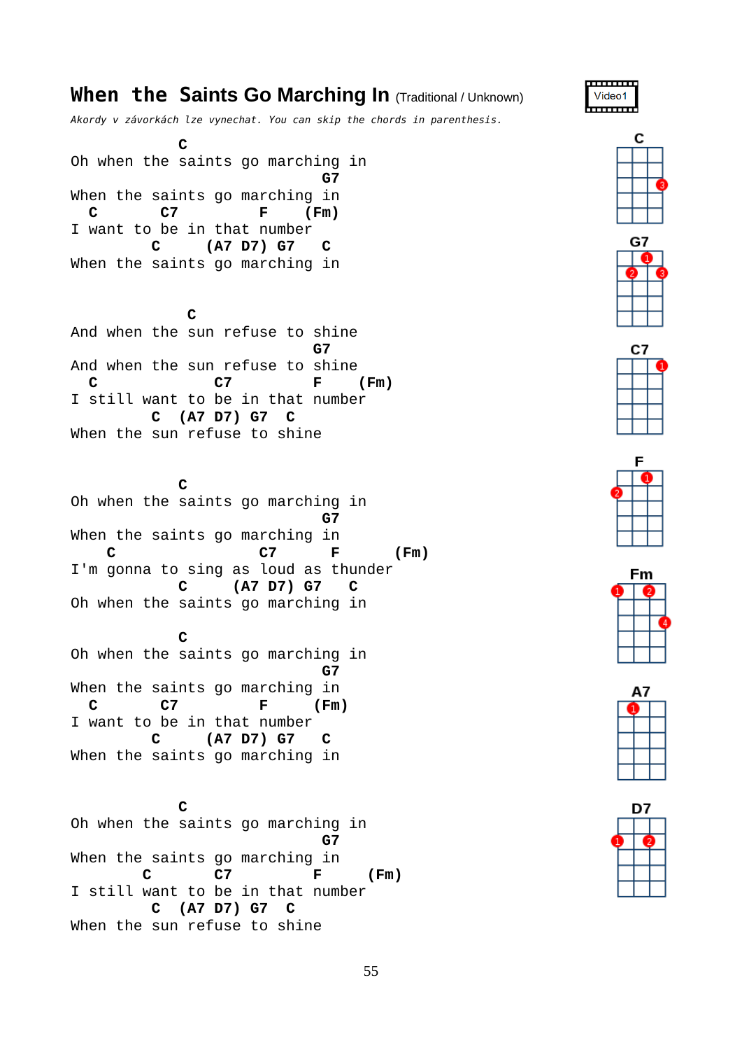# When the Saints Go Marching In (Traditional / Unknown)

Video1

*Akordy v závorkách lze vynechat. You can skip the chords in parenthesis.*

```
            C
Oh when the saints go marching in
                             G7
When the saints go marching in
  C        C7          F     (Fm)
I want to be in that number
         C     (A7 D7) G7    C
When the saints go marching in


             C
And when the sun refuse to shine
                            G7
And when the sun refuse to shine
  C            C7         F     (Fm)
I still want to be in that number
         C  (A7 D7) G7   C
When the sun refuse to shine


            C
Oh when the saints go marching in
                             G7
When the saints go marching in
    C               C7     F        (Fm)
I'm gonna to sing as loud as thunder
            C     (A7 D7) G7    C
Oh when the saints go marching in

            C
Oh when the saints go marching in
                             G7
When the saints go marching in
  C        C7          F      (Fm)
I want to be in that number
         C     (A7 D7) G7    C
When the saints go marching in


            C
Oh when the saints go marching in
                             G7
When the saints go marching in
        C       C7        F      (Fm)
I still want to be in that number
         C  (A7 D7) G7   C
When the sun refuse to shine
```

C G7 C7 F Fm A7 D7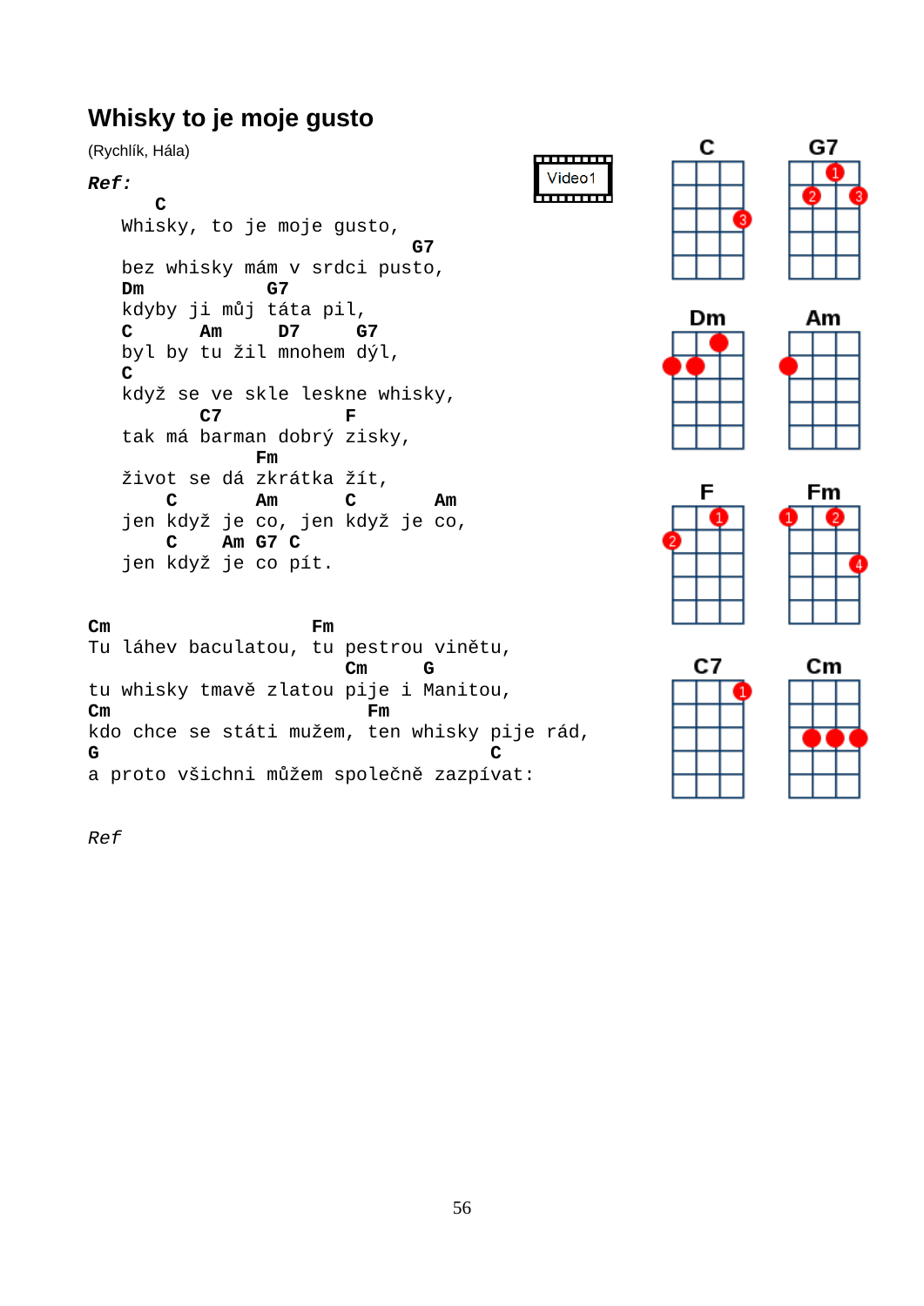# Whisky to je moje gusto

(Rychlík, Hála)

*Ref:*

```
     C
Whisky, to je moje gusto,
                           G7
bez whisky mám v srdci pusto,
Dm           G7
kdyby ji můj táta pil,
C      Am     D7     G7
byl by tu žil mnohem dýl,
C
když se ve skle leskne whisky,
       C7                F
tak má barman dobrý zisky,
            Fm
život se dá zkrátka žít,
    C       Am      C       Am
jen když je co, jen když je co,
    C    Am G7 C
jen když je co pít.
```

```
Cm                   Fm
Tu láhev baculatou, tu pestrou vinětu,
                              Cm     G
tu whisky tmavě zlatou pije i Manitou,
Cm                             Fm
kdo chce se státi mužem, ten whisky pije rád,
G                                    C
a proto všichni můžem společně zazpívat:
```

*Ref*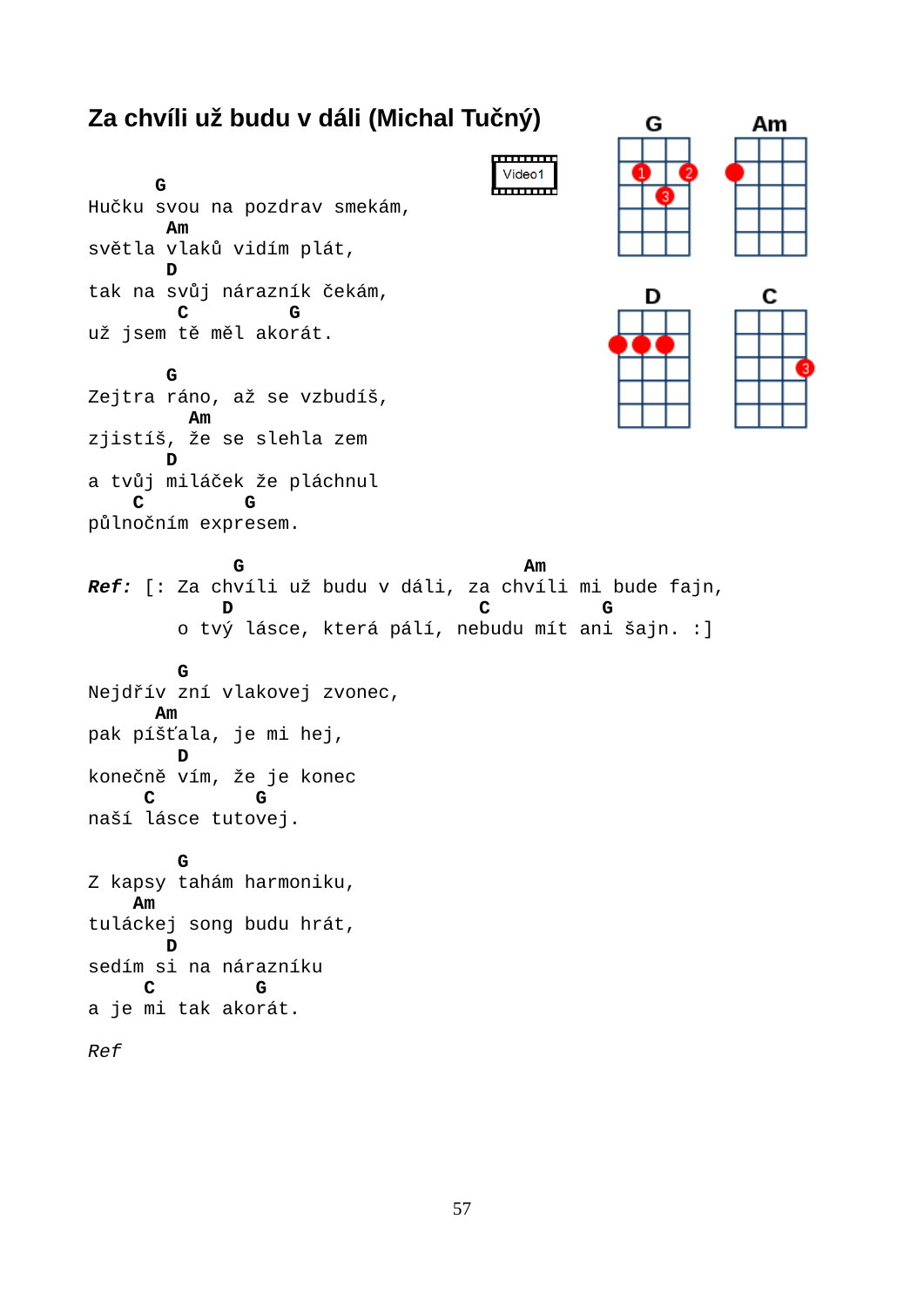# Za chvíli už budu v dáli (Michal Tučný)

Video1

```
      G
Hučku svou na pozdrav smekám,
       Am
světla vlaků vidím plát,
       D
tak na svůj nárazník čekám,
        C         G
už jsem tě měl akorát.

       G
Zejtra ráno, až se vzbudíš,
         Am
zjistíš, že se slehla zem
       D
a tvůj miláček že pláchnul
    C         G
půlnočním expresem.

                G                         Am
Ref: [: Za chvíli už budu v dáli, za chvíli mi bude fajn,
               D                      C          G
        o tvý lásce, která pálí, nebudu mít ani šajn. :]

        G
Nejdřív zní vlakovej zvonec,
      Am
pak píšťala, je mi hej,
        D
konečně vím, že je konec
     C         G
naší lásce tutovej.

        G
Z kapsy tahám harmoniku,
    Am
tuláckej song budu hrát,
       D
sedím si na nárazníku
     C         G
a je mi tak akorát.

Ref
```

G Am D C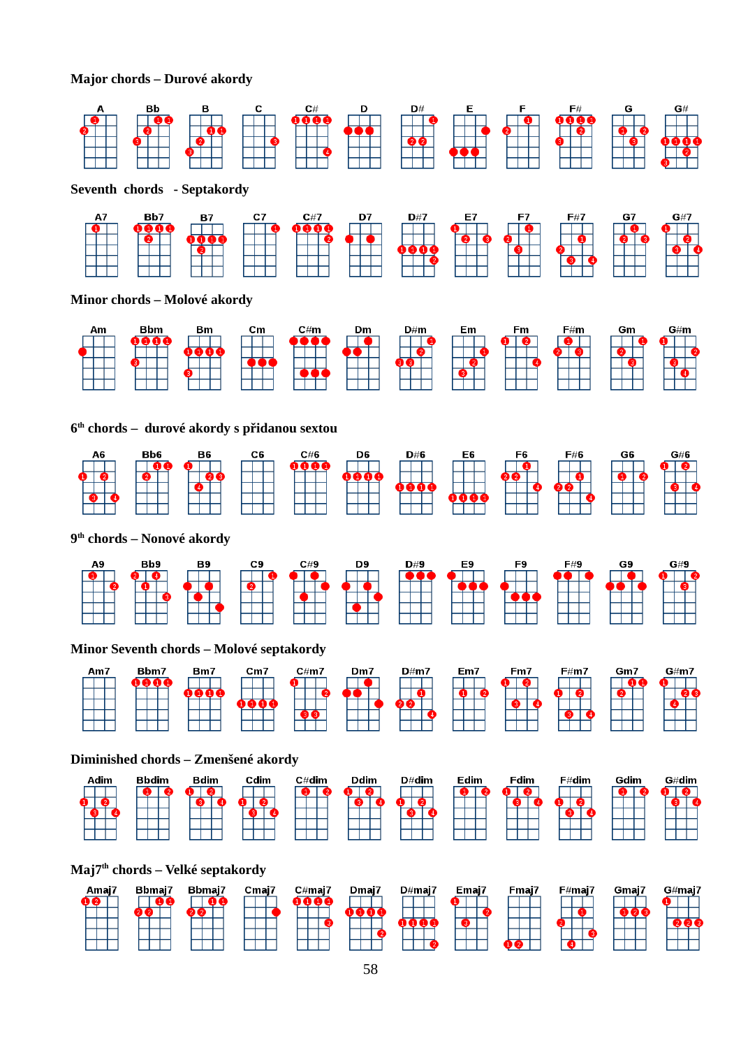## Major chords – Durové akordy

A Bb B C C# D D# E F F# G G#

## Seventh chords - Septakordy

A7 Bb7 B7 C7 C#7 D7 D#7 E7 F7 F#7 G7 G#7

## Minor chords – Molové akordy

Am Bbm Bm Cm C#m Dm D#m Em Fm F#m Gm G#m

## 6th chords – durové akordy s přidanou sextou

A6 Bb6 B6 C6 C#6 D6 D#6 E6 F6 F#6 G6 G#6

## 9th chords – Nonové akordy

A9 Bb9 B9 C9 C#9 D9 D#9 E9 F9 F#9 G9 G#9

## Minor Seventh chords – Molové septakordy

Am7 Bbm7 Bm7 Cm7 C#m7 Dm7 D#m7 Em7 Fm7 F#m7 Gm7 G#m7

## Diminished chords – Zmenšené akordy

Adim Bbdim Bdim Cdim C#dim Ddim D#dim Edim Fdim F#dim Gdim G#dim

## Maj7th chords – Velké septakordy

Amaj7 Bbmaj7 Bbmaj7 Cmaj7 C#maj7 Dmaj7 D#maj7 Emaj7 Fmaj7 F#maj7 Gmaj7 G#maj7